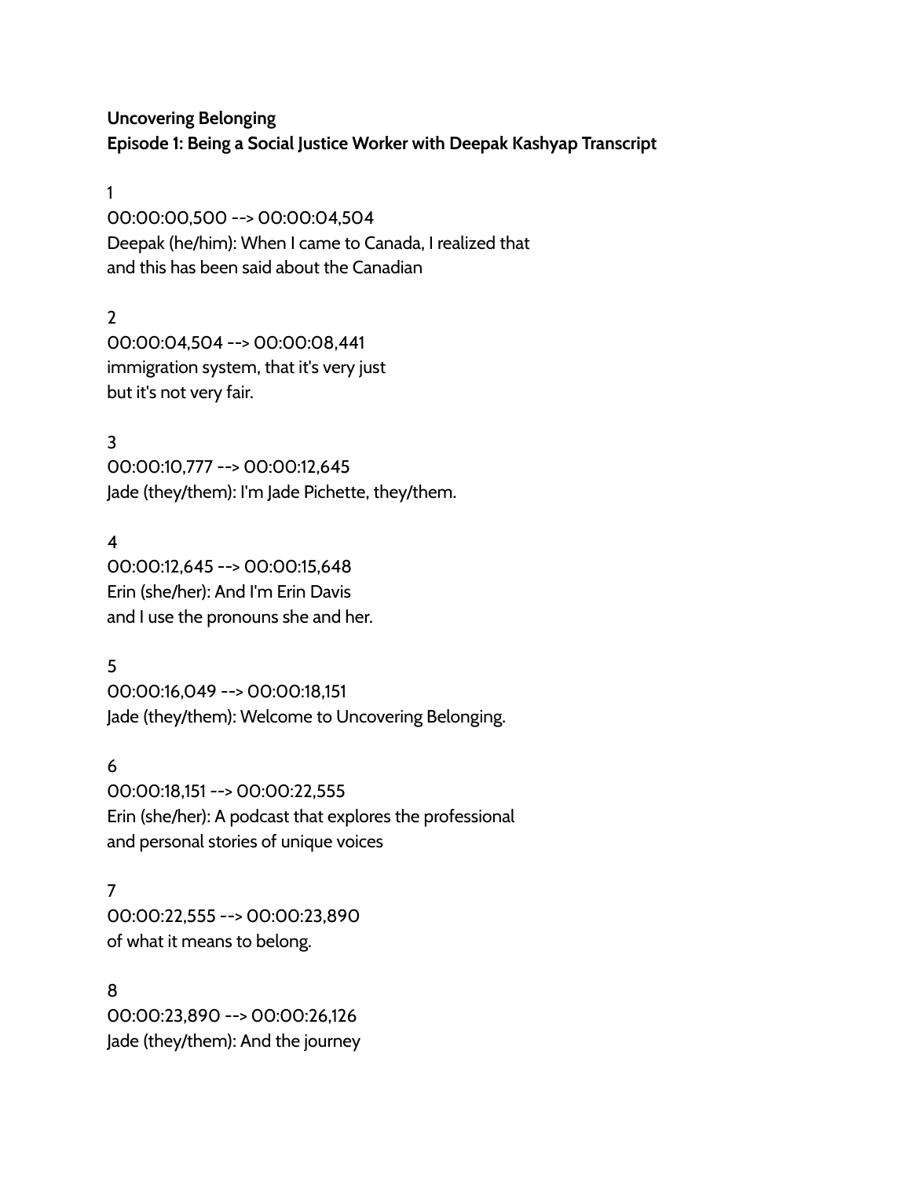**Uncovering Belonging**
**Episode 1: Being a Social Justice Worker with Deepak Kashyap Transcript**

1
00:00:00,500 --> 00:00:04,504
Deepak (he/him): When I came to Canada, I realized that
and this has been said about the Canadian

2
00:00:04,504 --> 00:00:08,441
immigration system, that it's very just
but it's not very fair.

3
00:00:10,777 --> 00:00:12,645
Jade (they/them): I'm Jade Pichette, they/them.

4
00:00:12,645 --> 00:00:15,648
Erin (she/her): And I'm Erin Davis
and I use the pronouns she and her.

5
00:00:16,049 --> 00:00:18,151
Jade (they/them): Welcome to Uncovering Belonging.

6
00:00:18,151 --> 00:00:22,555
Erin (she/her): A podcast that explores the professional
and personal stories of unique voices

7
00:00:22,555 --> 00:00:23,890
of what it means to belong.

8
00:00:23,890 --> 00:00:26,126
Jade (they/them): And the journey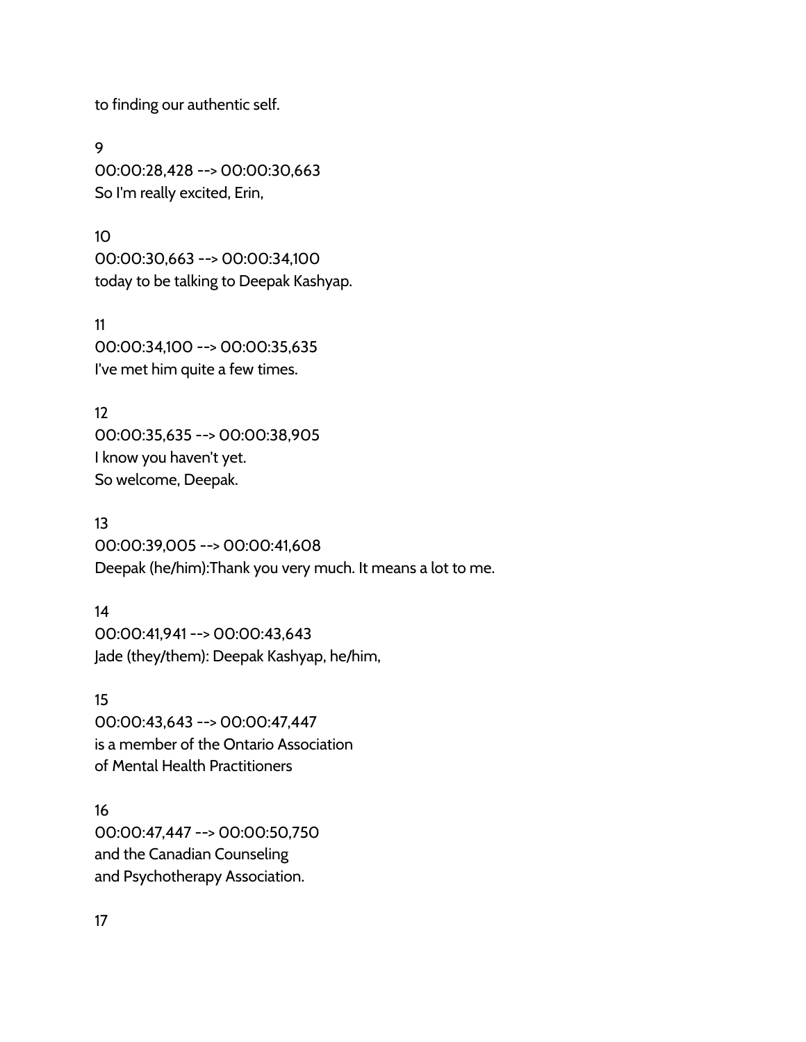to finding our authentic self.

9
00:00:28,428 --> 00:00:30,663
So I'm really excited, Erin,

10
00:00:30,663 --> 00:00:34,100
today to be talking to Deepak Kashyap.

11
00:00:34,100 --> 00:00:35,635
I've met him quite a few times.

12
00:00:35,635 --> 00:00:38,905
I know you haven't yet.
So welcome, Deepak.

13
00:00:39,005 --> 00:00:41,608
Deepak (he/him):Thank you very much. It means a lot to me.

14
00:00:41,941 --> 00:00:43,643
Jade (they/them): Deepak Kashyap, he/him,

15
00:00:43,643 --> 00:00:47,447
is a member of the Ontario Association
of Mental Health Practitioners

16
00:00:47,447 --> 00:00:50,750
and the Canadian Counseling
and Psychotherapy Association.

17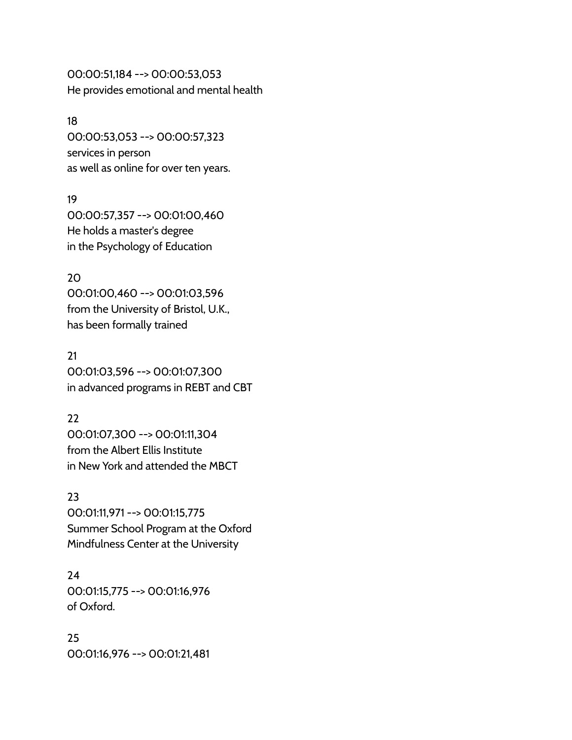00:00:51,184 --> 00:00:53,053
He provides emotional and mental health

18
00:00:53,053 --> 00:00:57,323
services in person
as well as online for over ten years.

19
00:00:57,357 --> 00:01:00,460
He holds a master's degree
in the Psychology of Education

20
00:01:00,460 --> 00:01:03,596
from the University of Bristol, U.K.,
has been formally trained

21
00:01:03,596 --> 00:01:07,300
in advanced programs in REBT and CBT

22
00:01:07,300 --> 00:01:11,304
from the Albert Ellis Institute
in New York and attended the MBCT

23
00:01:11,971 --> 00:01:15,775
Summer School Program at the Oxford
Mindfulness Center at the University

24
00:01:15,775 --> 00:01:16,976
of Oxford.

25
00:01:16,976 --> 00:01:21,481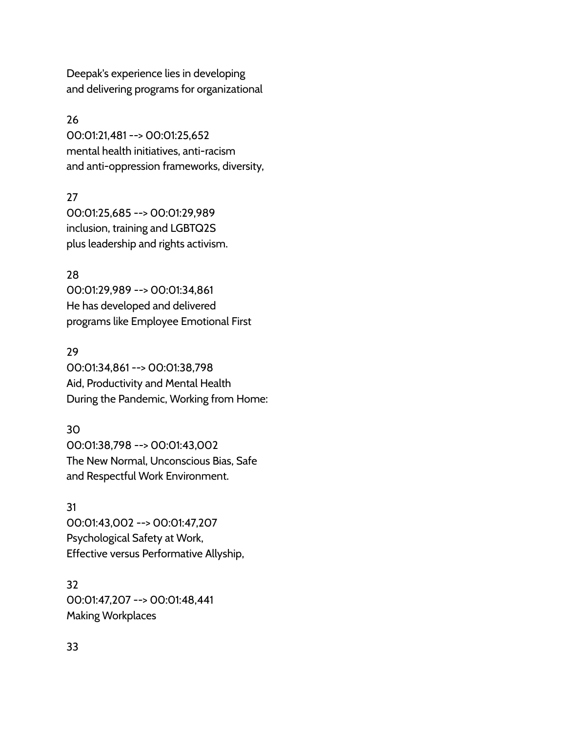Deepak's experience lies in developing
and delivering programs for organizational

26
00:01:21,481 --> 00:01:25,652
mental health initiatives, anti-racism
and anti-oppression frameworks, diversity,

27
00:01:25,685 --> 00:01:29,989
inclusion, training and LGBTQ2S
plus leadership and rights activism.

28
00:01:29,989 --> 00:01:34,861
He has developed and delivered
programs like Employee Emotional First

29
00:01:34,861 --> 00:01:38,798
Aid, Productivity and Mental Health
During the Pandemic, Working from Home:

30
00:01:38,798 --> 00:01:43,002
The New Normal, Unconscious Bias, Safe
and Respectful Work Environment.

31
00:01:43,002 --> 00:01:47,207
Psychological Safety at Work,
Effective versus Performative Allyship,

32
00:01:47,207 --> 00:01:48,441
Making Workplaces

33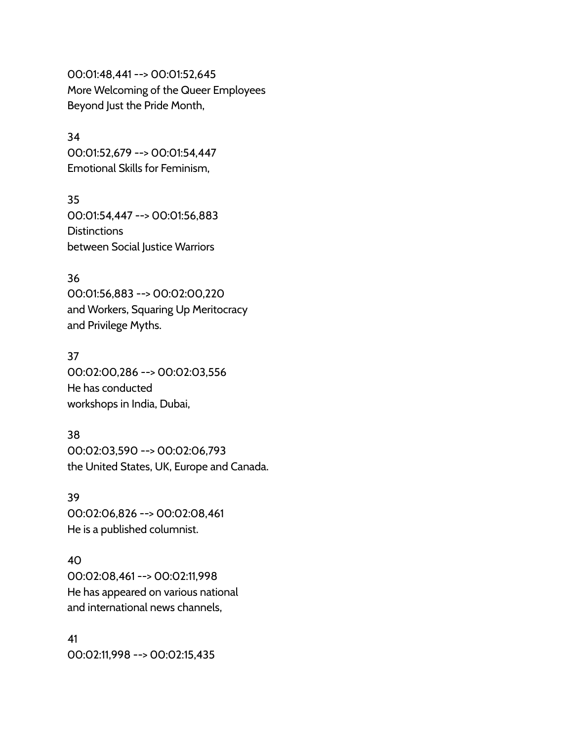00:01:48,441 --> 00:01:52,645
More Welcoming of the Queer Employees
Beyond Just the Pride Month,

34
00:01:52,679 --> 00:01:54,447
Emotional Skills for Feminism,

35
00:01:54,447 --> 00:01:56,883
Distinctions
between Social Justice Warriors

36
00:01:56,883 --> 00:02:00,220
and Workers, Squaring Up Meritocracy
and Privilege Myths.

37
00:02:00,286 --> 00:02:03,556
He has conducted
workshops in India, Dubai,

38
00:02:03,590 --> 00:02:06,793
the United States, UK, Europe and Canada.

39
00:02:06,826 --> 00:02:08,461
He is a published columnist.

40
00:02:08,461 --> 00:02:11,998
He has appeared on various national
and international news channels,

41
00:02:11,998 --> 00:02:15,435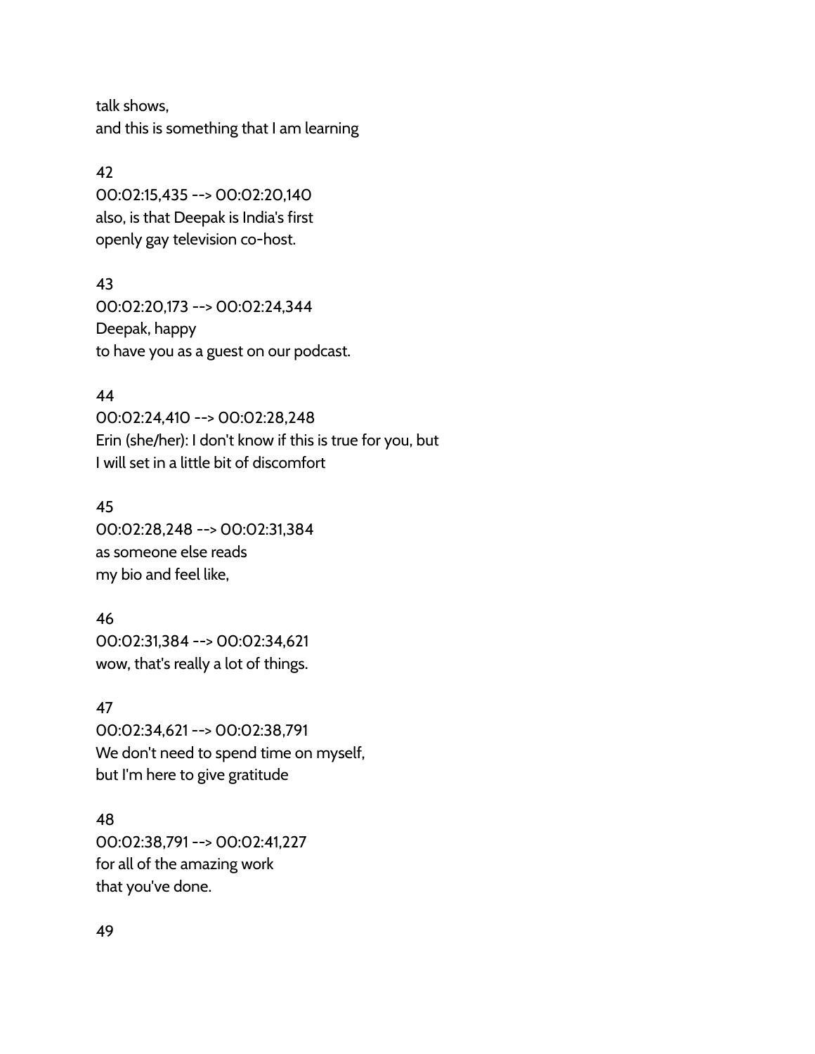talk shows,
and this is something that I am learning

42
00:02:15,435 --> 00:02:20,140
also, is that Deepak is India's first
openly gay television co-host.

43
00:02:20,173 --> 00:02:24,344
Deepak, happy
to have you as a guest on our podcast.

44
00:02:24,410 --> 00:02:28,248
Erin (she/her): I don't know if this is true for you, but
I will set in a little bit of discomfort

45
00:02:28,248 --> 00:02:31,384
as someone else reads
my bio and feel like,

46
00:02:31,384 --> 00:02:34,621
wow, that's really a lot of things.

47
00:02:34,621 --> 00:02:38,791
We don't need to spend time on myself,
but I'm here to give gratitude

48
00:02:38,791 --> 00:02:41,227
for all of the amazing work
that you've done.

49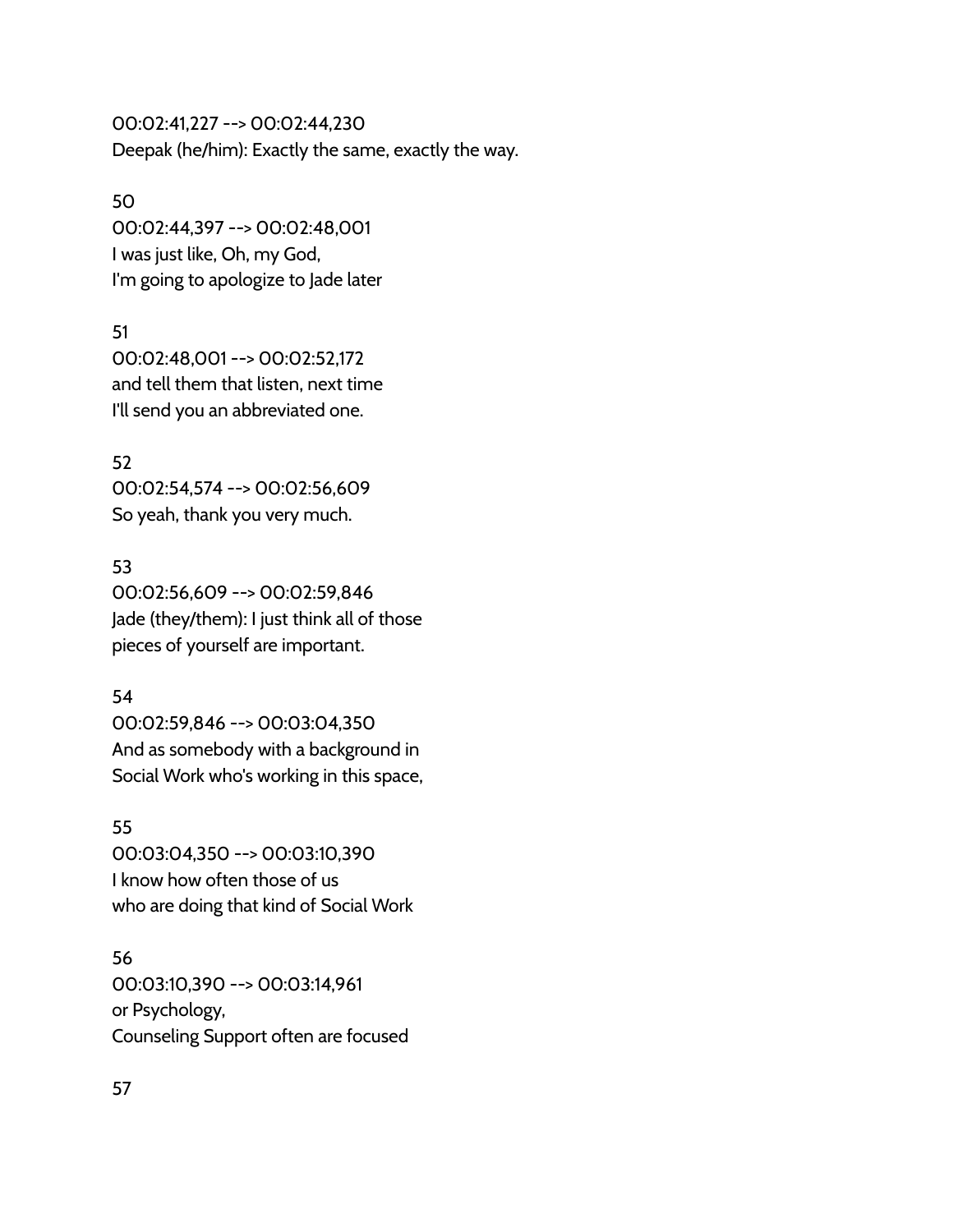00:02:41,227 --> 00:02:44,230
Deepak (he/him): Exactly the same, exactly the way.

50
00:02:44,397 --> 00:02:48,001
I was just like, Oh, my God,
I'm going to apologize to Jade later

51
00:02:48,001 --> 00:02:52,172
and tell them that listen, next time
I'll send you an abbreviated one.

52
00:02:54,574 --> 00:02:56,609
So yeah, thank you very much.

53
00:02:56,609 --> 00:02:59,846
Jade (they/them): I just think all of those
pieces of yourself are important.

54
00:02:59,846 --> 00:03:04,350
And as somebody with a background in
Social Work who's working in this space,

55
00:03:04,350 --> 00:03:10,390
I know how often those of us
who are doing that kind of Social Work

56
00:03:10,390 --> 00:03:14,961
or Psychology,
Counseling Support often are focused

57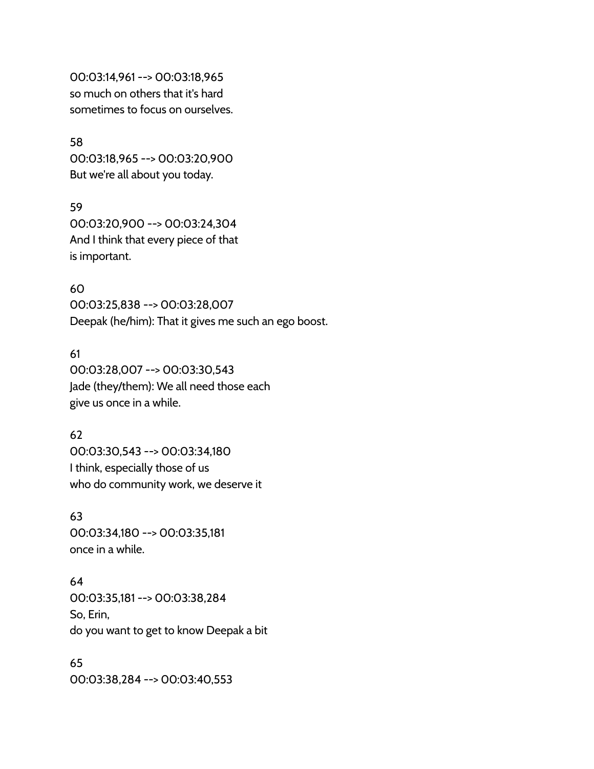00:03:14,961 --> 00:03:18,965
so much on others that it's hard
sometimes to focus on ourselves.

58
00:03:18,965 --> 00:03:20,900
But we're all about you today.

59
00:03:20,900 --> 00:03:24,304
And I think that every piece of that
is important.

60
00:03:25,838 --> 00:03:28,007
Deepak (he/him): That it gives me such an ego boost.

61
00:03:28,007 --> 00:03:30,543
Jade (they/them): We all need those each
give us once in a while.

62
00:03:30,543 --> 00:03:34,180
I think, especially those of us
who do community work, we deserve it

63
00:03:34,180 --> 00:03:35,181
once in a while.

64
00:03:35,181 --> 00:03:38,284
So, Erin,
do you want to get to know Deepak a bit

65
00:03:38,284 --> 00:03:40,553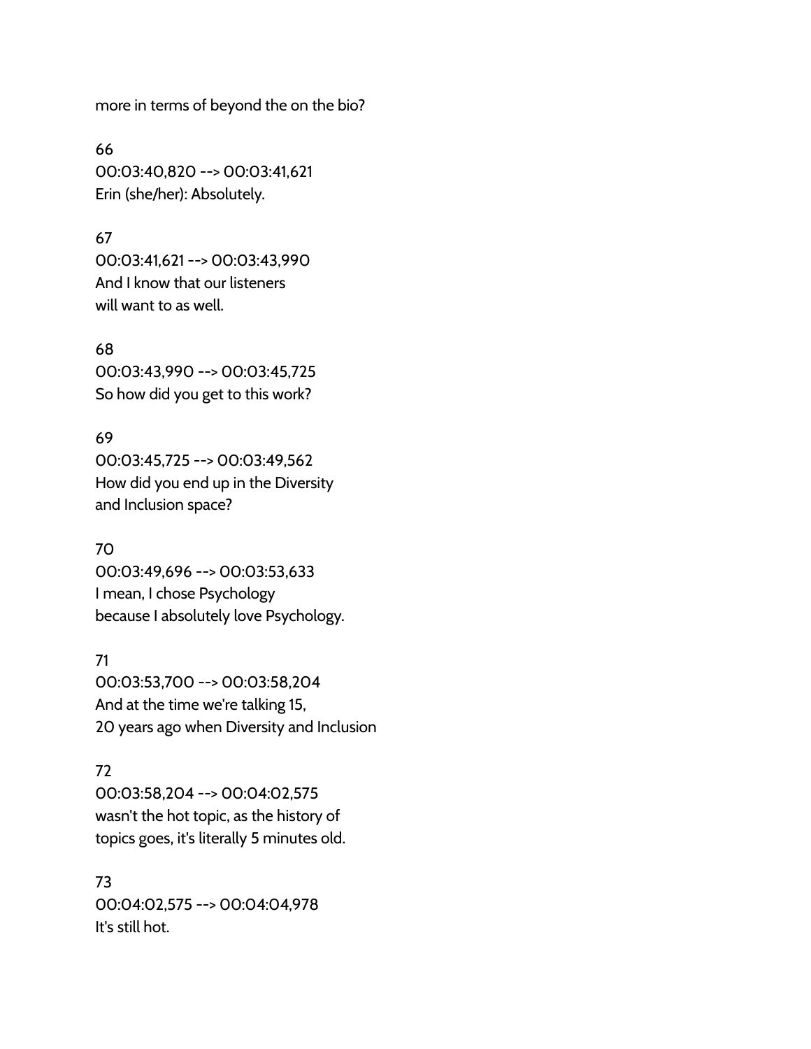more in terms of beyond the on the bio?

66
00:03:40,820 --> 00:03:41,621
Erin (she/her): Absolutely.

67
00:03:41,621 --> 00:03:43,990
And I know that our listeners
will want to as well.

68
00:03:43,990 --> 00:03:45,725
So how did you get to this work?

69
00:03:45,725 --> 00:03:49,562
How did you end up in the Diversity
and Inclusion space?

70
00:03:49,696 --> 00:03:53,633
I mean, I chose Psychology
because I absolutely love Psychology.

71
00:03:53,700 --> 00:03:58,204
And at the time we're talking 15,
20 years ago when Diversity and Inclusion

72
00:03:58,204 --> 00:04:02,575
wasn't the hot topic, as the history of
topics goes, it's literally 5 minutes old.

73
00:04:02,575 --> 00:04:04,978
It's still hot.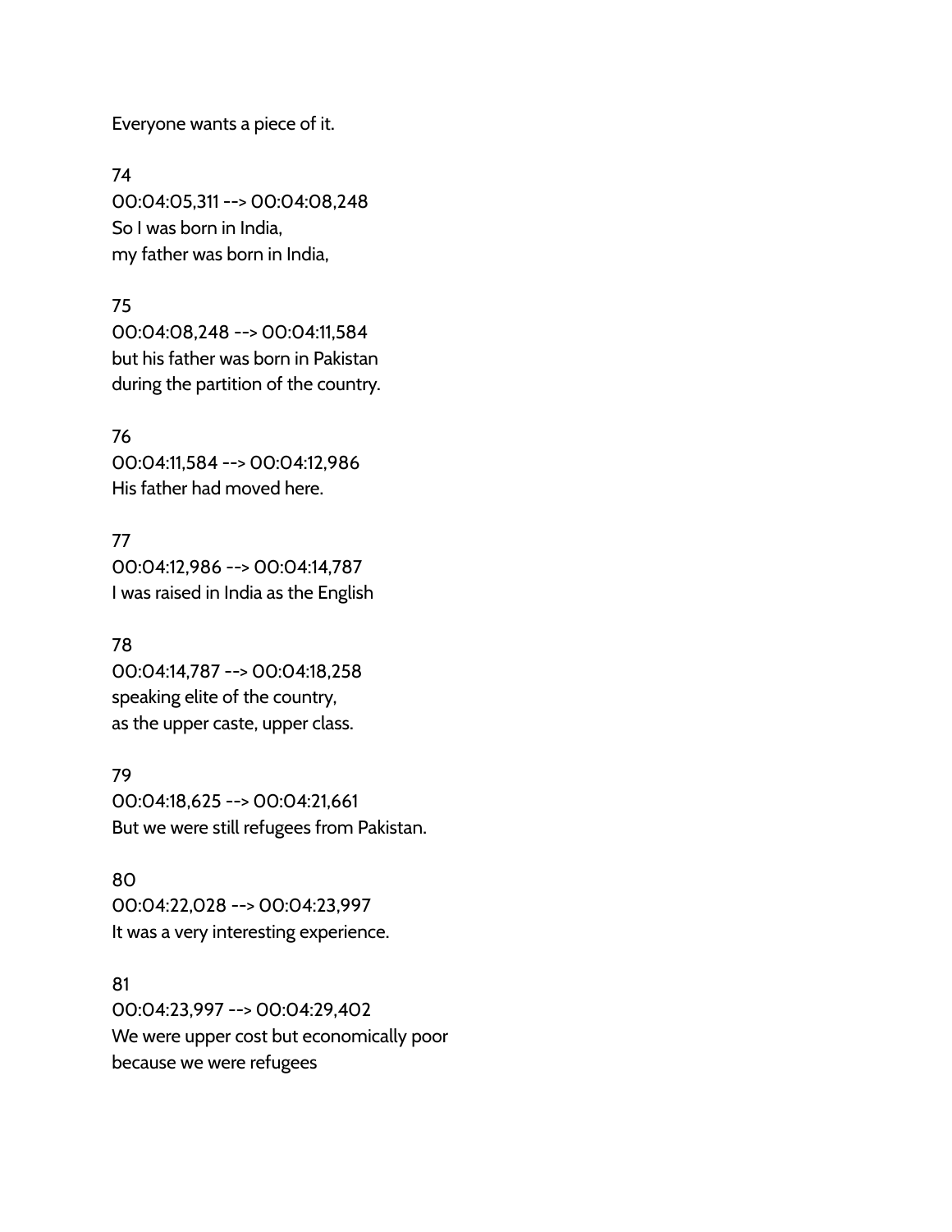Everyone wants a piece of it.

74
00:04:05,311 --> 00:04:08,248
So I was born in India,
my father was born in India,

75
00:04:08,248 --> 00:04:11,584
but his father was born in Pakistan
during the partition of the country.

76
00:04:11,584 --> 00:04:12,986
His father had moved here.

77
00:04:12,986 --> 00:04:14,787
I was raised in India as the English

78
00:04:14,787 --> 00:04:18,258
speaking elite of the country,
as the upper caste, upper class.

79
00:04:18,625 --> 00:04:21,661
But we were still refugees from Pakistan.

80
00:04:22,028 --> 00:04:23,997
It was a very interesting experience.

81
00:04:23,997 --> 00:04:29,402
We were upper cost but economically poor
because we were refugees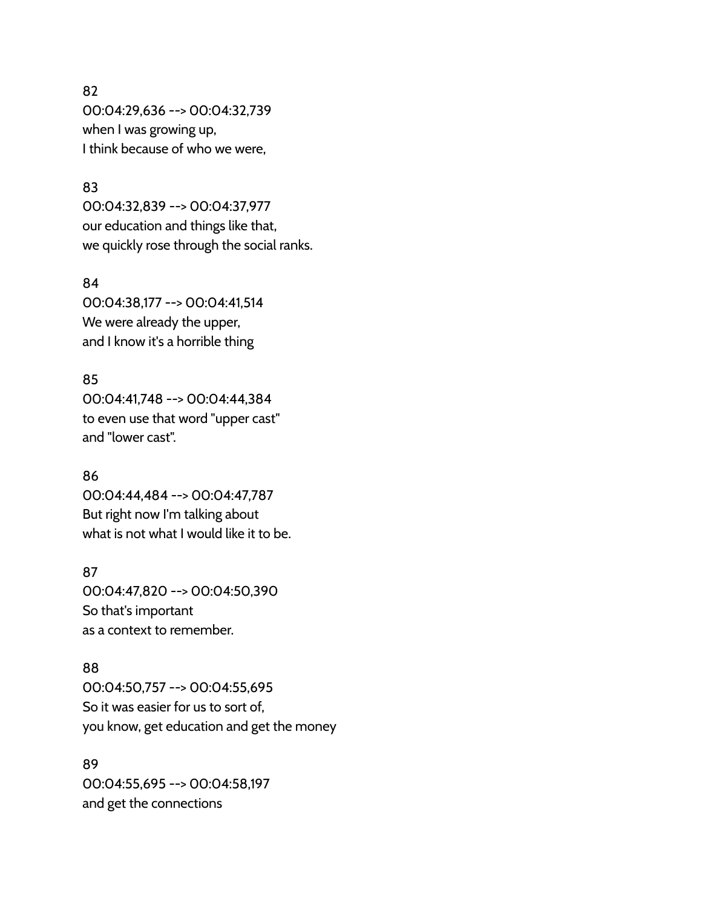82
00:04:29,636 --> 00:04:32,739
when I was growing up,
I think because of who we were,

83
00:04:32,839 --> 00:04:37,977
our education and things like that,
we quickly rose through the social ranks.

84
00:04:38,177 --> 00:04:41,514
We were already the upper,
and I know it's a horrible thing

85
00:04:41,748 --> 00:04:44,384
to even use that word "upper cast"
and "lower cast".

86
00:04:44,484 --> 00:04:47,787
But right now I'm talking about
what is not what I would like it to be.

87
00:04:47,820 --> 00:04:50,390
So that's important
as a context to remember.

88
00:04:50,757 --> 00:04:55,695
So it was easier for us to sort of,
you know, get education and get the money

89
00:04:55,695 --> 00:04:58,197
and get the connections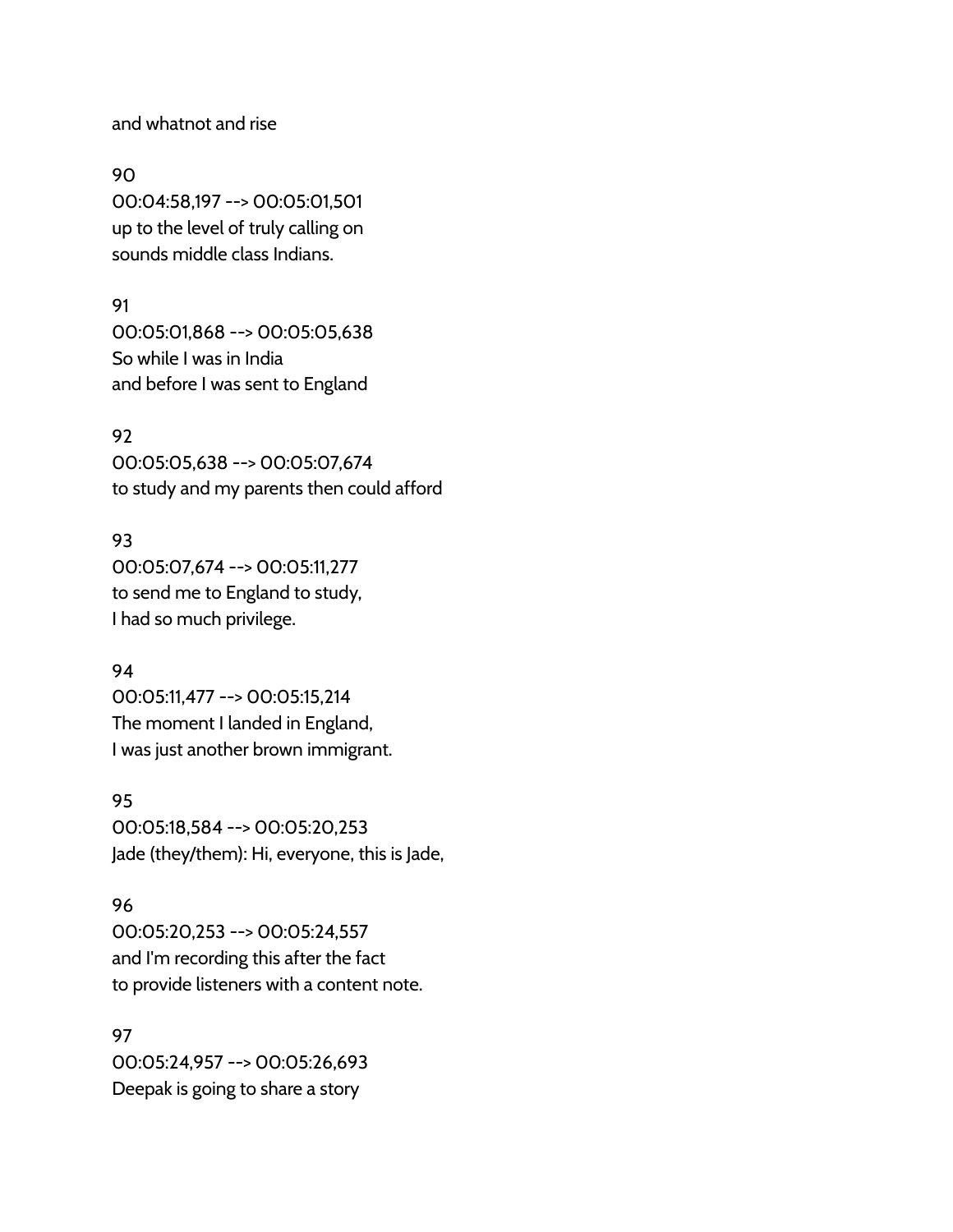and whatnot and rise

90
00:04:58,197 --> 00:05:01,501
up to the level of truly calling on
sounds middle class Indians.

91
00:05:01,868 --> 00:05:05,638
So while I was in India
and before I was sent to England

92
00:05:05,638 --> 00:05:07,674
to study and my parents then could afford

93
00:05:07,674 --> 00:05:11,277
to send me to England to study,
I had so much privilege.

94
00:05:11,477 --> 00:05:15,214
The moment I landed in England,
I was just another brown immigrant.

95
00:05:18,584 --> 00:05:20,253
Jade (they/them): Hi, everyone, this is Jade,

96
00:05:20,253 --> 00:05:24,557
and I'm recording this after the fact
to provide listeners with a content note.

97
00:05:24,957 --> 00:05:26,693
Deepak is going to share a story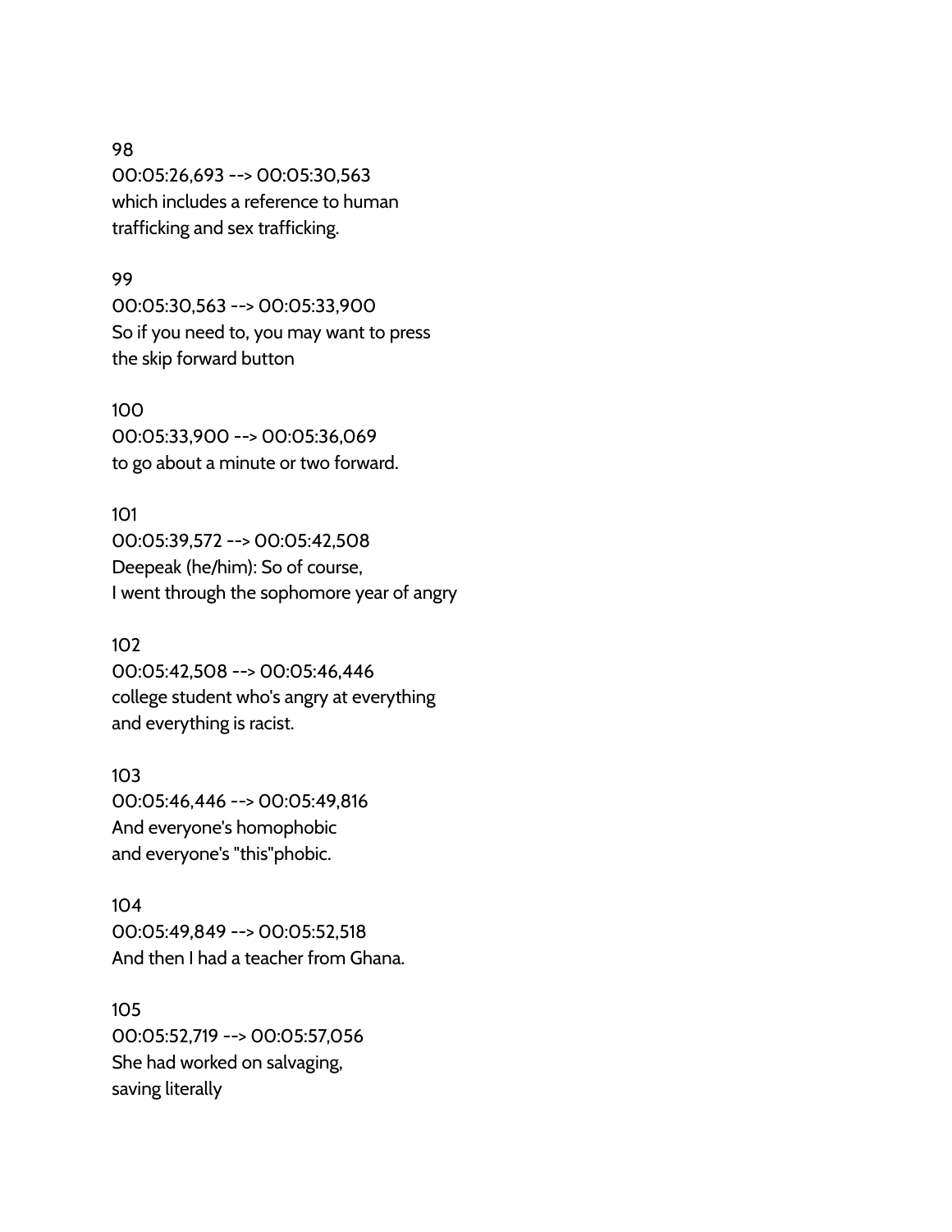98
00:05:26,693 --> 00:05:30,563
which includes a reference to human
trafficking and sex trafficking.

99
00:05:30,563 --> 00:05:33,900
So if you need to, you may want to press
the skip forward button

100
00:05:33,900 --> 00:05:36,069
to go about a minute or two forward.

101
00:05:39,572 --> 00:05:42,508
Deepeak (he/him): So of course,
I went through the sophomore year of angry

102
00:05:42,508 --> 00:05:46,446
college student who's angry at everything
and everything is racist.

103
00:05:46,446 --> 00:05:49,816
And everyone's homophobic
and everyone's "this"phobic.

104
00:05:49,849 --> 00:05:52,518
And then I had a teacher from Ghana.

105
00:05:52,719 --> 00:05:57,056
She had worked on salvaging,
saving literally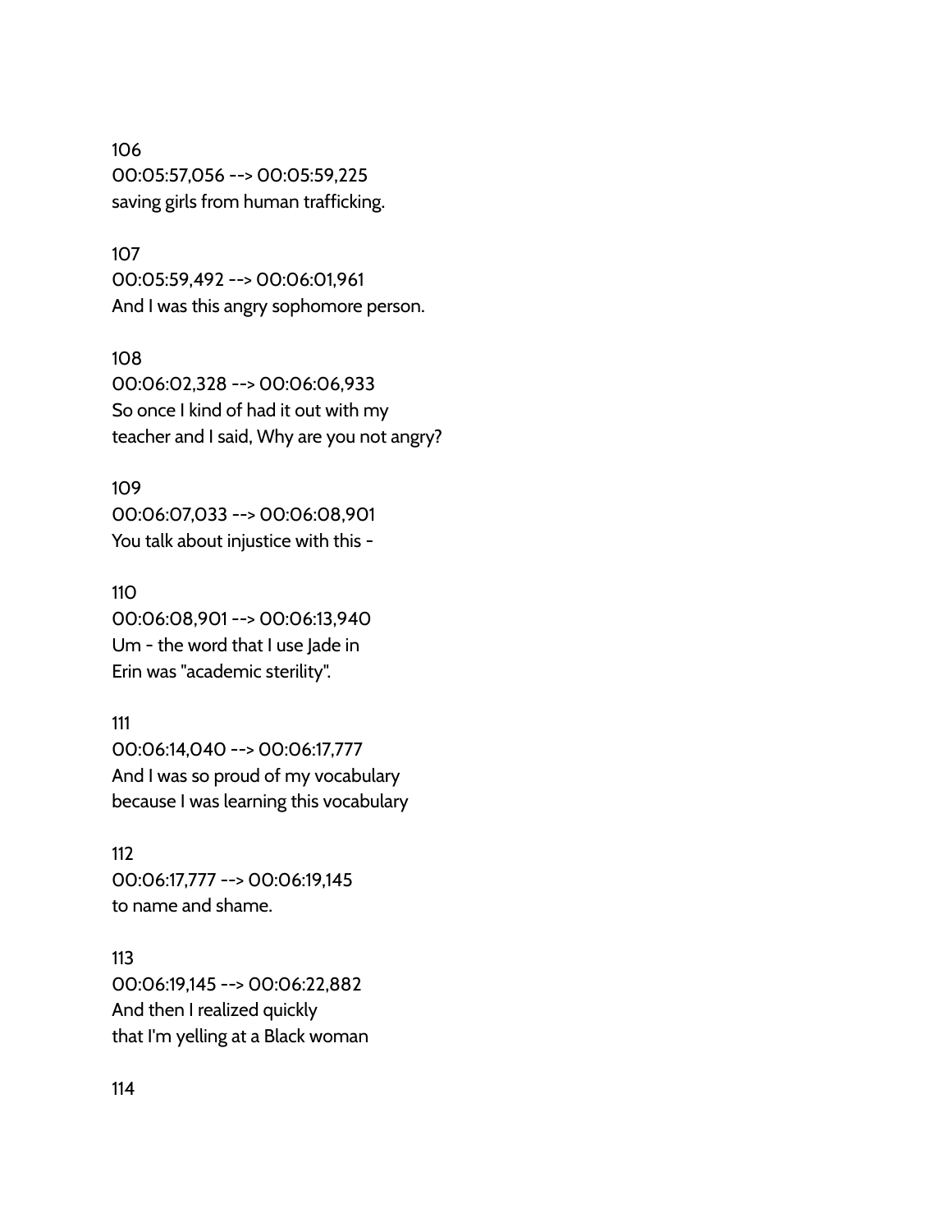106
00:05:57,056 --> 00:05:59,225
saving girls from human trafficking.

107
00:05:59,492 --> 00:06:01,961
And I was this angry sophomore person.

108
00:06:02,328 --> 00:06:06,933
So once I kind of had it out with my
teacher and I said, Why are you not angry?

109
00:06:07,033 --> 00:06:08,901
You talk about injustice with this -

110
00:06:08,901 --> 00:06:13,940
Um - the word that I use Jade in
Erin was "academic sterility".

111
00:06:14,040 --> 00:06:17,777
And I was so proud of my vocabulary
because I was learning this vocabulary

112
00:06:17,777 --> 00:06:19,145
to name and shame.

113
00:06:19,145 --> 00:06:22,882
And then I realized quickly
that I'm yelling at a Black woman

114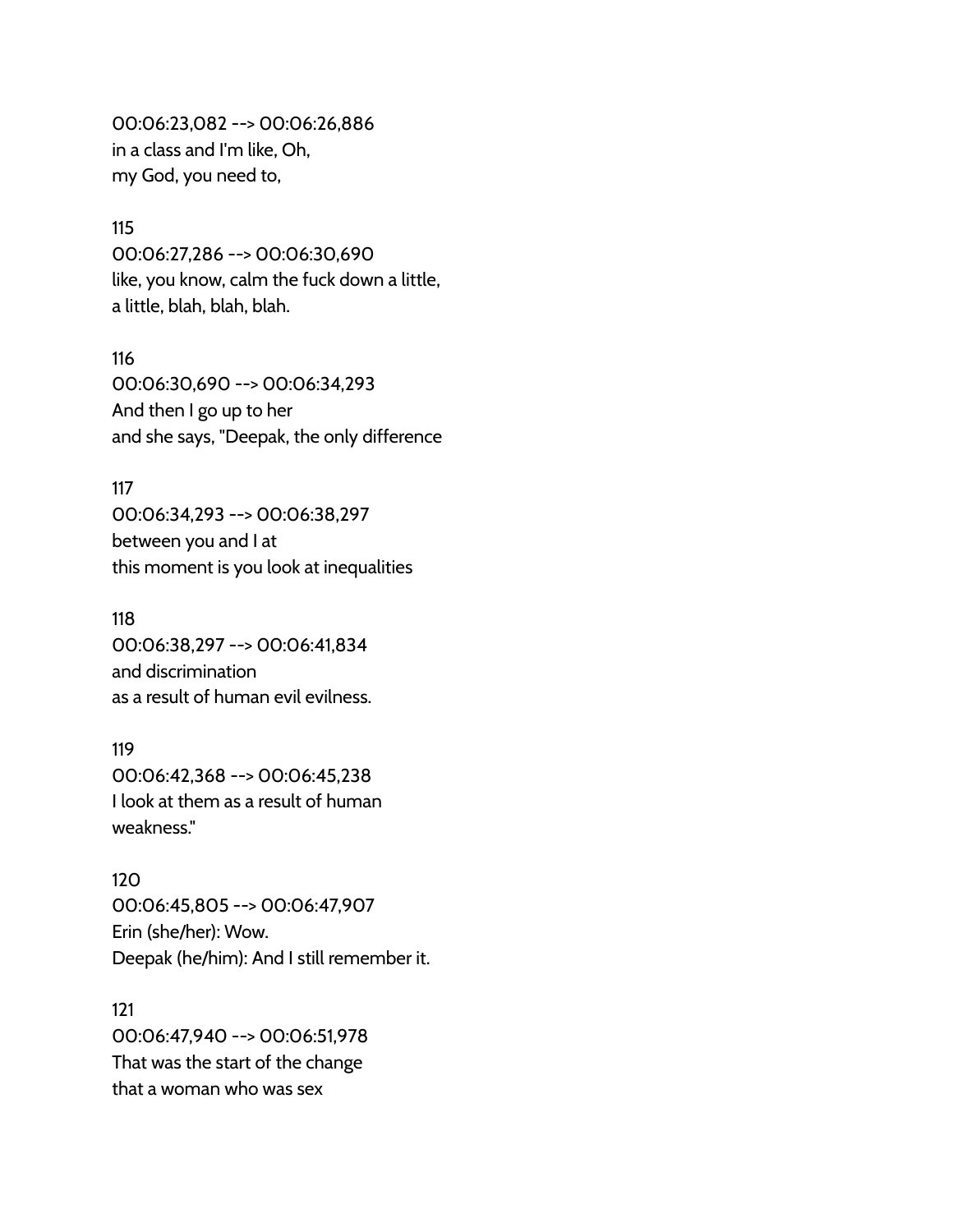00:06:23,082 --> 00:06:26,886
in a class and I'm like, Oh,
my God, you need to,

115
00:06:27,286 --> 00:06:30,690
like, you know, calm the fuck down a little,
a little, blah, blah, blah.

116
00:06:30,690 --> 00:06:34,293
And then I go up to her
and she says, "Deepak, the only difference

117
00:06:34,293 --> 00:06:38,297
between you and I at
this moment is you look at inequalities

118
00:06:38,297 --> 00:06:41,834
and discrimination
as a result of human evil evilness.

119
00:06:42,368 --> 00:06:45,238
I look at them as a result of human
weakness."

120
00:06:45,805 --> 00:06:47,907
Erin (she/her): Wow.
Deepak (he/him): And I still remember it.

121
00:06:47,940 --> 00:06:51,978
That was the start of the change
that a woman who was sex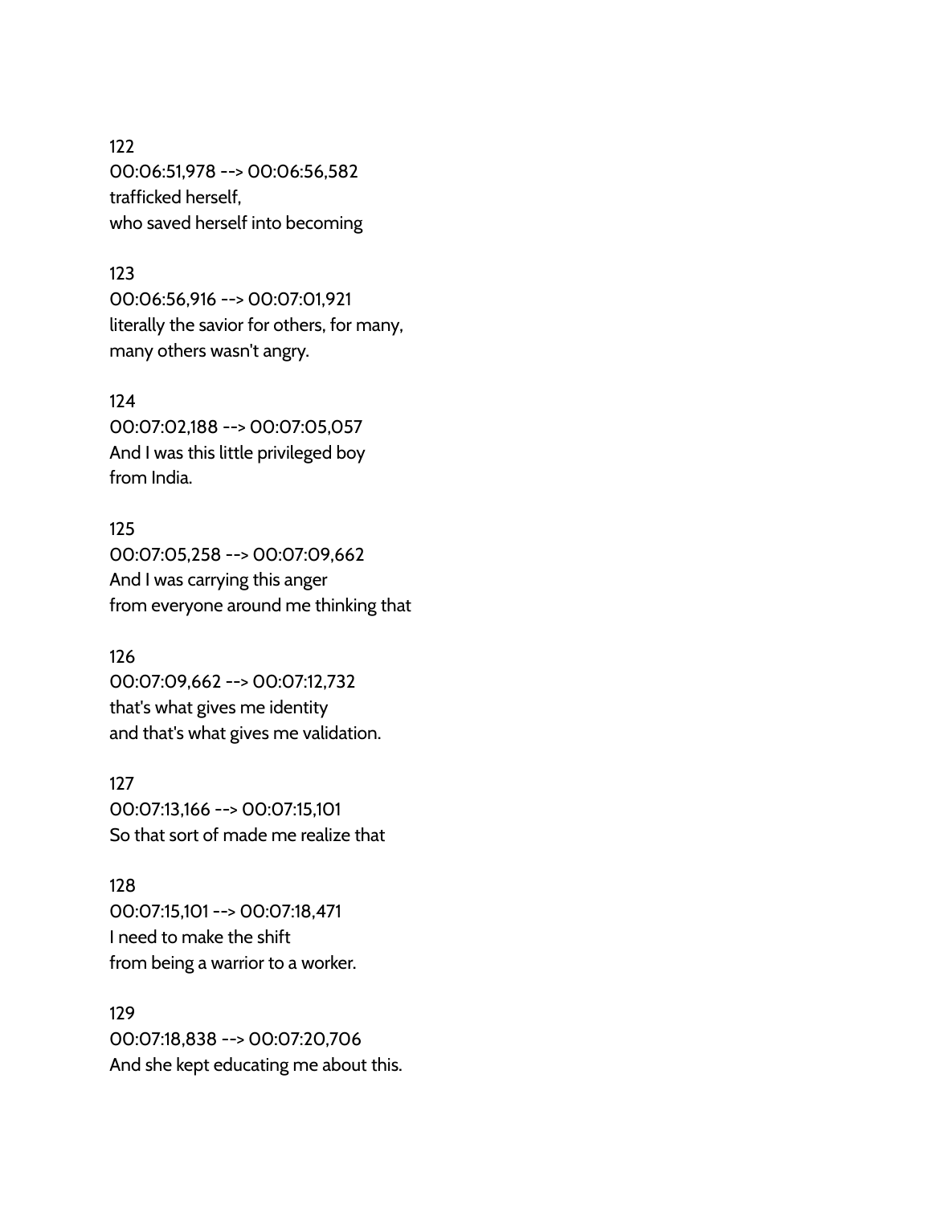122
00:06:51,978 --> 00:06:56,582
trafficked herself,
who saved herself into becoming

123
00:06:56,916 --> 00:07:01,921
literally the savior for others, for many,
many others wasn't angry.

124
00:07:02,188 --> 00:07:05,057
And I was this little privileged boy
from India.

125
00:07:05,258 --> 00:07:09,662
And I was carrying this anger
from everyone around me thinking that

126
00:07:09,662 --> 00:07:12,732
that's what gives me identity
and that's what gives me validation.

127
00:07:13,166 --> 00:07:15,101
So that sort of made me realize that

128
00:07:15,101 --> 00:07:18,471
I need to make the shift
from being a warrior to a worker.

129
00:07:18,838 --> 00:07:20,706
And she kept educating me about this.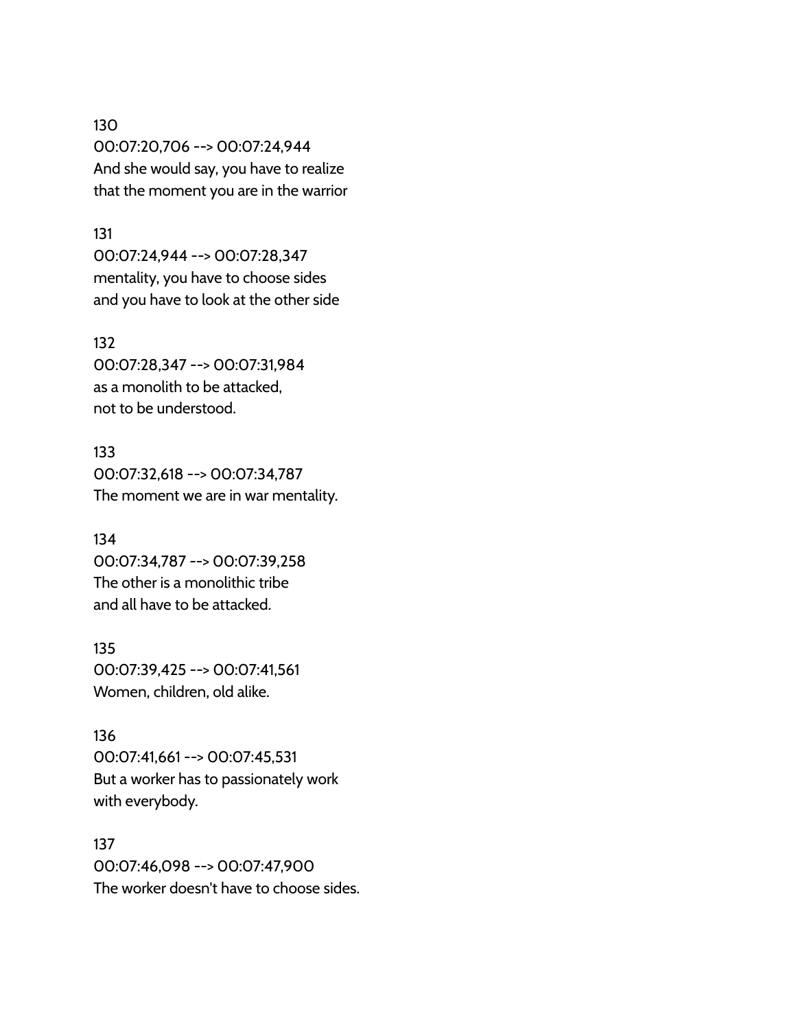130
00:07:20,706 --> 00:07:24,944
And she would say, you have to realize
that the moment you are in the warrior

131
00:07:24,944 --> 00:07:28,347
mentality, you have to choose sides
and you have to look at the other side

132
00:07:28,347 --> 00:07:31,984
as a monolith to be attacked,
not to be understood.

133
00:07:32,618 --> 00:07:34,787
The moment we are in war mentality.

134
00:07:34,787 --> 00:07:39,258
The other is a monolithic tribe
and all have to be attacked.

135
00:07:39,425 --> 00:07:41,561
Women, children, old alike.

136
00:07:41,661 --> 00:07:45,531
But a worker has to passionately work
with everybody.

137
00:07:46,098 --> 00:07:47,900
The worker doesn't have to choose sides.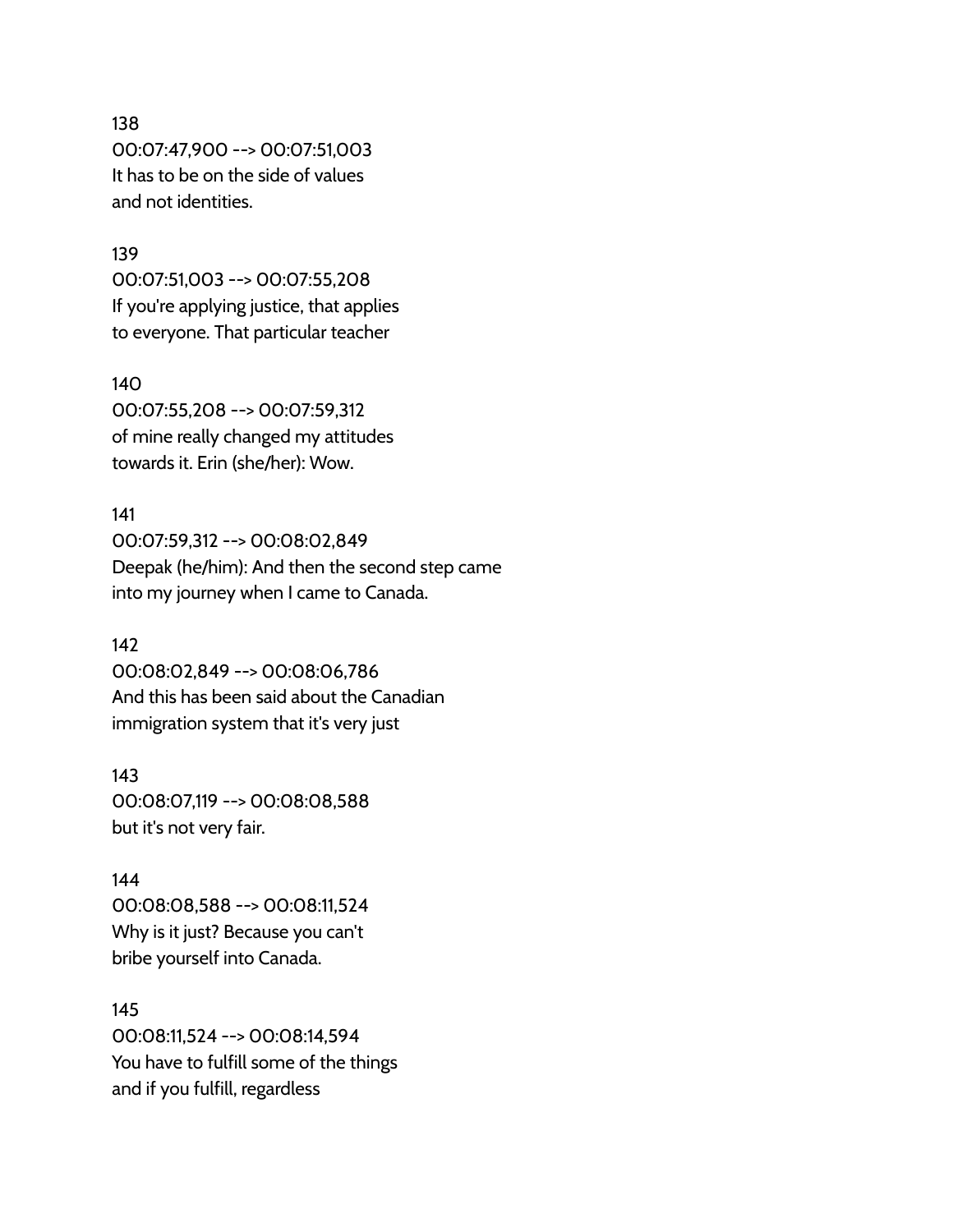138
00:07:47,900 --> 00:07:51,003
It has to be on the side of values
and not identities.

139
00:07:51,003 --> 00:07:55,208
If you're applying justice, that applies
to everyone. That particular teacher

140
00:07:55,208 --> 00:07:59,312
of mine really changed my attitudes
towards it. Erin (she/her): Wow.

141
00:07:59,312 --> 00:08:02,849
Deepak (he/him): And then the second step came
into my journey when I came to Canada.

142
00:08:02,849 --> 00:08:06,786
And this has been said about the Canadian
immigration system that it's very just

143
00:08:07,119 --> 00:08:08,588
but it's not very fair.

144
00:08:08,588 --> 00:08:11,524
Why is it just? Because you can't
bribe yourself into Canada.

145
00:08:11,524 --> 00:08:14,594
You have to fulfill some of the things
and if you fulfill, regardless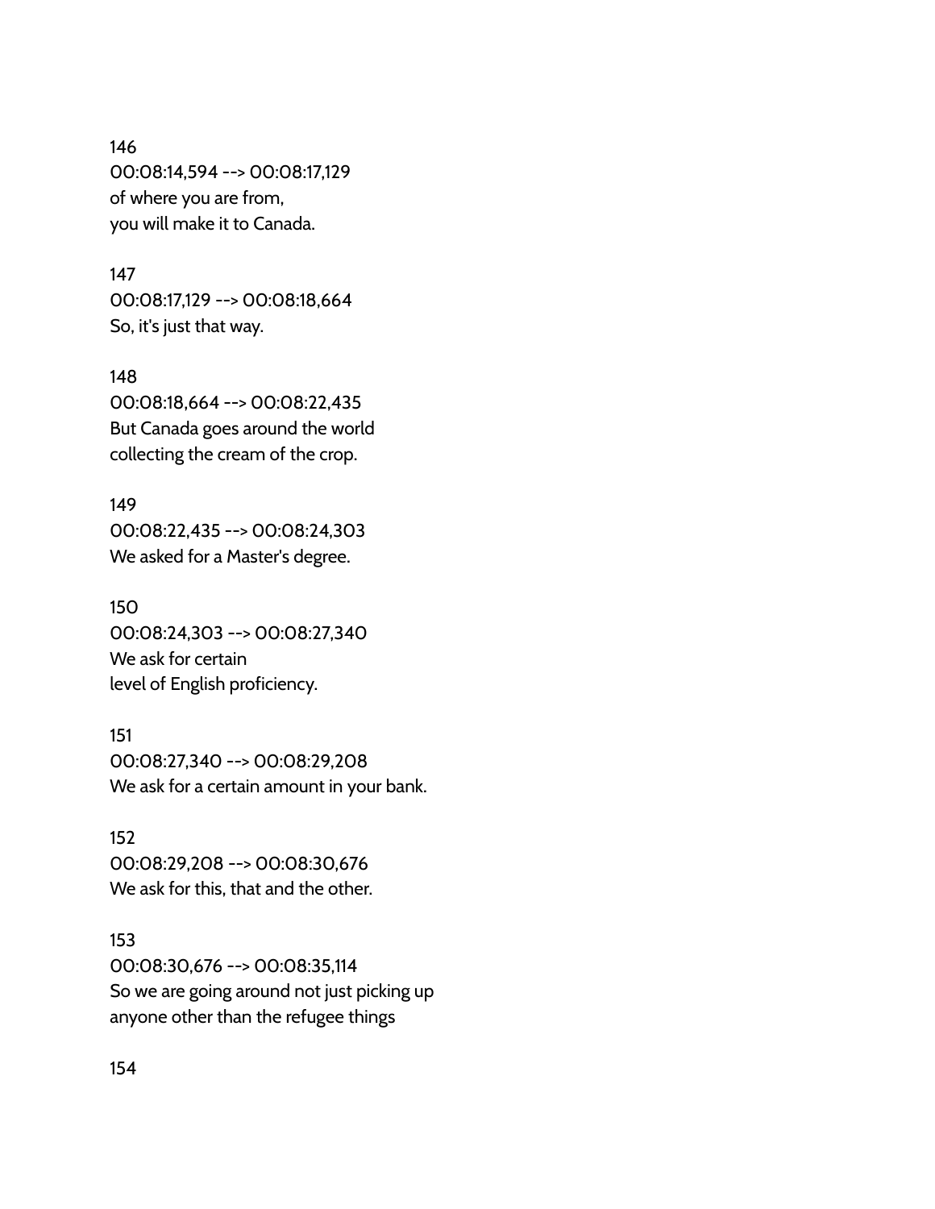146
00:08:14,594 --> 00:08:17,129
of where you are from,
you will make it to Canada.

147
00:08:17,129 --> 00:08:18,664
So, it's just that way.

148
00:08:18,664 --> 00:08:22,435
But Canada goes around the world
collecting the cream of the crop.

149
00:08:22,435 --> 00:08:24,303
We asked for a Master's degree.

150
00:08:24,303 --> 00:08:27,340
We ask for certain
level of English proficiency.

151
00:08:27,340 --> 00:08:29,208
We ask for a certain amount in your bank.

152
00:08:29,208 --> 00:08:30,676
We ask for this, that and the other.

153
00:08:30,676 --> 00:08:35,114
So we are going around not just picking up
anyone other than the refugee things

154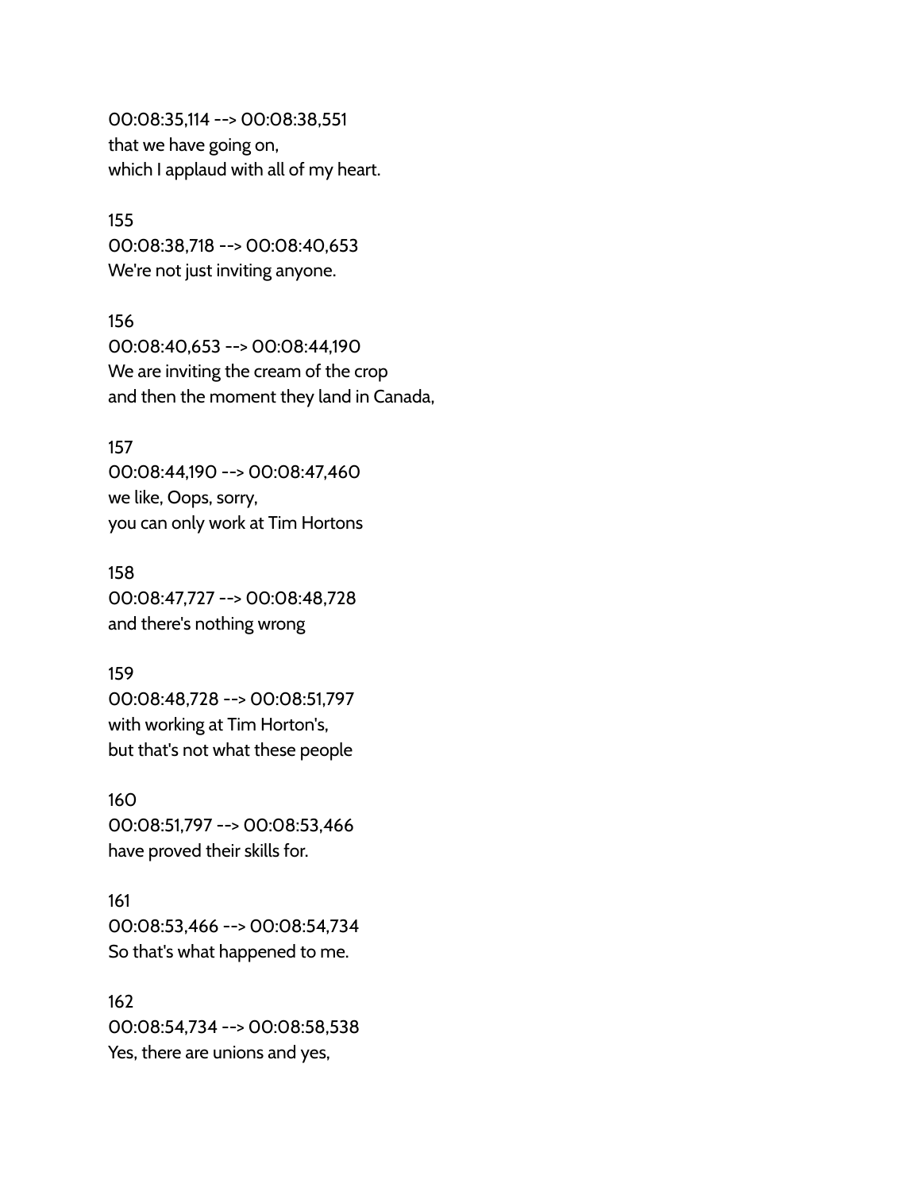00:08:35,114 --> 00:08:38,551
that we have going on,
which I applaud with all of my heart.

155
00:08:38,718 --> 00:08:40,653
We're not just inviting anyone.

156
00:08:40,653 --> 00:08:44,190
We are inviting the cream of the crop
and then the moment they land in Canada,

157
00:08:44,190 --> 00:08:47,460
we like, Oops, sorry,
you can only work at Tim Hortons

158
00:08:47,727 --> 00:08:48,728
and there's nothing wrong

159
00:08:48,728 --> 00:08:51,797
with working at Tim Horton's,
but that's not what these people

160
00:08:51,797 --> 00:08:53,466
have proved their skills for.

161
00:08:53,466 --> 00:08:54,734
So that's what happened to me.

162
00:08:54,734 --> 00:08:58,538
Yes, there are unions and yes,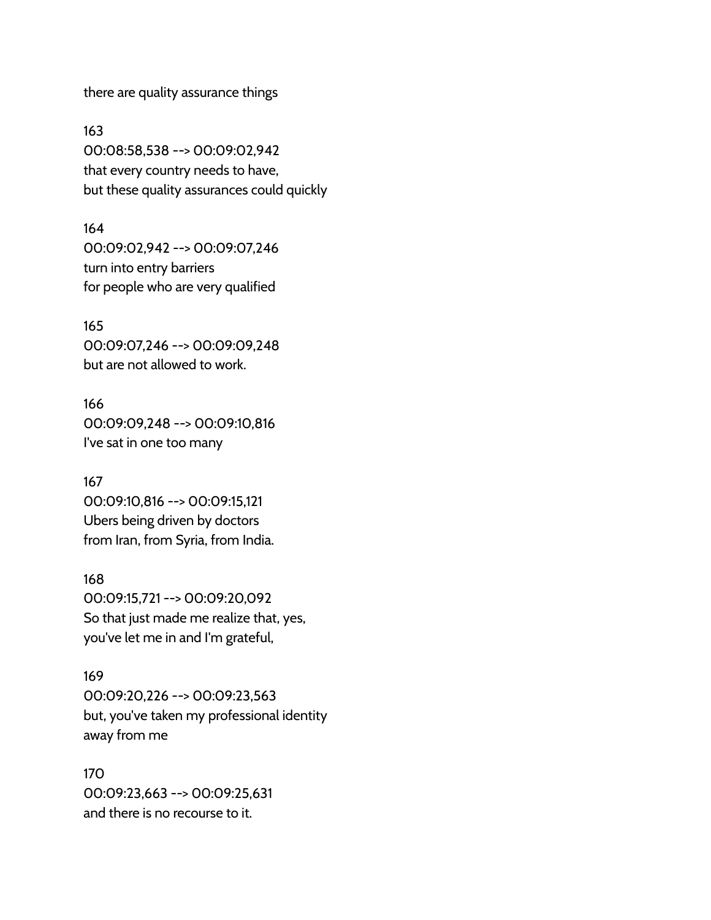there are quality assurance things

163
00:08:58,538 --> 00:09:02,942
that every country needs to have,
but these quality assurances could quickly

164
00:09:02,942 --> 00:09:07,246
turn into entry barriers
for people who are very qualified

165
00:09:07,246 --> 00:09:09,248
but are not allowed to work.

166
00:09:09,248 --> 00:09:10,816
I've sat in one too many

167
00:09:10,816 --> 00:09:15,121
Ubers being driven by doctors
from Iran, from Syria, from India.

168
00:09:15,721 --> 00:09:20,092
So that just made me realize that, yes,
you've let me in and I'm grateful,

169
00:09:20,226 --> 00:09:23,563
but, you've taken my professional identity
away from me

170
00:09:23,663 --> 00:09:25,631
and there is no recourse to it.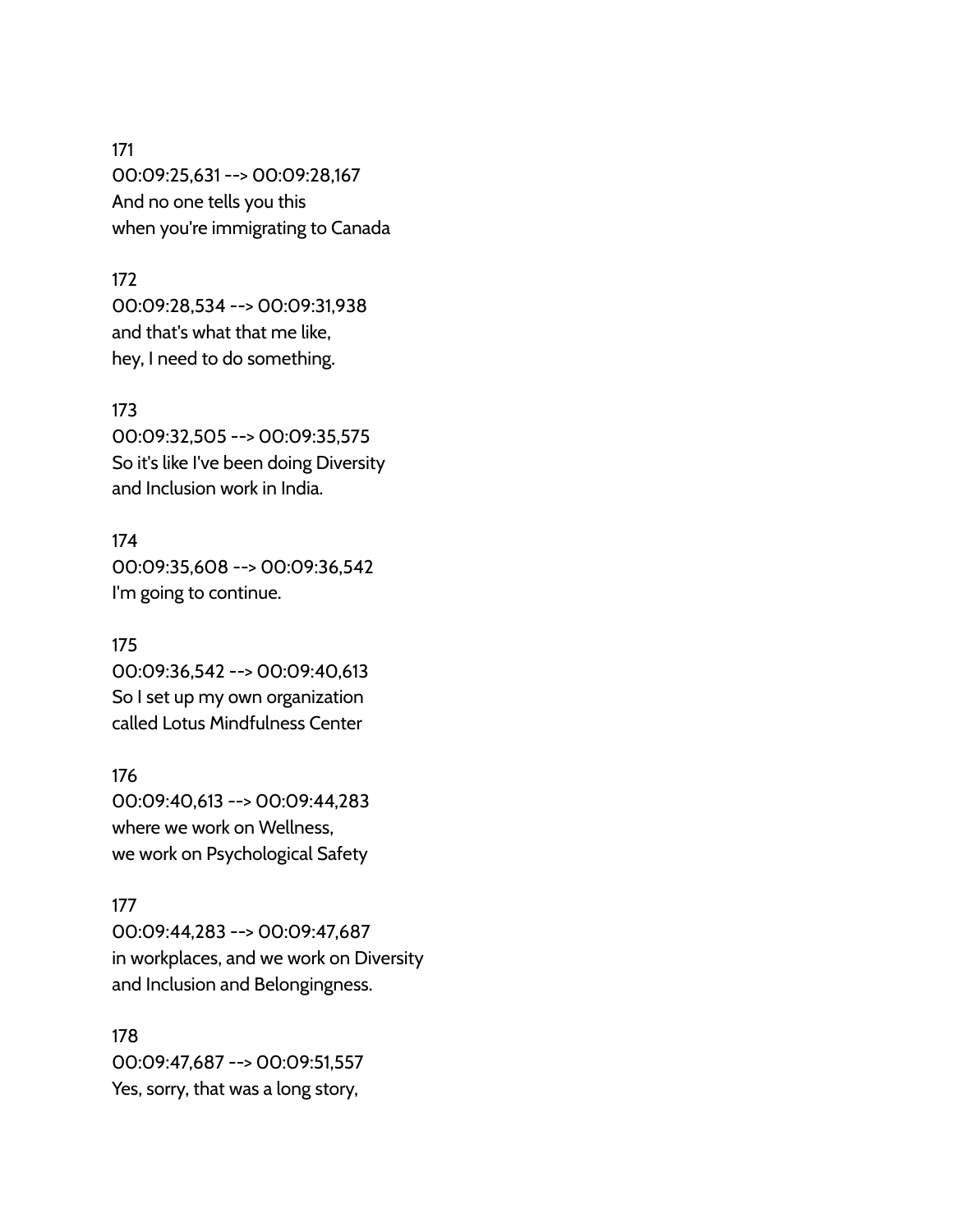171
00:09:25,631 --> 00:09:28,167
And no one tells you this
when you're immigrating to Canada

172
00:09:28,534 --> 00:09:31,938
and that's what that me like,
hey, I need to do something.

173
00:09:32,505 --> 00:09:35,575
So it's like I've been doing Diversity
and Inclusion work in India.

174
00:09:35,608 --> 00:09:36,542
I'm going to continue.

175
00:09:36,542 --> 00:09:40,613
So I set up my own organization
called Lotus Mindfulness Center

176
00:09:40,613 --> 00:09:44,283
where we work on Wellness,
we work on Psychological Safety

177
00:09:44,283 --> 00:09:47,687
in workplaces, and we work on Diversity
and Inclusion and Belongingness.

178
00:09:47,687 --> 00:09:51,557
Yes, sorry, that was a long story,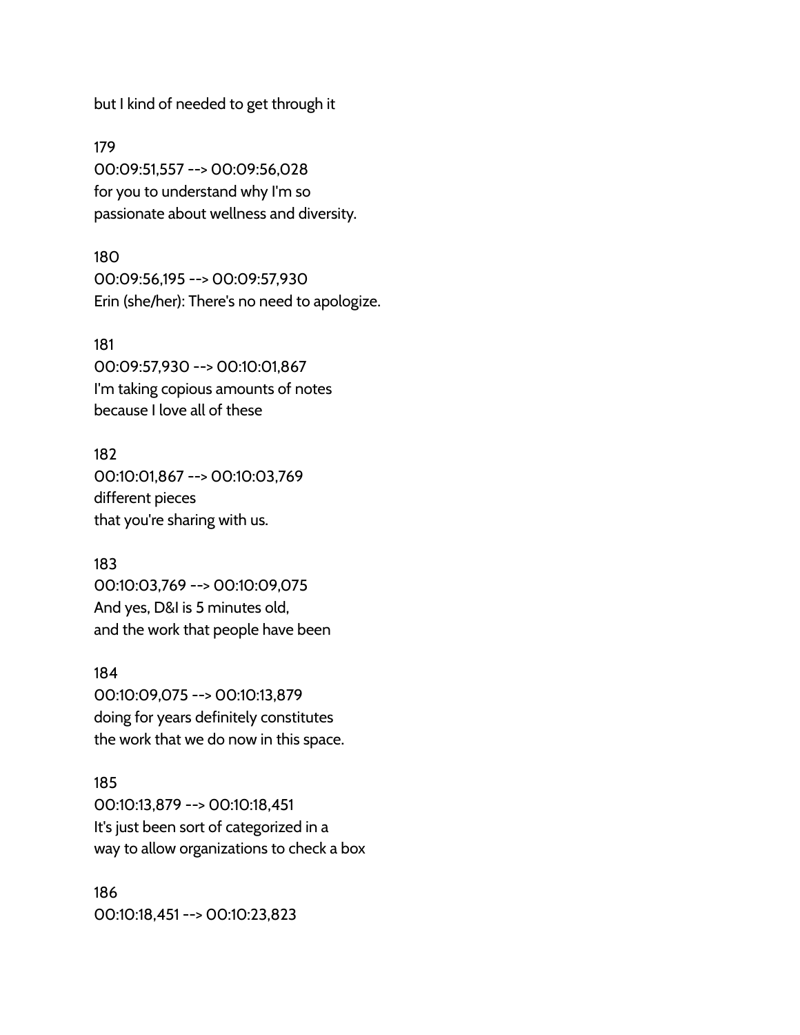but I kind of needed to get through it

179
00:09:51,557 --> 00:09:56,028
for you to understand why I'm so
passionate about wellness and diversity.

180
00:09:56,195 --> 00:09:57,930
Erin (she/her): There's no need to apologize.

181
00:09:57,930 --> 00:10:01,867
I'm taking copious amounts of notes
because I love all of these

182
00:10:01,867 --> 00:10:03,769
different pieces
that you're sharing with us.

183
00:10:03,769 --> 00:10:09,075
And yes, D&I is 5 minutes old,
and the work that people have been

184
00:10:09,075 --> 00:10:13,879
doing for years definitely constitutes
the work that we do now in this space.

185
00:10:13,879 --> 00:10:18,451
It's just been sort of categorized in a
way to allow organizations to check a box

186
00:10:18,451 --> 00:10:23,823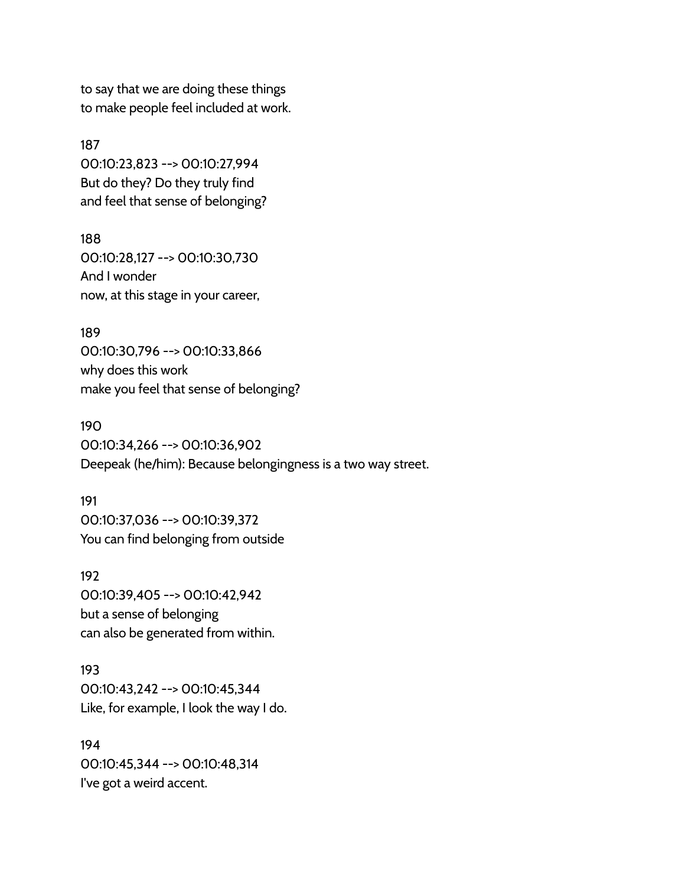to say that we are doing these things
to make people feel included at work.

187
00:10:23,823 --> 00:10:27,994
But do they? Do they truly find
and feel that sense of belonging?

188
00:10:28,127 --> 00:10:30,730
And I wonder
now, at this stage in your career,

189
00:10:30,796 --> 00:10:33,866
why does this work
make you feel that sense of belonging?

190
00:10:34,266 --> 00:10:36,902
Deepeak (he/him): Because belongingness is a two way street.

191
00:10:37,036 --> 00:10:39,372
You can find belonging from outside

192
00:10:39,405 --> 00:10:42,942
but a sense of belonging
can also be generated from within.

193
00:10:43,242 --> 00:10:45,344
Like, for example, I look the way I do.

194
00:10:45,344 --> 00:10:48,314
I've got a weird accent.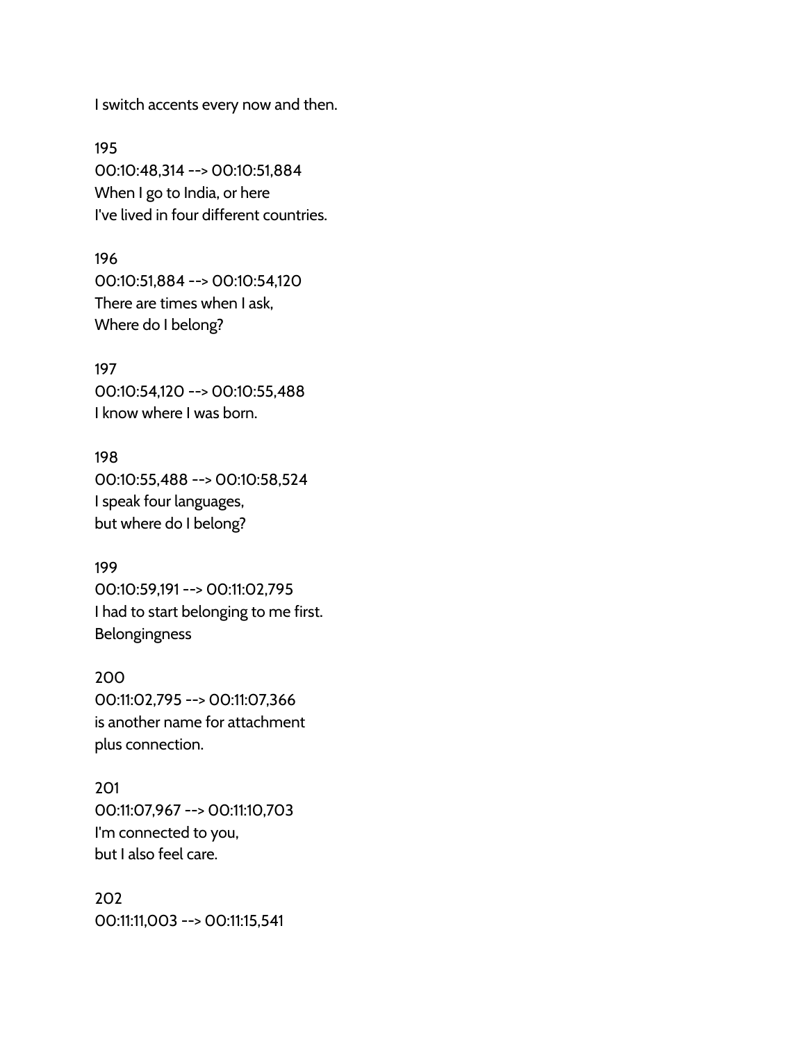I switch accents every now and then.

195
00:10:48,314 --> 00:10:51,884
When I go to India, or here
I've lived in four different countries.

196
00:10:51,884 --> 00:10:54,120
There are times when I ask,
Where do I belong?

197
00:10:54,120 --> 00:10:55,488
I know where I was born.

198
00:10:55,488 --> 00:10:58,524
I speak four languages,
but where do I belong?

199
00:10:59,191 --> 00:11:02,795
I had to start belonging to me first.
Belongingness

200
00:11:02,795 --> 00:11:07,366
is another name for attachment
plus connection.

201
00:11:07,967 --> 00:11:10,703
I'm connected to you,
but I also feel care.

202
00:11:11,003 --> 00:11:15,541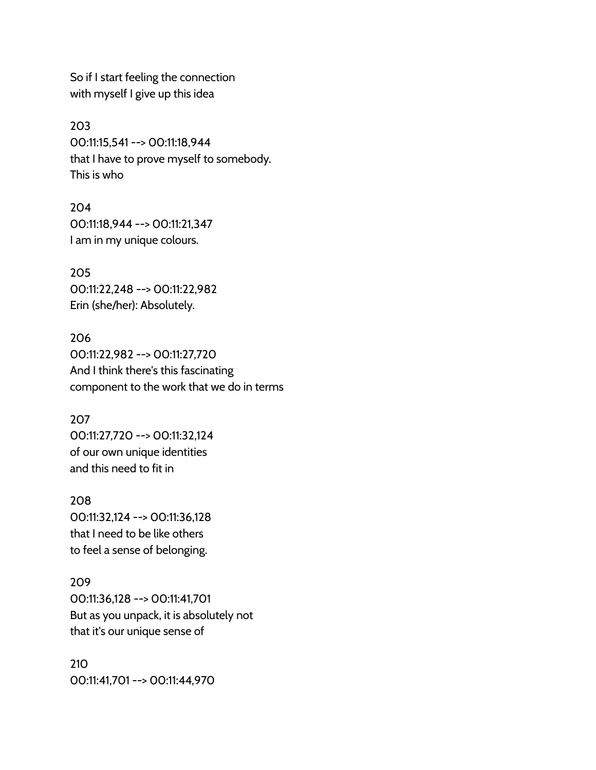So if I start feeling the connection
with myself I give up this idea

203
00:11:15,541 --> 00:11:18,944
that I have to prove myself to somebody.
This is who

204
00:11:18,944 --> 00:11:21,347
I am in my unique colours.

205
00:11:22,248 --> 00:11:22,982
Erin (she/her): Absolutely.

206
00:11:22,982 --> 00:11:27,720
And I think there's this fascinating
component to the work that we do in terms

207
00:11:27,720 --> 00:11:32,124
of our own unique identities
and this need to fit in

208
00:11:32,124 --> 00:11:36,128
that I need to be like others
to feel a sense of belonging.

209
00:11:36,128 --> 00:11:41,701
But as you unpack, it is absolutely not
that it's our unique sense of

210
00:11:41,701 --> 00:11:44,970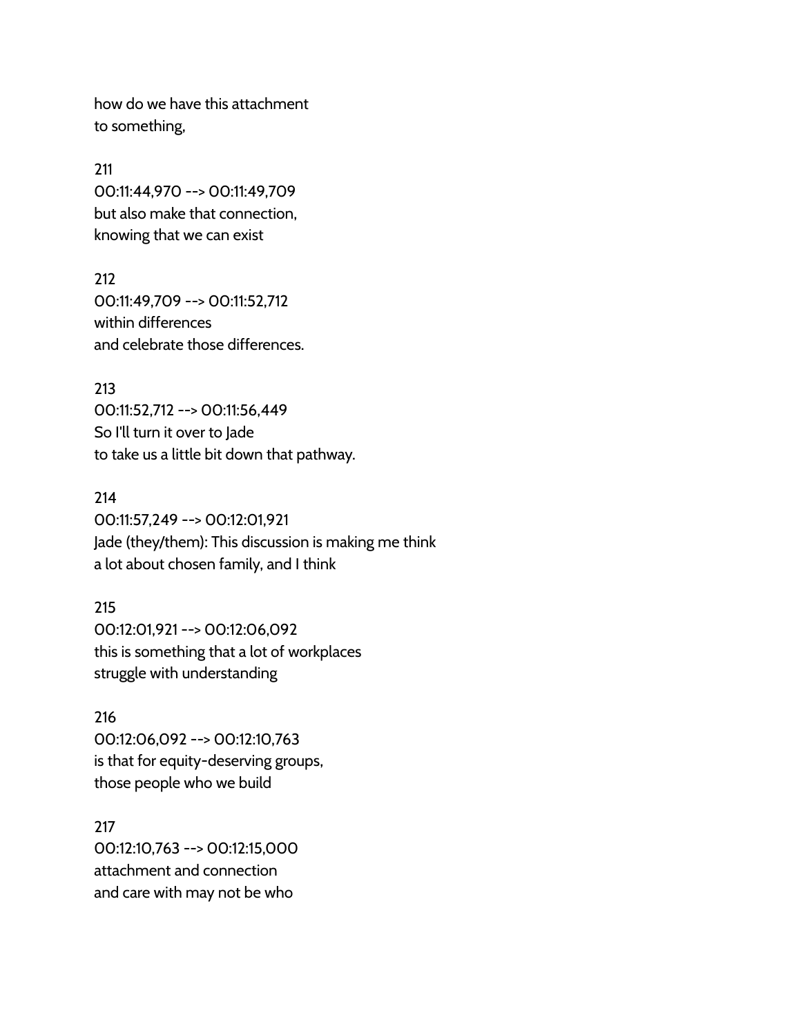how do we have this attachment
to something,

211
00:11:44,970 --> 00:11:49,709
but also make that connection,
knowing that we can exist

212
00:11:49,709 --> 00:11:52,712
within differences
and celebrate those differences.

213
00:11:52,712 --> 00:11:56,449
So I'll turn it over to Jade
to take us a little bit down that pathway.

214
00:11:57,249 --> 00:12:01,921
Jade (they/them): This discussion is making me think
a lot about chosen family, and I think

215
00:12:01,921 --> 00:12:06,092
this is something that a lot of workplaces
struggle with understanding

216
00:12:06,092 --> 00:12:10,763
is that for equity-deserving groups,
those people who we build

217
00:12:10,763 --> 00:12:15,000
attachment and connection
and care with may not be who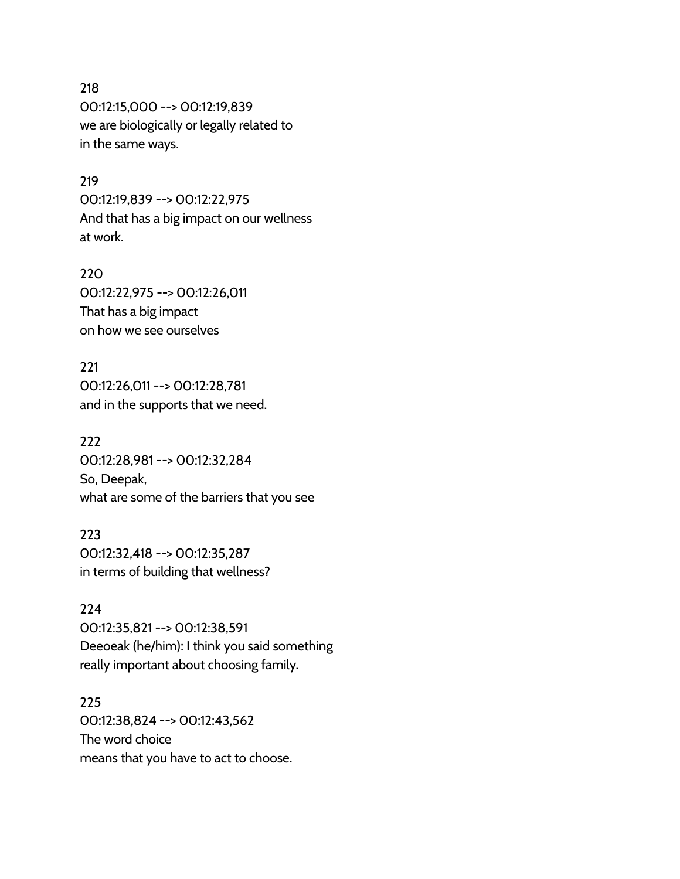218
00:12:15,000 --> 00:12:19,839
we are biologically or legally related to
in the same ways.

219
00:12:19,839 --> 00:12:22,975
And that has a big impact on our wellness
at work.

220
00:12:22,975 --> 00:12:26,011
That has a big impact
on how we see ourselves

221
00:12:26,011 --> 00:12:28,781
and in the supports that we need.

222
00:12:28,981 --> 00:12:32,284
So, Deepak,
what are some of the barriers that you see

223
00:12:32,418 --> 00:12:35,287
in terms of building that wellness?

224
00:12:35,821 --> 00:12:38,591
Deeoeak (he/him): I think you said something
really important about choosing family.

225
00:12:38,824 --> 00:12:43,562
The word choice
means that you have to act to choose.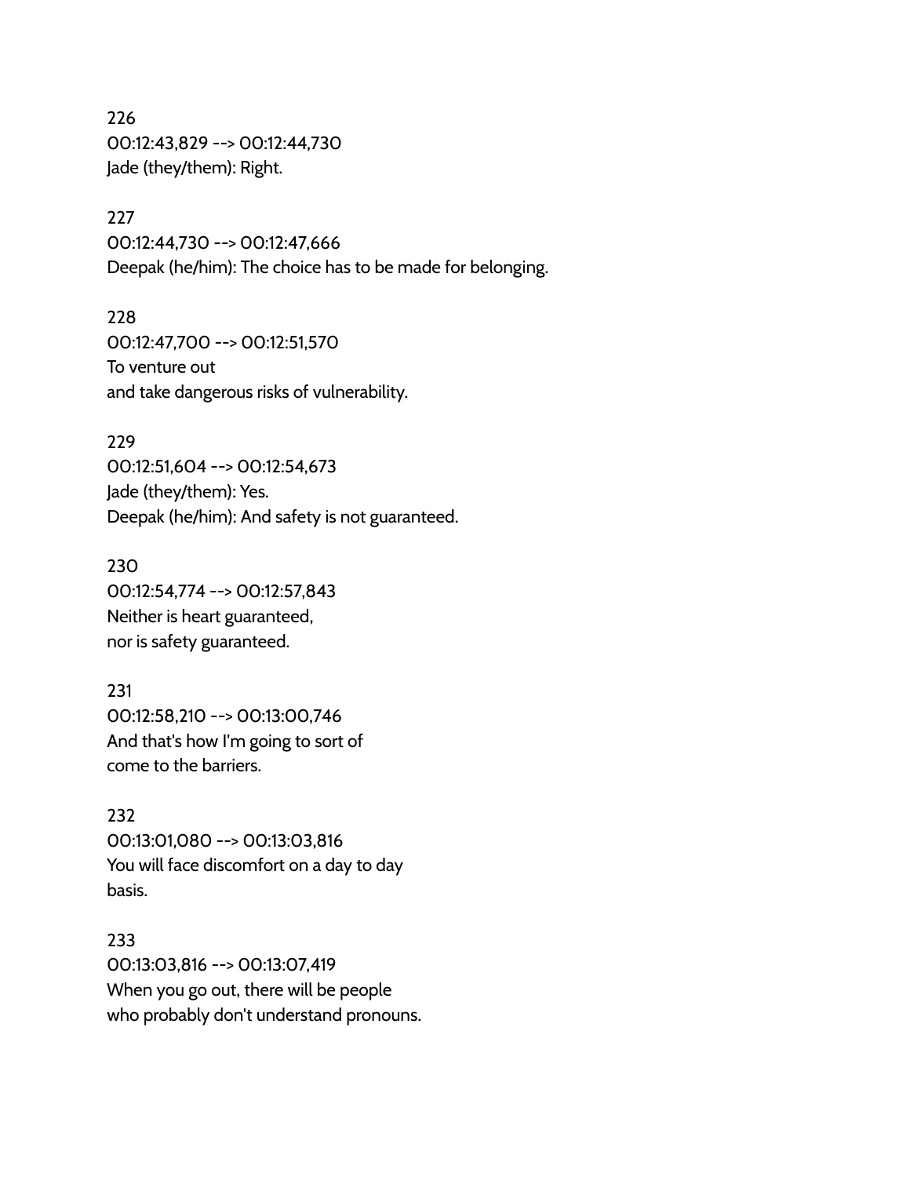226
00:12:43,829 --> 00:12:44,730
Jade (they/them): Right.

227
00:12:44,730 --> 00:12:47,666
Deepak (he/him): The choice has to be made for belonging.

228
00:12:47,700 --> 00:12:51,570
To venture out
and take dangerous risks of vulnerability.

229
00:12:51,604 --> 00:12:54,673
Jade (they/them): Yes.
Deepak (he/him): And safety is not guaranteed.

230
00:12:54,774 --> 00:12:57,843
Neither is heart guaranteed,
nor is safety guaranteed.

231
00:12:58,210 --> 00:13:00,746
And that's how I'm going to sort of
come to the barriers.

232
00:13:01,080 --> 00:13:03,816
You will face discomfort on a day to day
basis.

233
00:13:03,816 --> 00:13:07,419
When you go out, there will be people
who probably don't understand pronouns.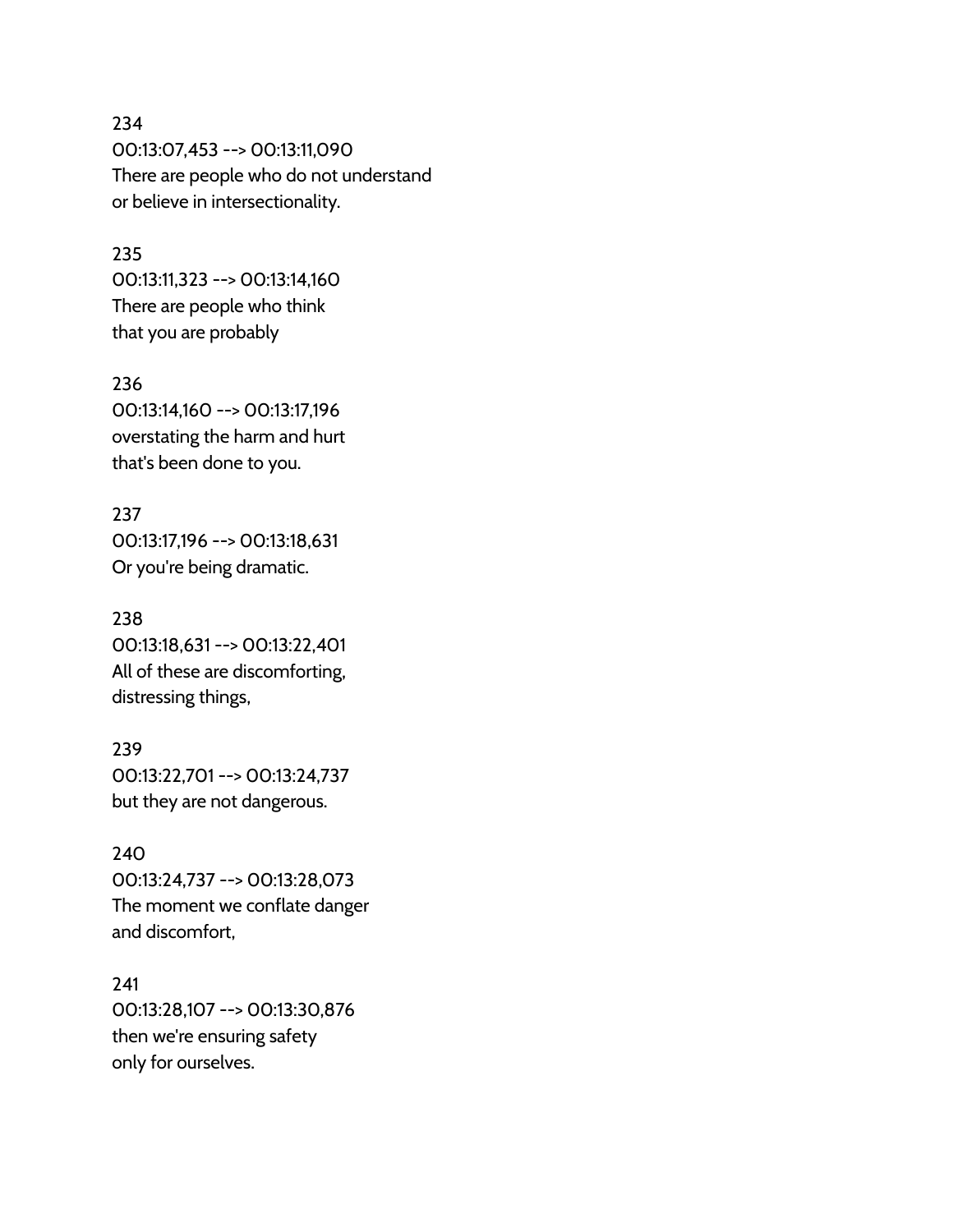234
00:13:07,453 --> 00:13:11,090
There are people who do not understand
or believe in intersectionality.

235
00:13:11,323 --> 00:13:14,160
There are people who think
that you are probably

236
00:13:14,160 --> 00:13:17,196
overstating the harm and hurt
that's been done to you.

237
00:13:17,196 --> 00:13:18,631
Or you're being dramatic.

238
00:13:18,631 --> 00:13:22,401
All of these are discomforting,
distressing things,

239
00:13:22,701 --> 00:13:24,737
but they are not dangerous.

240
00:13:24,737 --> 00:13:28,073
The moment we conflate danger
and discomfort,

241
00:13:28,107 --> 00:13:30,876
then we're ensuring safety
only for ourselves.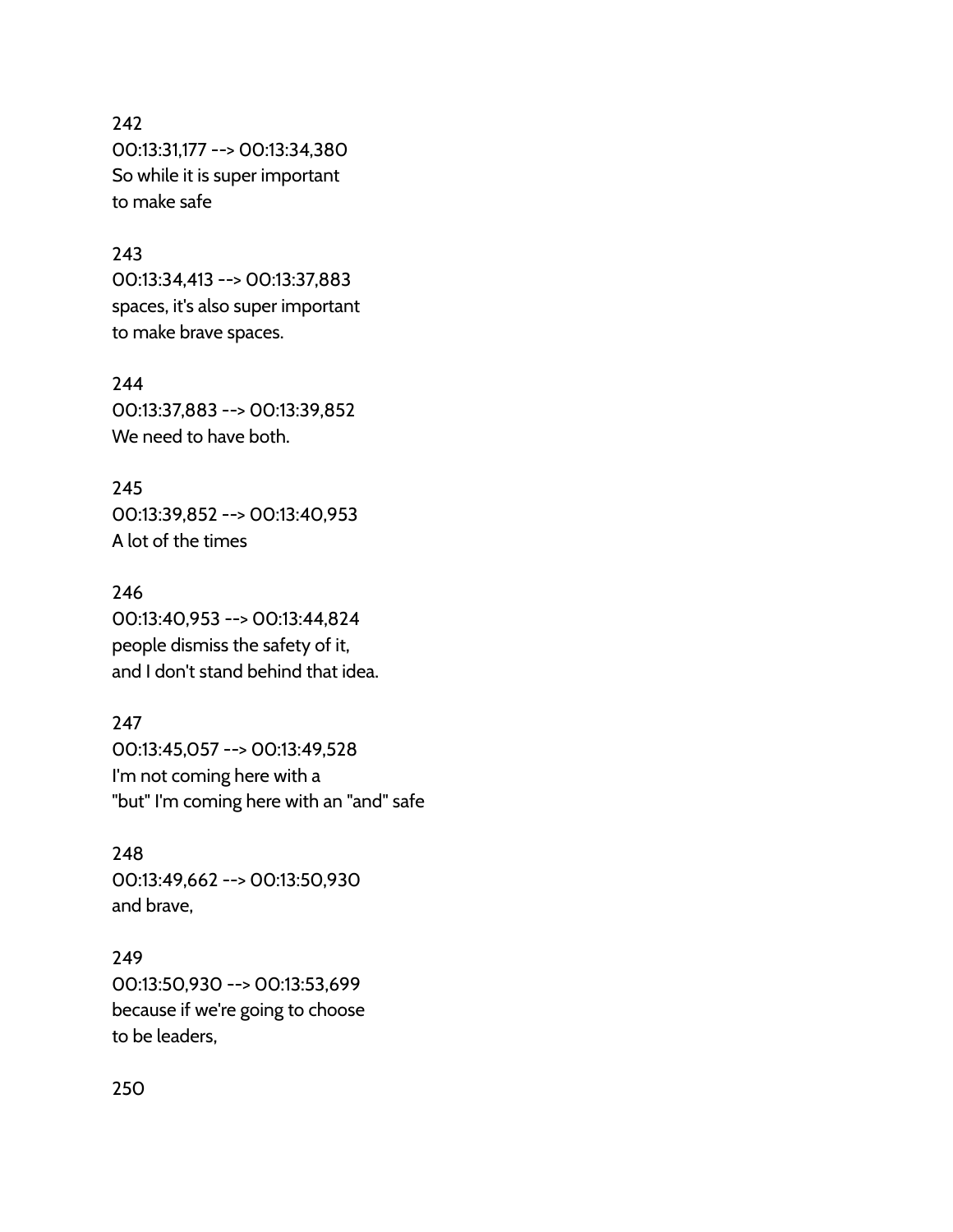242
00:13:31,177 --> 00:13:34,380
So while it is super important
to make safe

243
00:13:34,413 --> 00:13:37,883
spaces, it's also super important
to make brave spaces.

244
00:13:37,883 --> 00:13:39,852
We need to have both.

245
00:13:39,852 --> 00:13:40,953
A lot of the times

246
00:13:40,953 --> 00:13:44,824
people dismiss the safety of it,
and I don't stand behind that idea.

247
00:13:45,057 --> 00:13:49,528
I'm not coming here with a
"but" I'm coming here with an "and" safe

248
00:13:49,662 --> 00:13:50,930
and brave,

249
00:13:50,930 --> 00:13:53,699
because if we're going to choose
to be leaders,

250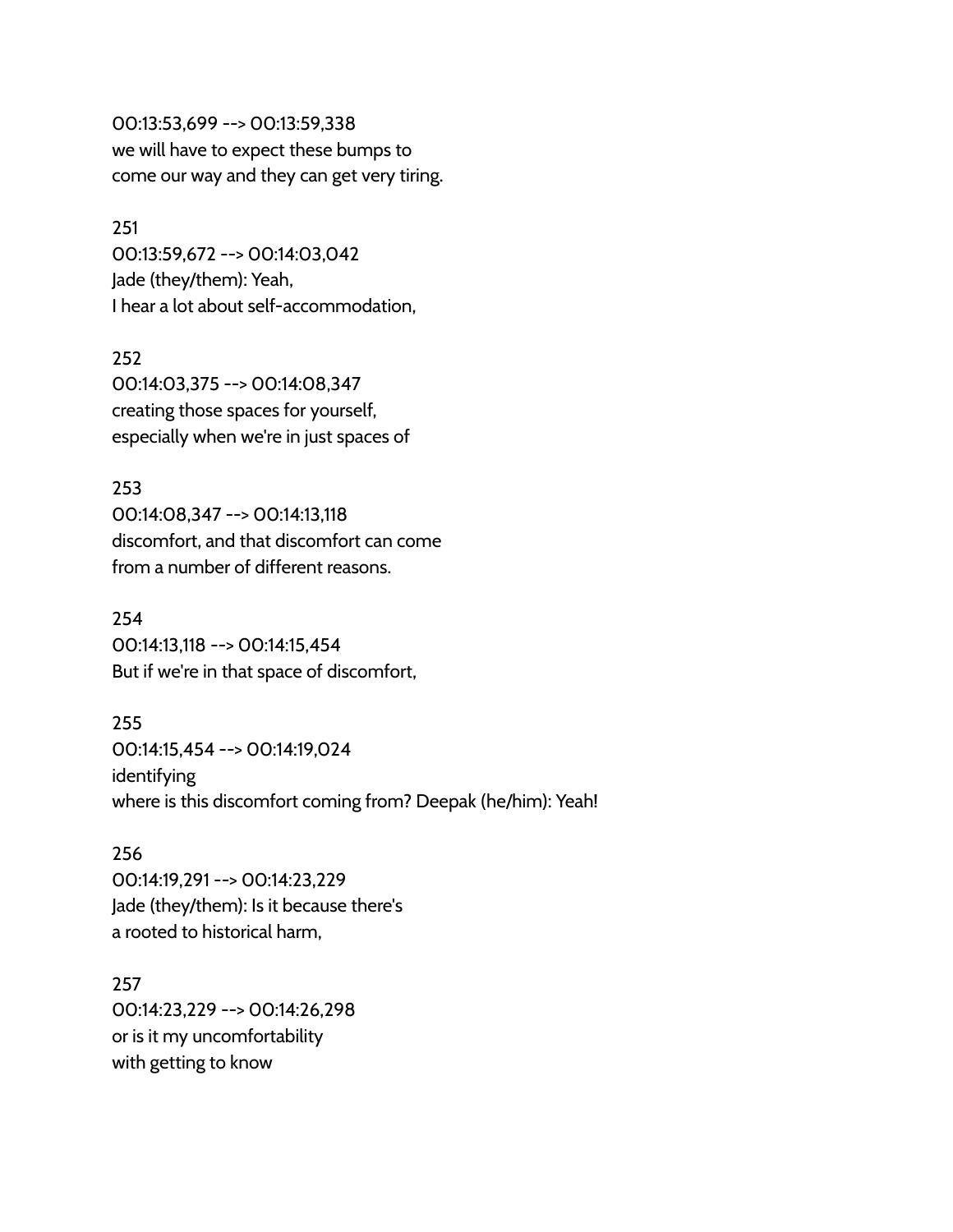00:13:53,699 --> 00:13:59,338
we will have to expect these bumps to
come our way and they can get very tiring.

251
00:13:59,672 --> 00:14:03,042
Jade (they/them): Yeah,
I hear a lot about self-accommodation,

252
00:14:03,375 --> 00:14:08,347
creating those spaces for yourself,
especially when we're in just spaces of

253
00:14:08,347 --> 00:14:13,118
discomfort, and that discomfort can come
from a number of different reasons.

254
00:14:13,118 --> 00:14:15,454
But if we're in that space of discomfort,

255
00:14:15,454 --> 00:14:19,024
identifying
where is this discomfort coming from? Deepak (he/him): Yeah!

256
00:14:19,291 --> 00:14:23,229
Jade (they/them): Is it because there's
a rooted to historical harm,

257
00:14:23,229 --> 00:14:26,298
or is it my uncomfortability
with getting to know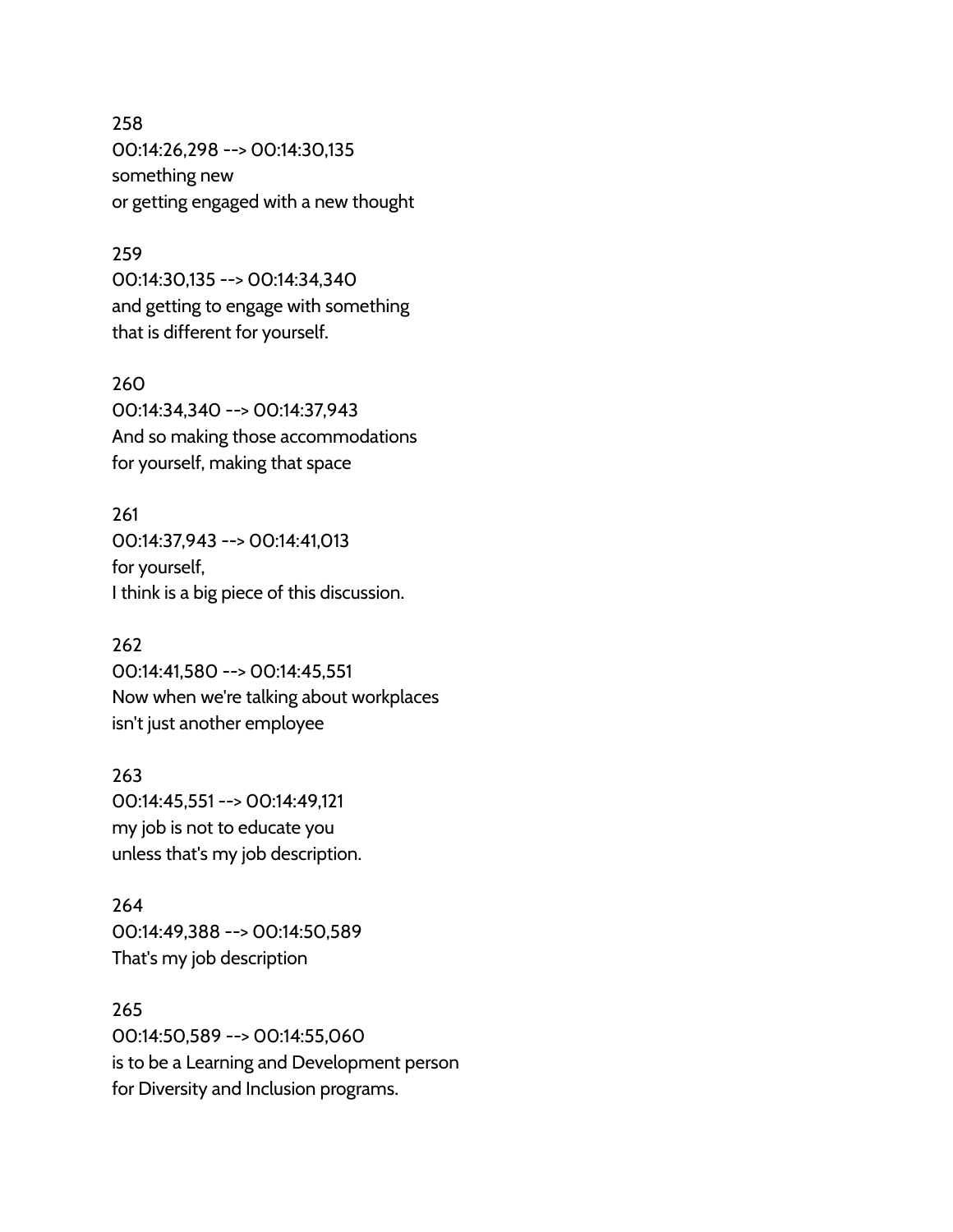258
00:14:26,298 --> 00:14:30,135
something new
or getting engaged with a new thought

259
00:14:30,135 --> 00:14:34,340
and getting to engage with something
that is different for yourself.

260
00:14:34,340 --> 00:14:37,943
And so making those accommodations
for yourself, making that space

261
00:14:37,943 --> 00:14:41,013
for yourself,
I think is a big piece of this discussion.

262
00:14:41,580 --> 00:14:45,551
Now when we're talking about workplaces
isn't just another employee

263
00:14:45,551 --> 00:14:49,121
my job is not to educate you
unless that's my job description.

264
00:14:49,388 --> 00:14:50,589
That's my job description

265
00:14:50,589 --> 00:14:55,060
is to be a Learning and Development person
for Diversity and Inclusion programs.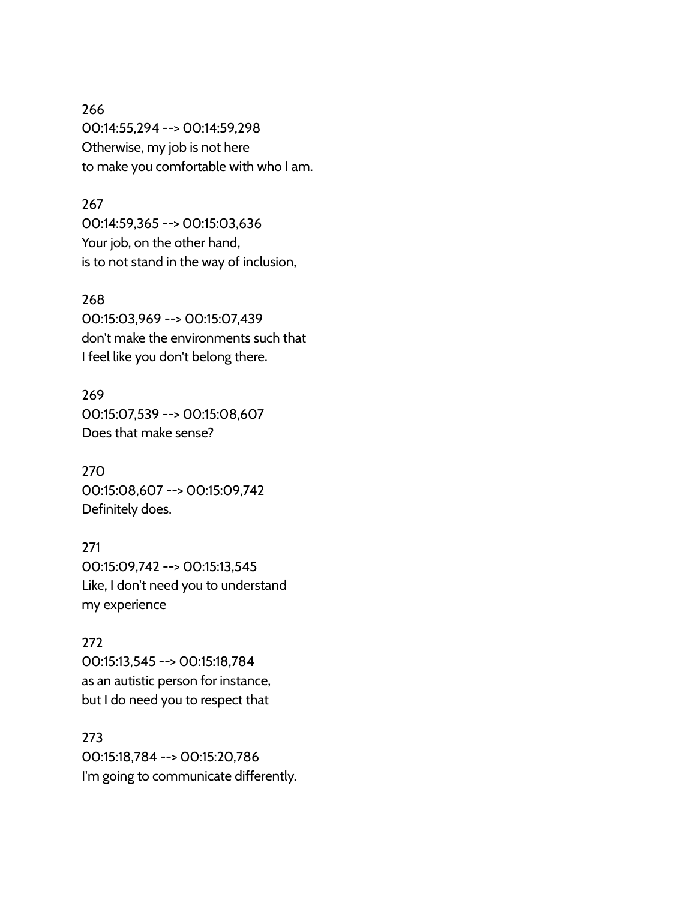266
00:14:55,294 --> 00:14:59,298
Otherwise, my job is not here
to make you comfortable with who I am.

267
00:14:59,365 --> 00:15:03,636
Your job, on the other hand,
is to not stand in the way of inclusion,

268
00:15:03,969 --> 00:15:07,439
don't make the environments such that
I feel like you don't belong there.

269
00:15:07,539 --> 00:15:08,607
Does that make sense?

270
00:15:08,607 --> 00:15:09,742
Definitely does.

271
00:15:09,742 --> 00:15:13,545
Like, I don't need you to understand
my experience

272
00:15:13,545 --> 00:15:18,784
as an autistic person for instance,
but I do need you to respect that

273
00:15:18,784 --> 00:15:20,786
I'm going to communicate differently.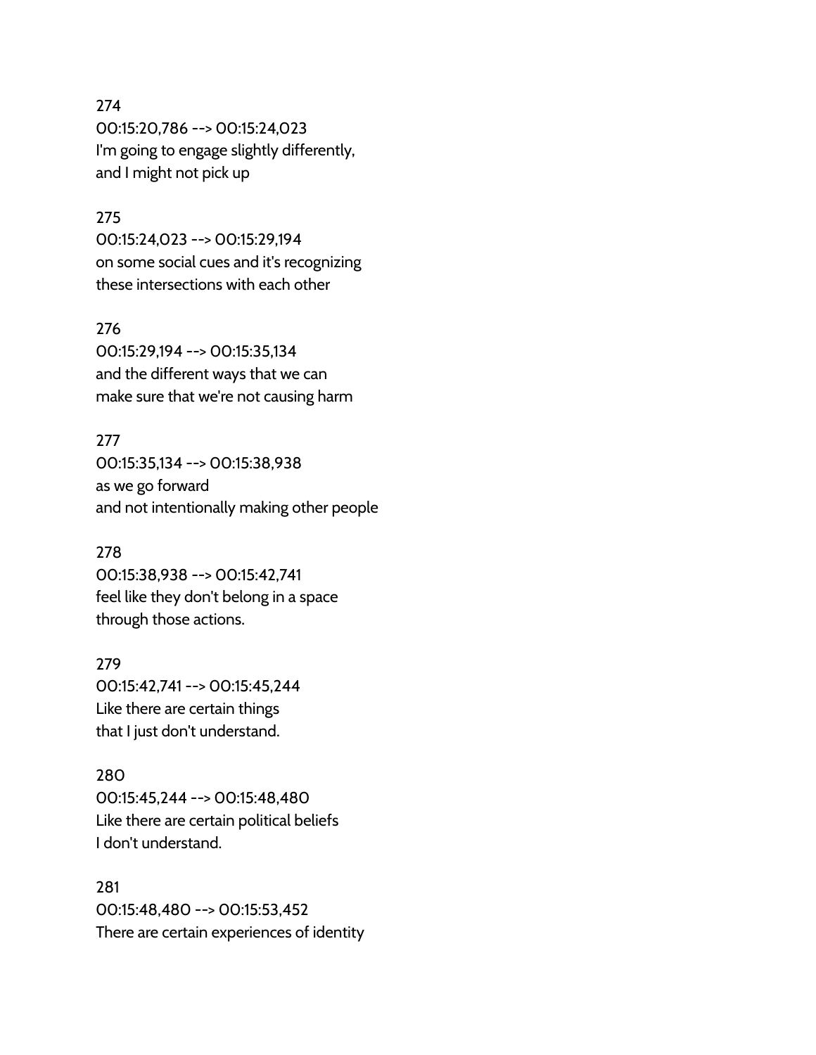274
00:15:20,786 --> 00:15:24,023
I'm going to engage slightly differently,
and I might not pick up

275
00:15:24,023 --> 00:15:29,194
on some social cues and it's recognizing
these intersections with each other

276
00:15:29,194 --> 00:15:35,134
and the different ways that we can
make sure that we're not causing harm

277
00:15:35,134 --> 00:15:38,938
as we go forward
and not intentionally making other people

278
00:15:38,938 --> 00:15:42,741
feel like they don't belong in a space
through those actions.

279
00:15:42,741 --> 00:15:45,244
Like there are certain things
that I just don't understand.

280
00:15:45,244 --> 00:15:48,480
Like there are certain political beliefs
I don't understand.

281
00:15:48,480 --> 00:15:53,452
There are certain experiences of identity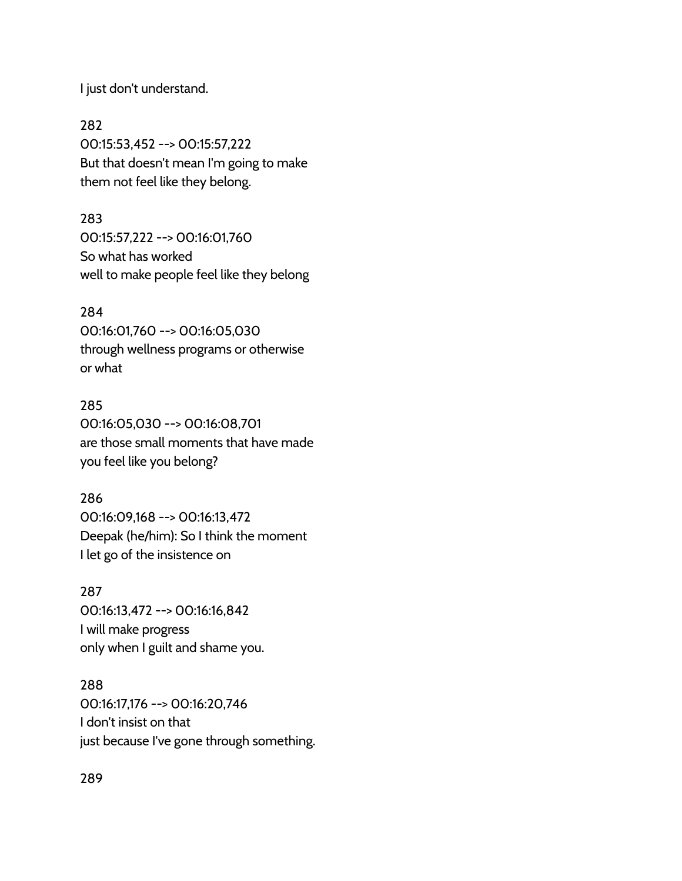I just don't understand.

282
00:15:53,452 --> 00:15:57,222
But that doesn't mean I'm going to make
them not feel like they belong.

283
00:15:57,222 --> 00:16:01,760
So what has worked
well to make people feel like they belong

284
00:16:01,760 --> 00:16:05,030
through wellness programs or otherwise
or what

285
00:16:05,030 --> 00:16:08,701
are those small moments that have made
you feel like you belong?

286
00:16:09,168 --> 00:16:13,472
Deepak (he/him): So I think the moment
I let go of the insistence on

287
00:16:13,472 --> 00:16:16,842
I will make progress
only when I guilt and shame you.

288
00:16:17,176 --> 00:16:20,746
I don't insist on that
just because I've gone through something.

289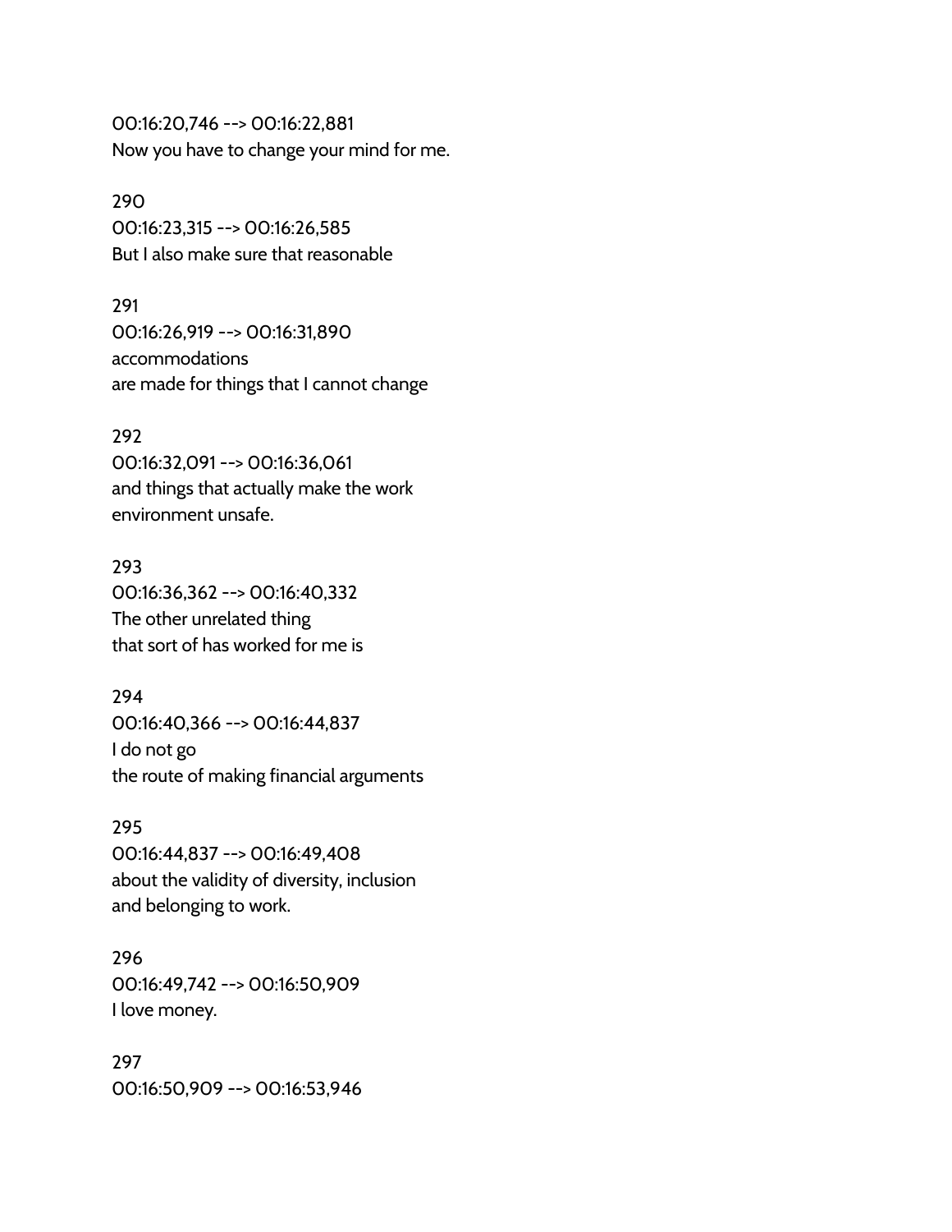00:16:20,746 --> 00:16:22,881
Now you have to change your mind for me.

290
00:16:23,315 --> 00:16:26,585
But I also make sure that reasonable

291
00:16:26,919 --> 00:16:31,890
accommodations
are made for things that I cannot change

292
00:16:32,091 --> 00:16:36,061
and things that actually make the work
environment unsafe.

293
00:16:36,362 --> 00:16:40,332
The other unrelated thing
that sort of has worked for me is

294
00:16:40,366 --> 00:16:44,837
I do not go
the route of making financial arguments

295
00:16:44,837 --> 00:16:49,408
about the validity of diversity, inclusion
and belonging to work.

296
00:16:49,742 --> 00:16:50,909
I love money.

297
00:16:50,909 --> 00:16:53,946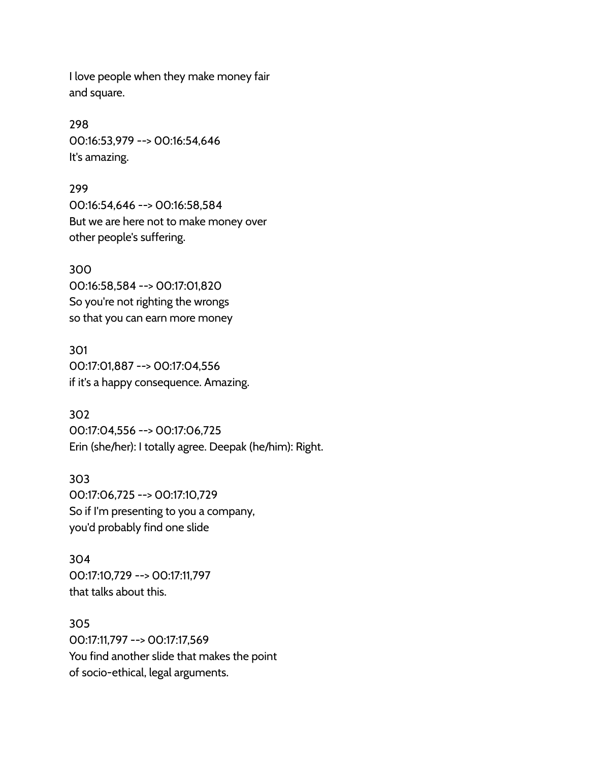I love people when they make money fair
and square.

298
00:16:53,979 --> 00:16:54,646
It's amazing.

299
00:16:54,646 --> 00:16:58,584
But we are here not to make money over
other people's suffering.

300
00:16:58,584 --> 00:17:01,820
So you're not righting the wrongs
so that you can earn more money

301
00:17:01,887 --> 00:17:04,556
if it's a happy consequence. Amazing.

302
00:17:04,556 --> 00:17:06,725
Erin (she/her): I totally agree. Deepak (he/him): Right.

303
00:17:06,725 --> 00:17:10,729
So if I'm presenting to you a company,
you'd probably find one slide

304
00:17:10,729 --> 00:17:11,797
that talks about this.

305
00:17:11,797 --> 00:17:17,569
You find another slide that makes the point
of socio-ethical, legal arguments.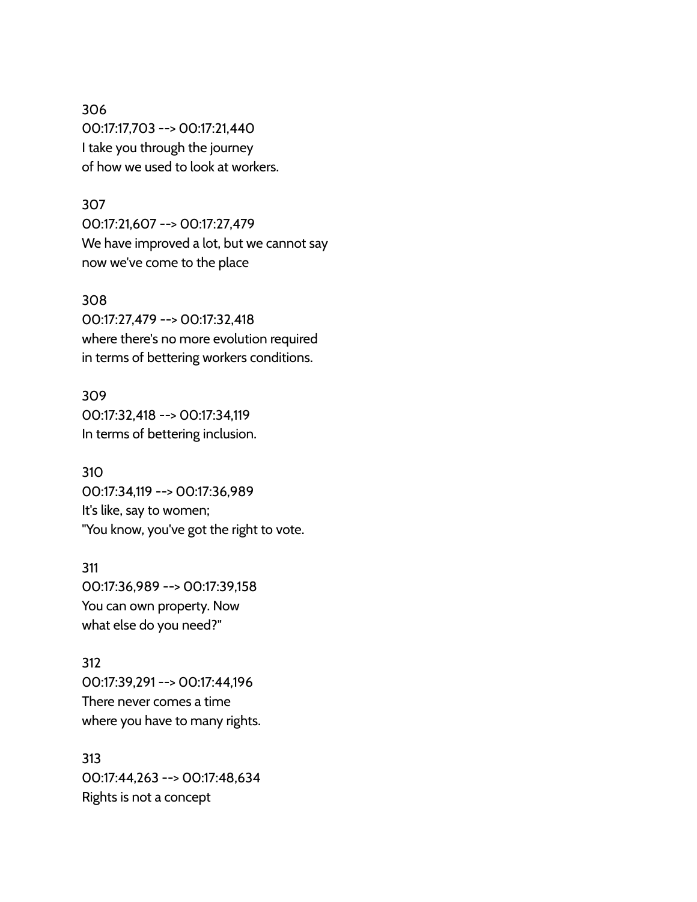306
00:17:17,703 --> 00:17:21,440
I take you through the journey
of how we used to look at workers.

307
00:17:21,607 --> 00:17:27,479
We have improved a lot, but we cannot say
now we've come to the place

308
00:17:27,479 --> 00:17:32,418
where there's no more evolution required
in terms of bettering workers conditions.

309
00:17:32,418 --> 00:17:34,119
In terms of bettering inclusion.

310
00:17:34,119 --> 00:17:36,989
It's like, say to women;
"You know, you've got the right to vote.

311
00:17:36,989 --> 00:17:39,158
You can own property. Now
what else do you need?"

312
00:17:39,291 --> 00:17:44,196
There never comes a time
where you have to many rights.

313
00:17:44,263 --> 00:17:48,634
Rights is not a concept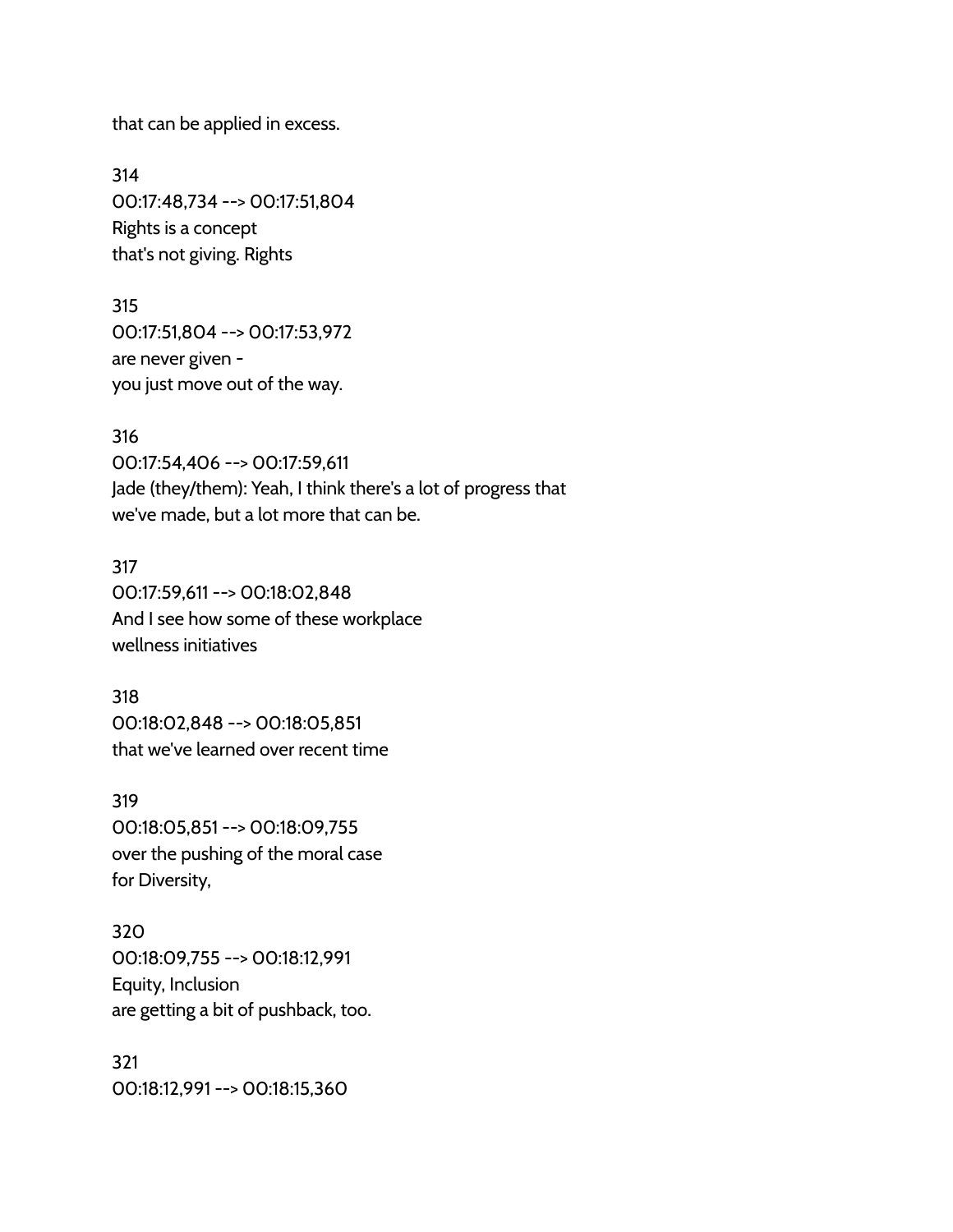that can be applied in excess.

314
00:17:48,734 --> 00:17:51,804
Rights is a concept
that's not giving. Rights

315
00:17:51,804 --> 00:17:53,972
are never given -
you just move out of the way.

316
00:17:54,406 --> 00:17:59,611
Jade (they/them): Yeah, I think there's a lot of progress that
we've made, but a lot more that can be.

317
00:17:59,611 --> 00:18:02,848
And I see how some of these workplace
wellness initiatives

318
00:18:02,848 --> 00:18:05,851
that we've learned over recent time

319
00:18:05,851 --> 00:18:09,755
over the pushing of the moral case
for Diversity,

320
00:18:09,755 --> 00:18:12,991
Equity, Inclusion
are getting a bit of pushback, too.

321
00:18:12,991 --> 00:18:15,360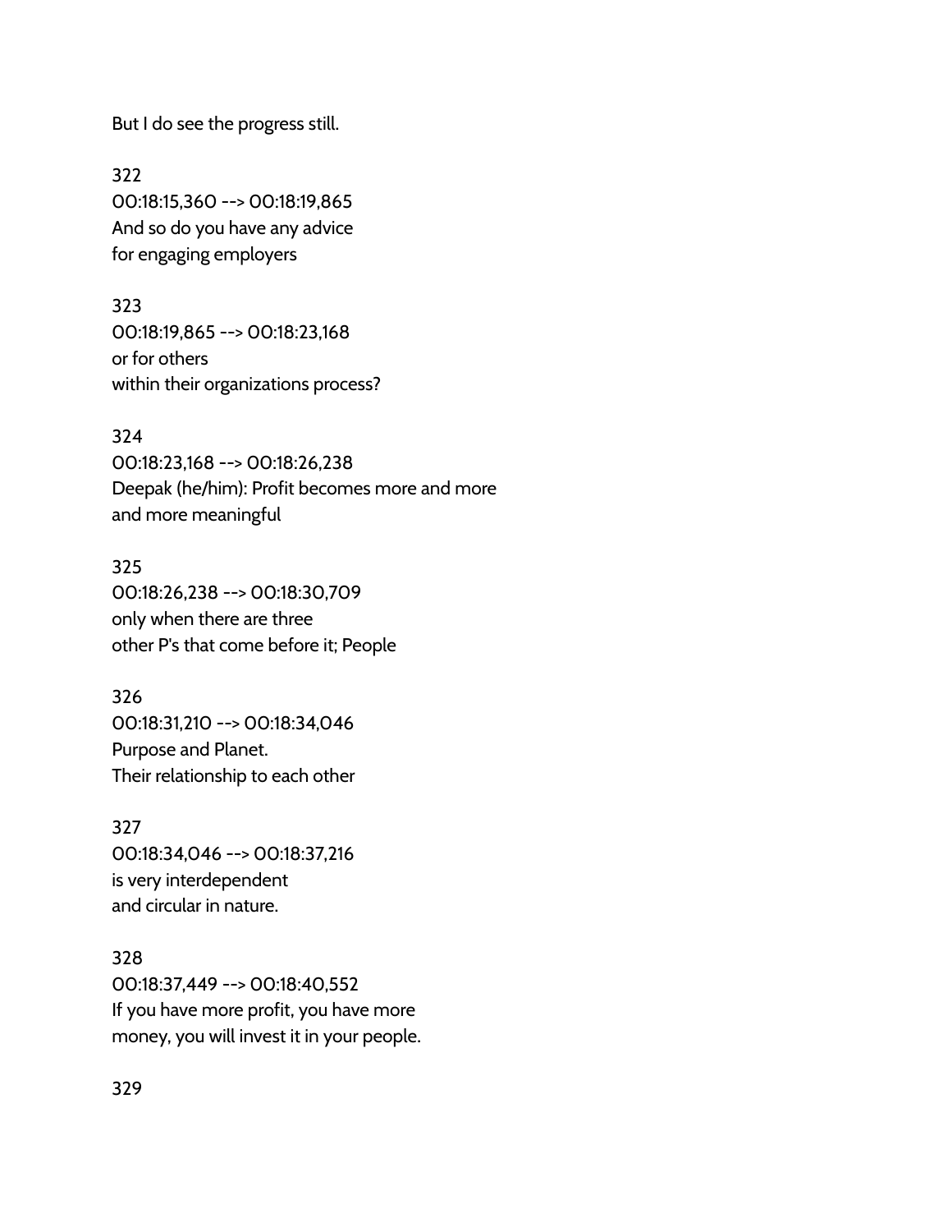But I do see the progress still.

322
00:18:15,360 --> 00:18:19,865
And so do you have any advice
for engaging employers

323
00:18:19,865 --> 00:18:23,168
or for others
within their organizations process?

324
00:18:23,168 --> 00:18:26,238
Deepak (he/him): Profit becomes more and more
and more meaningful

325
00:18:26,238 --> 00:18:30,709
only when there are three
other P's that come before it; People

326
00:18:31,210 --> 00:18:34,046
Purpose and Planet.
Their relationship to each other

327
00:18:34,046 --> 00:18:37,216
is very interdependent
and circular in nature.

328
00:18:37,449 --> 00:18:40,552
If you have more profit, you have more
money, you will invest it in your people.

329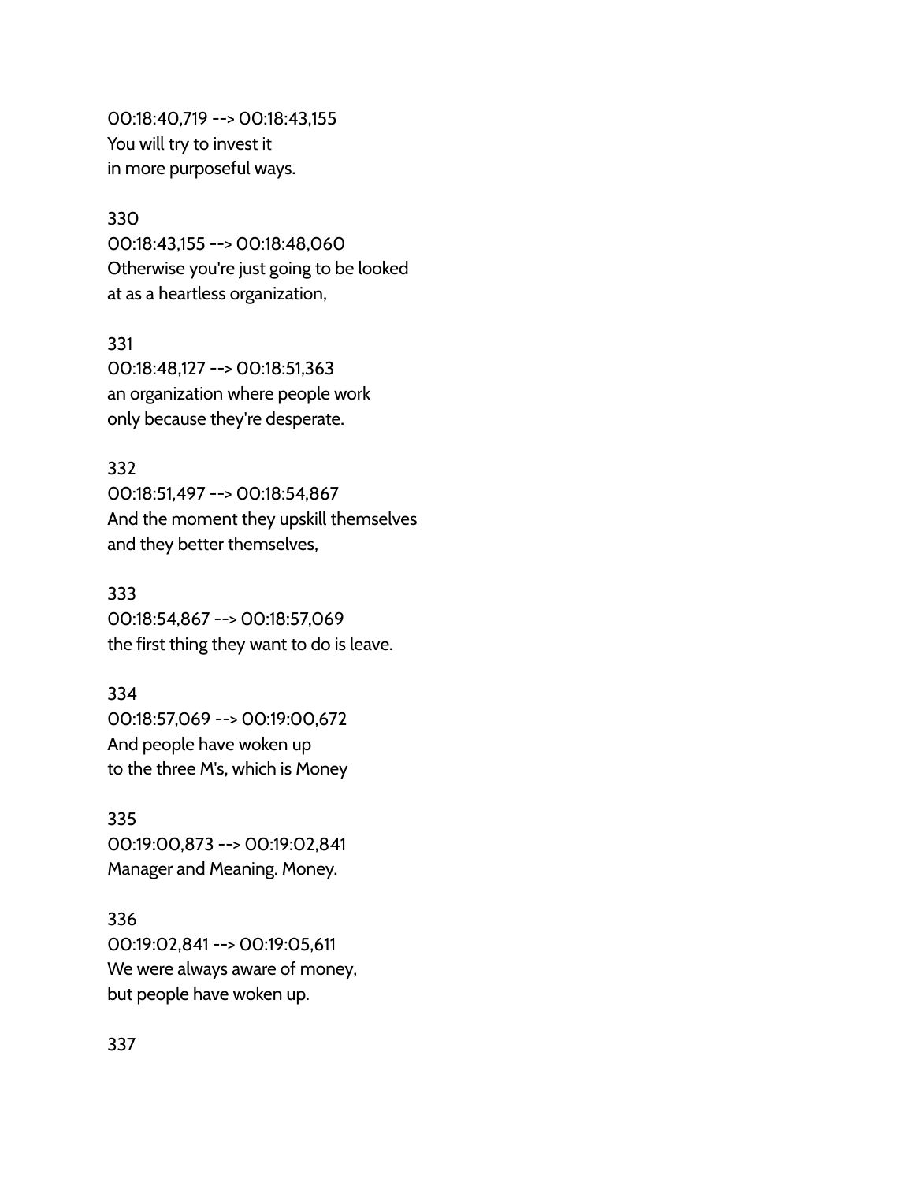00:18:40,719 --> 00:18:43,155
You will try to invest it
in more purposeful ways.

330
00:18:43,155 --> 00:18:48,060
Otherwise you're just going to be looked
at as a heartless organization,

331
00:18:48,127 --> 00:18:51,363
an organization where people work
only because they're desperate.

332
00:18:51,497 --> 00:18:54,867
And the moment they upskill themselves
and they better themselves,

333
00:18:54,867 --> 00:18:57,069
the first thing they want to do is leave.

334
00:18:57,069 --> 00:19:00,672
And people have woken up
to the three M's, which is Money

335
00:19:00,873 --> 00:19:02,841
Manager and Meaning. Money.

336
00:19:02,841 --> 00:19:05,611
We were always aware of money,
but people have woken up.

337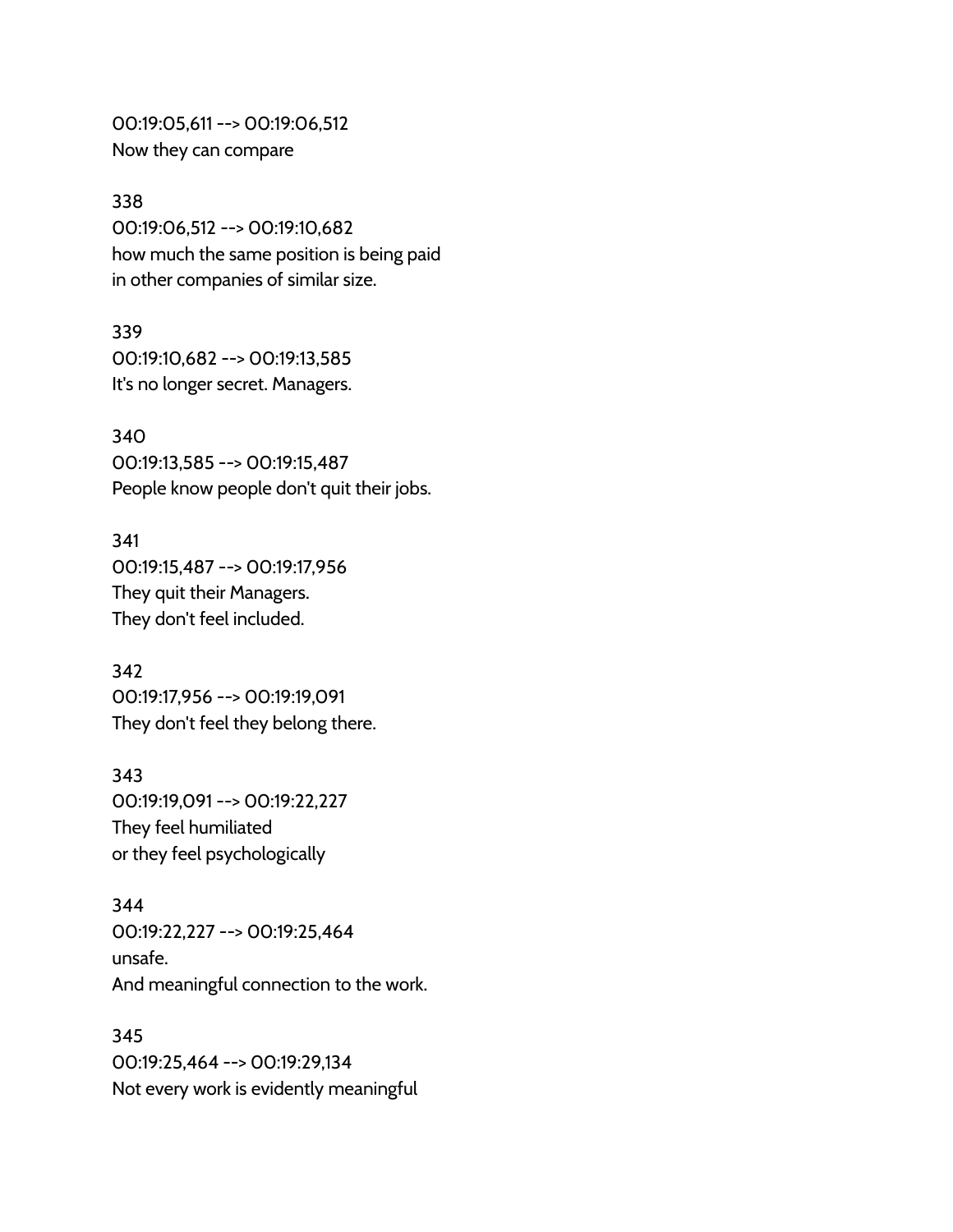00:19:05,611 --> 00:19:06,512
Now they can compare

338
00:19:06,512 --> 00:19:10,682
how much the same position is being paid
in other companies of similar size.

339
00:19:10,682 --> 00:19:13,585
It's no longer secret. Managers.

340
00:19:13,585 --> 00:19:15,487
People know people don't quit their jobs.

341
00:19:15,487 --> 00:19:17,956
They quit their Managers.
They don't feel included.

342
00:19:17,956 --> 00:19:19,091
They don't feel they belong there.

343
00:19:19,091 --> 00:19:22,227
They feel humiliated
or they feel psychologically

344
00:19:22,227 --> 00:19:25,464
unsafe.
And meaningful connection to the work.

345
00:19:25,464 --> 00:19:29,134
Not every work is evidently meaningful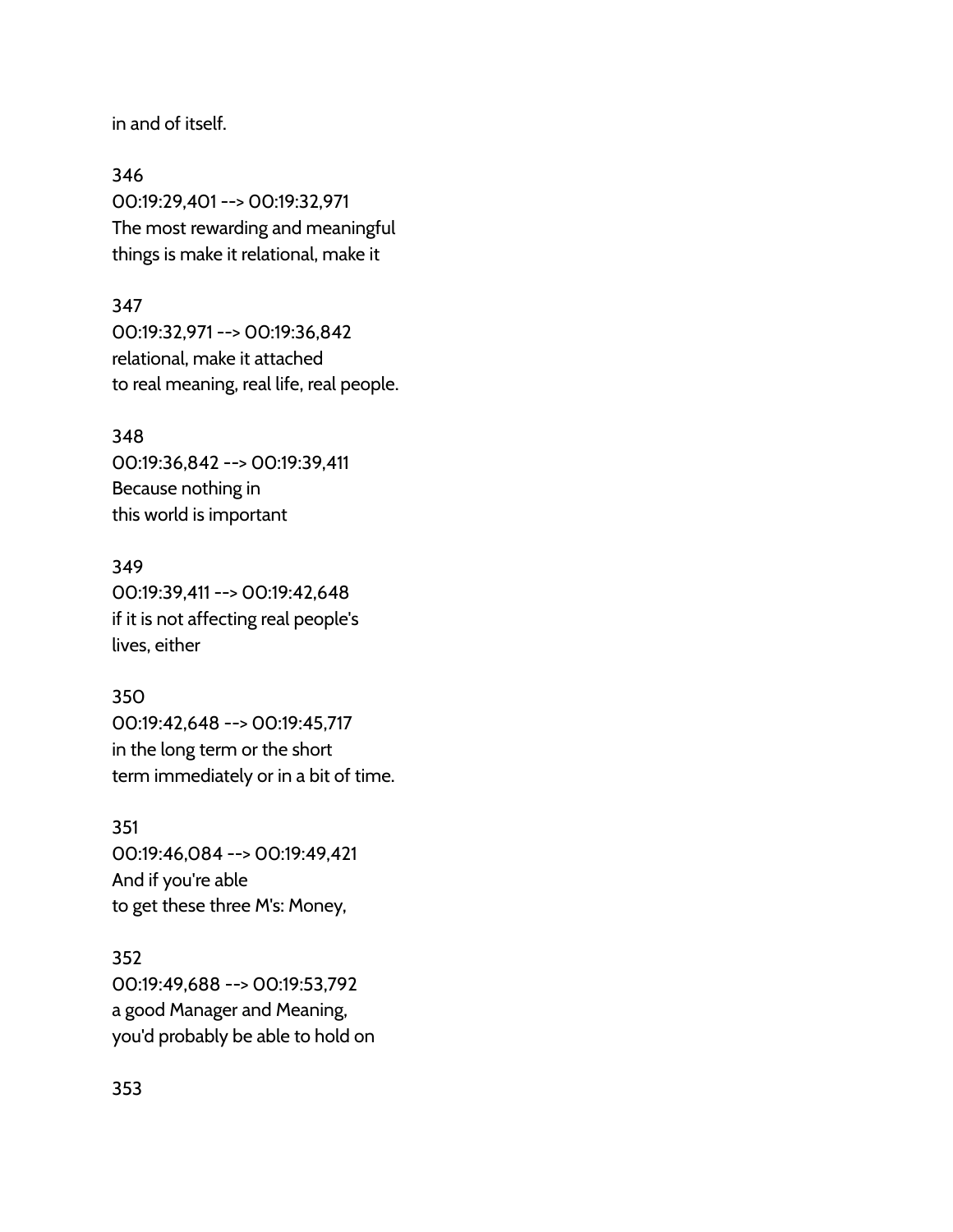in and of itself.

346
00:19:29,401 --> 00:19:32,971
The most rewarding and meaningful
things is make it relational, make it

347
00:19:32,971 --> 00:19:36,842
relational, make it attached
to real meaning, real life, real people.

348
00:19:36,842 --> 00:19:39,411
Because nothing in
this world is important

349
00:19:39,411 --> 00:19:42,648
if it is not affecting real people's
lives, either

350
00:19:42,648 --> 00:19:45,717
in the long term or the short
term immediately or in a bit of time.

351
00:19:46,084 --> 00:19:49,421
And if you're able
to get these three M's: Money,

352
00:19:49,688 --> 00:19:53,792
a good Manager and Meaning,
you'd probably be able to hold on

353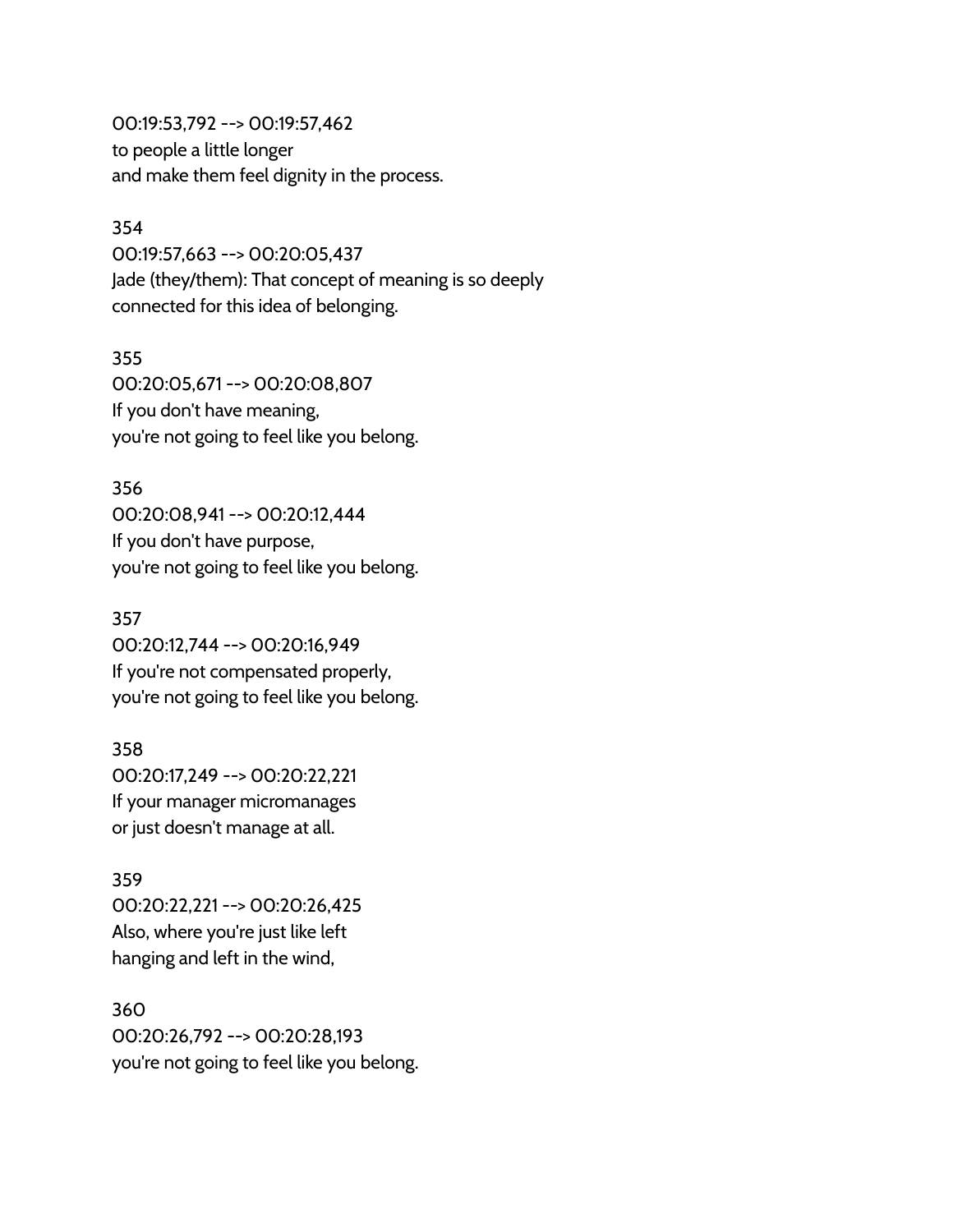00:19:53,792 --> 00:19:57,462
to people a little longer
and make them feel dignity in the process.

354
00:19:57,663 --> 00:20:05,437
Jade (they/them): That concept of meaning is so deeply
connected for this idea of belonging.

355
00:20:05,671 --> 00:20:08,807
If you don't have meaning,
you're not going to feel like you belong.

356
00:20:08,941 --> 00:20:12,444
If you don't have purpose,
you're not going to feel like you belong.

357
00:20:12,744 --> 00:20:16,949
If you're not compensated properly,
you're not going to feel like you belong.

358
00:20:17,249 --> 00:20:22,221
If your manager micromanages
or just doesn't manage at all.

359
00:20:22,221 --> 00:20:26,425
Also, where you're just like left
hanging and left in the wind,

360
00:20:26,792 --> 00:20:28,193
you're not going to feel like you belong.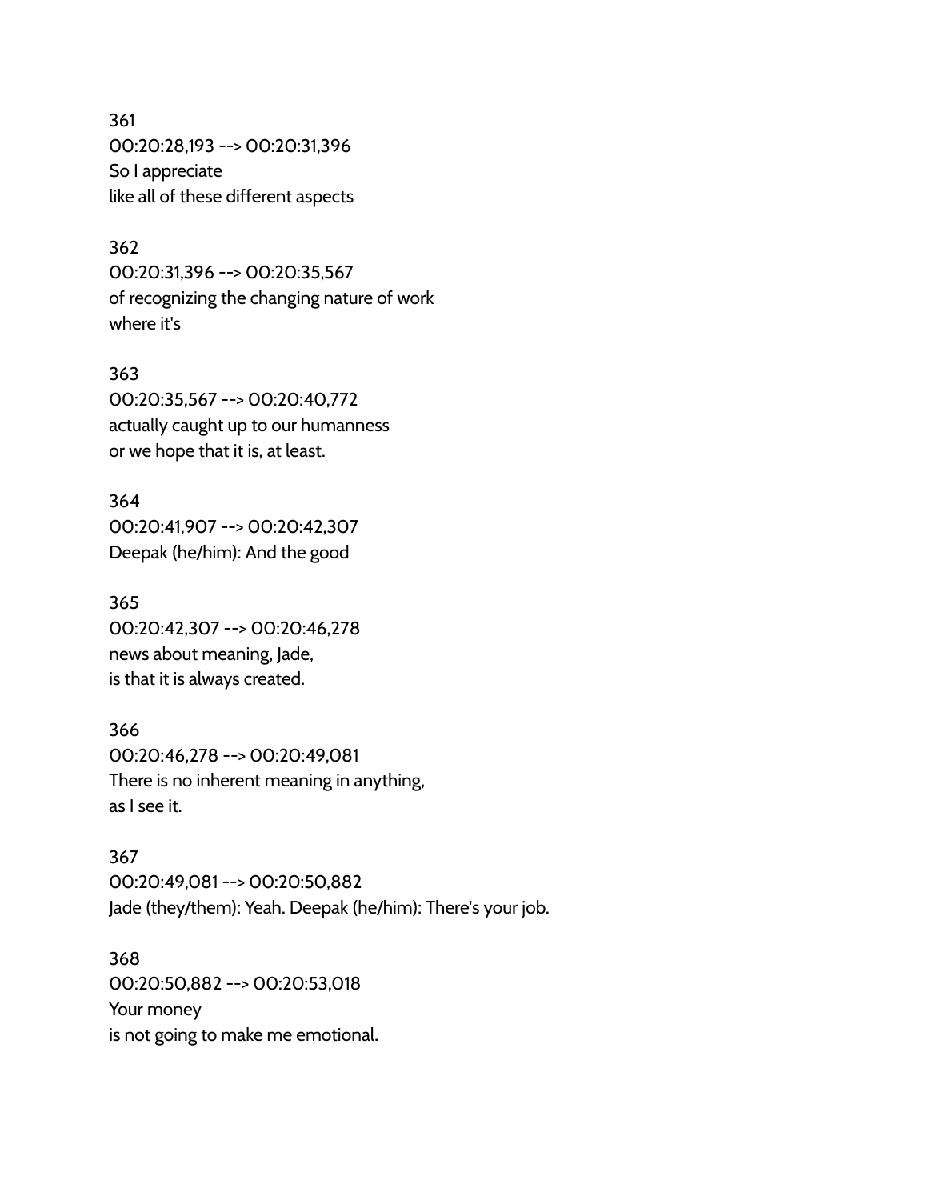361
00:20:28,193 --> 00:20:31,396
So I appreciate
like all of these different aspects

362
00:20:31,396 --> 00:20:35,567
of recognizing the changing nature of work
where it's

363
00:20:35,567 --> 00:20:40,772
actually caught up to our humanness
or we hope that it is, at least.

364
00:20:41,907 --> 00:20:42,307
Deepak (he/him): And the good

365
00:20:42,307 --> 00:20:46,278
news about meaning, Jade,
is that it is always created.

366
00:20:46,278 --> 00:20:49,081
There is no inherent meaning in anything,
as I see it.

367
00:20:49,081 --> 00:20:50,882
Jade (they/them): Yeah. Deepak (he/him): There's your job.

368
00:20:50,882 --> 00:20:53,018
Your money
is not going to make me emotional.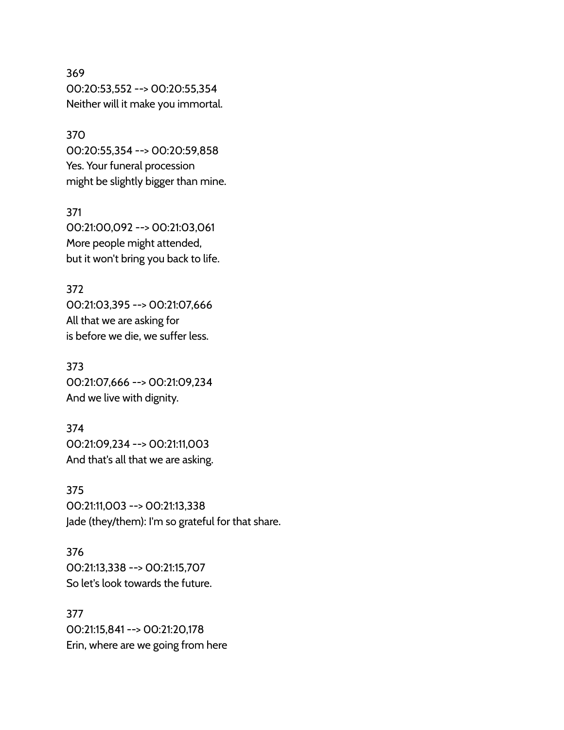369
00:20:53,552 --> 00:20:55,354
Neither will it make you immortal.

370
00:20:55,354 --> 00:20:59,858
Yes. Your funeral procession
might be slightly bigger than mine.

371
00:21:00,092 --> 00:21:03,061
More people might attended,
but it won't bring you back to life.

372
00:21:03,395 --> 00:21:07,666
All that we are asking for
is before we die, we suffer less.

373
00:21:07,666 --> 00:21:09,234
And we live with dignity.

374
00:21:09,234 --> 00:21:11,003
And that's all that we are asking.

375
00:21:11,003 --> 00:21:13,338
Jade (they/them): I'm so grateful for that share.

376
00:21:13,338 --> 00:21:15,707
So let's look towards the future.

377
00:21:15,841 --> 00:21:20,178
Erin, where are we going from here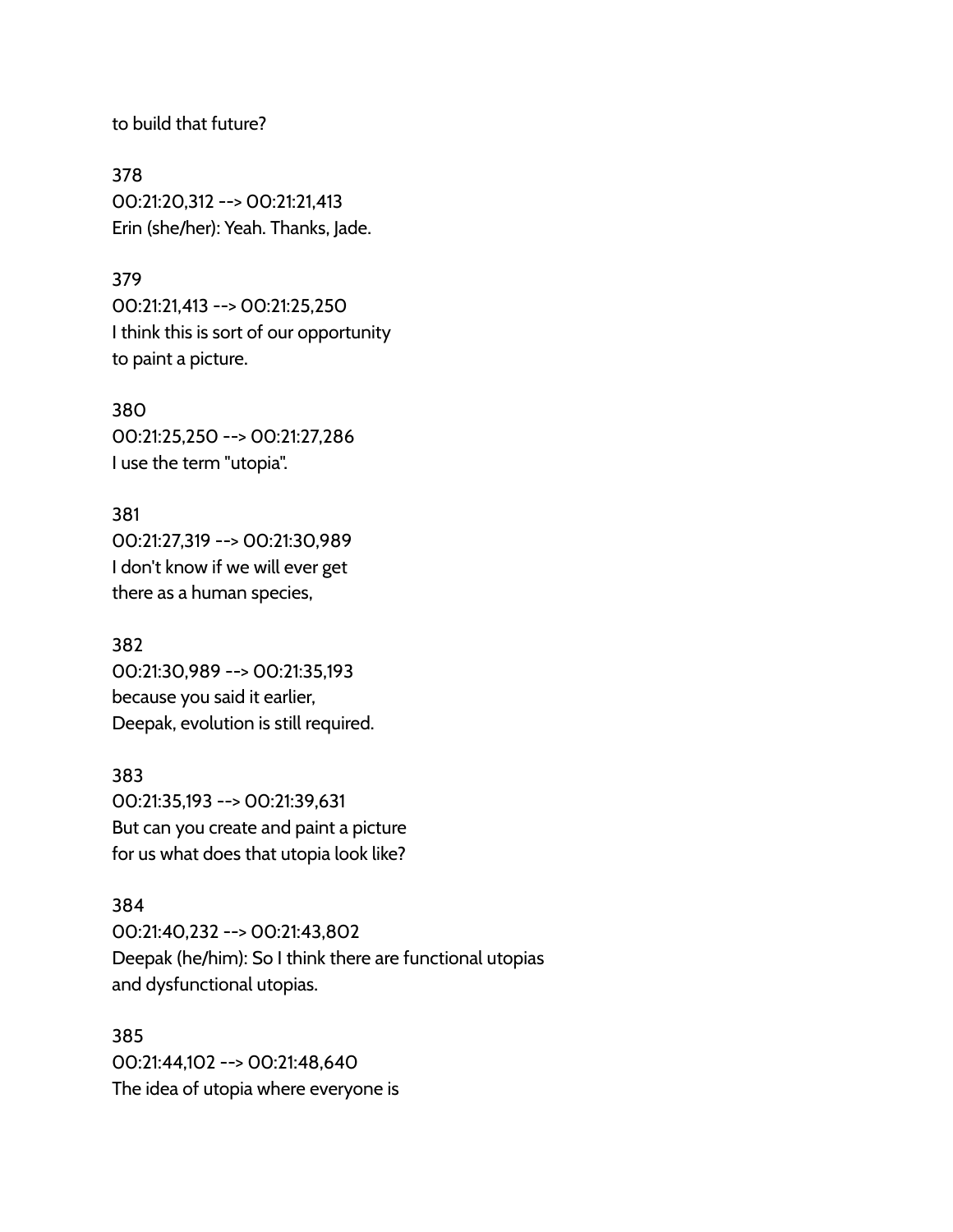to build that future?

378
00:21:20,312 --> 00:21:21,413
Erin (she/her): Yeah. Thanks, Jade.

379
00:21:21,413 --> 00:21:25,250
I think this is sort of our opportunity
to paint a picture.

380
00:21:25,250 --> 00:21:27,286
I use the term "utopia".

381
00:21:27,319 --> 00:21:30,989
I don't know if we will ever get
there as a human species,

382
00:21:30,989 --> 00:21:35,193
because you said it earlier,
Deepak, evolution is still required.

383
00:21:35,193 --> 00:21:39,631
But can you create and paint a picture
for us what does that utopia look like?

384
00:21:40,232 --> 00:21:43,802
Deepak (he/him): So I think there are functional utopias
and dysfunctional utopias.

385
00:21:44,102 --> 00:21:48,640
The idea of utopia where everyone is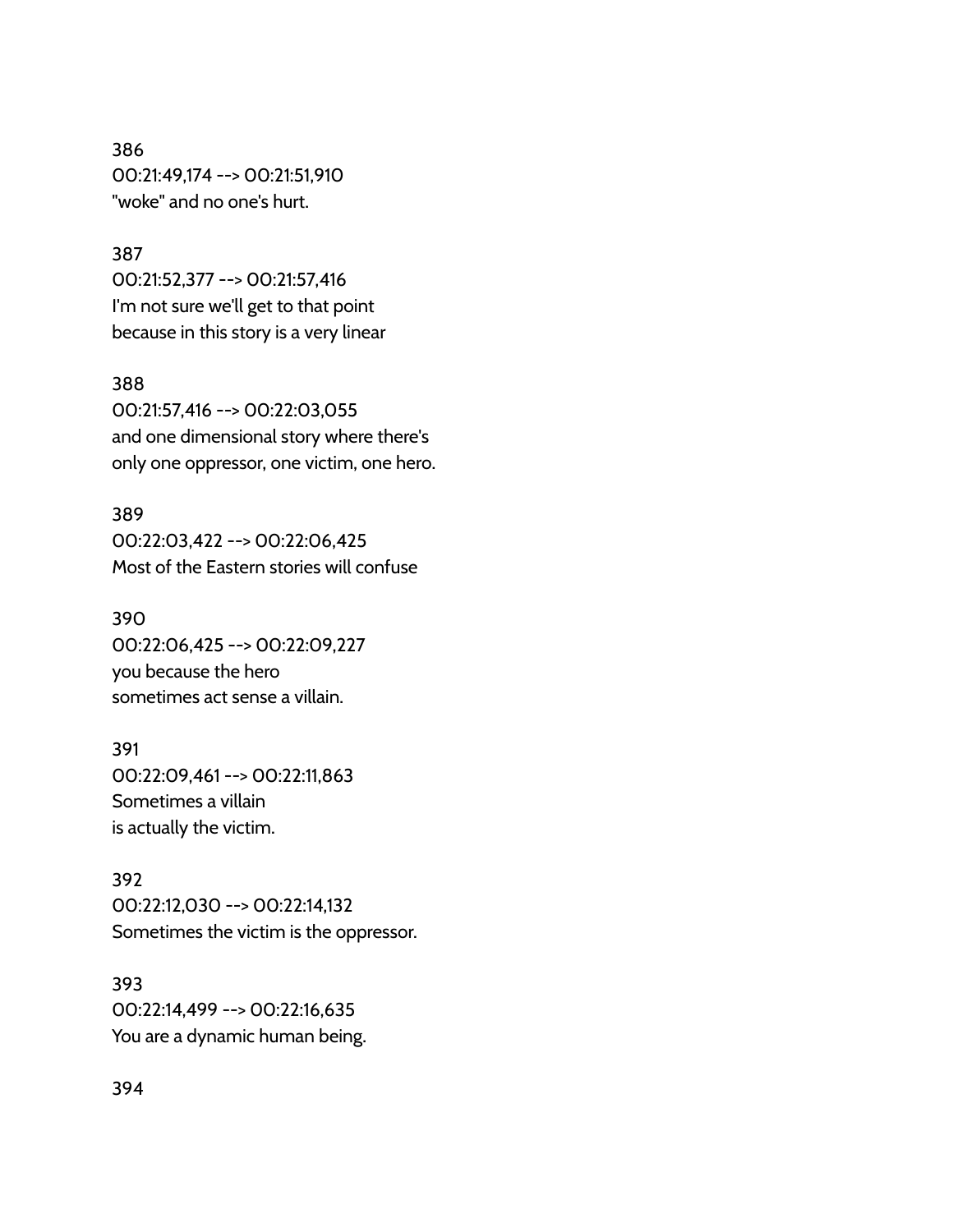386
00:21:49,174 --> 00:21:51,910
"woke" and no one's hurt.

387
00:21:52,377 --> 00:21:57,416
I'm not sure we'll get to that point
because in this story is a very linear

388
00:21:57,416 --> 00:22:03,055
and one dimensional story where there's
only one oppressor, one victim, one hero.

389
00:22:03,422 --> 00:22:06,425
Most of the Eastern stories will confuse

390
00:22:06,425 --> 00:22:09,227
you because the hero
sometimes act sense a villain.

391
00:22:09,461 --> 00:22:11,863
Sometimes a villain
is actually the victim.

392
00:22:12,030 --> 00:22:14,132
Sometimes the victim is the oppressor.

393
00:22:14,499 --> 00:22:16,635
You are a dynamic human being.

394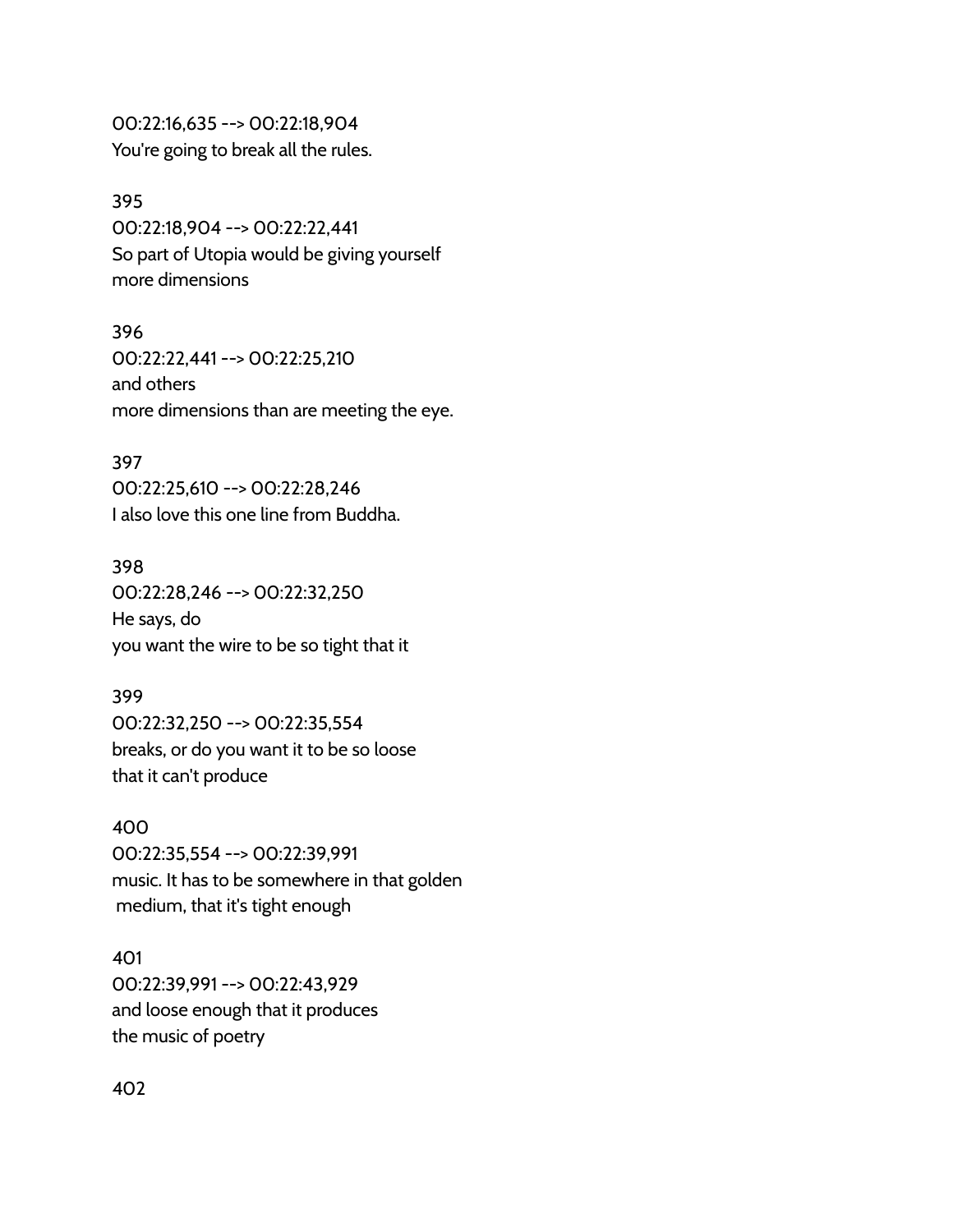00:22:16,635 --> 00:22:18,904
You're going to break all the rules.

395
00:22:18,904 --> 00:22:22,441
So part of Utopia would be giving yourself
more dimensions

396
00:22:22,441 --> 00:22:25,210
and others
more dimensions than are meeting the eye.

397
00:22:25,610 --> 00:22:28,246
I also love this one line from Buddha.

398
00:22:28,246 --> 00:22:32,250
He says, do
you want the wire to be so tight that it

399
00:22:32,250 --> 00:22:35,554
breaks, or do you want it to be so loose
that it can't produce

400
00:22:35,554 --> 00:22:39,991
music. It has to be somewhere in that golden
medium, that it's tight enough

401
00:22:39,991 --> 00:22:43,929
and loose enough that it produces
the music of poetry

402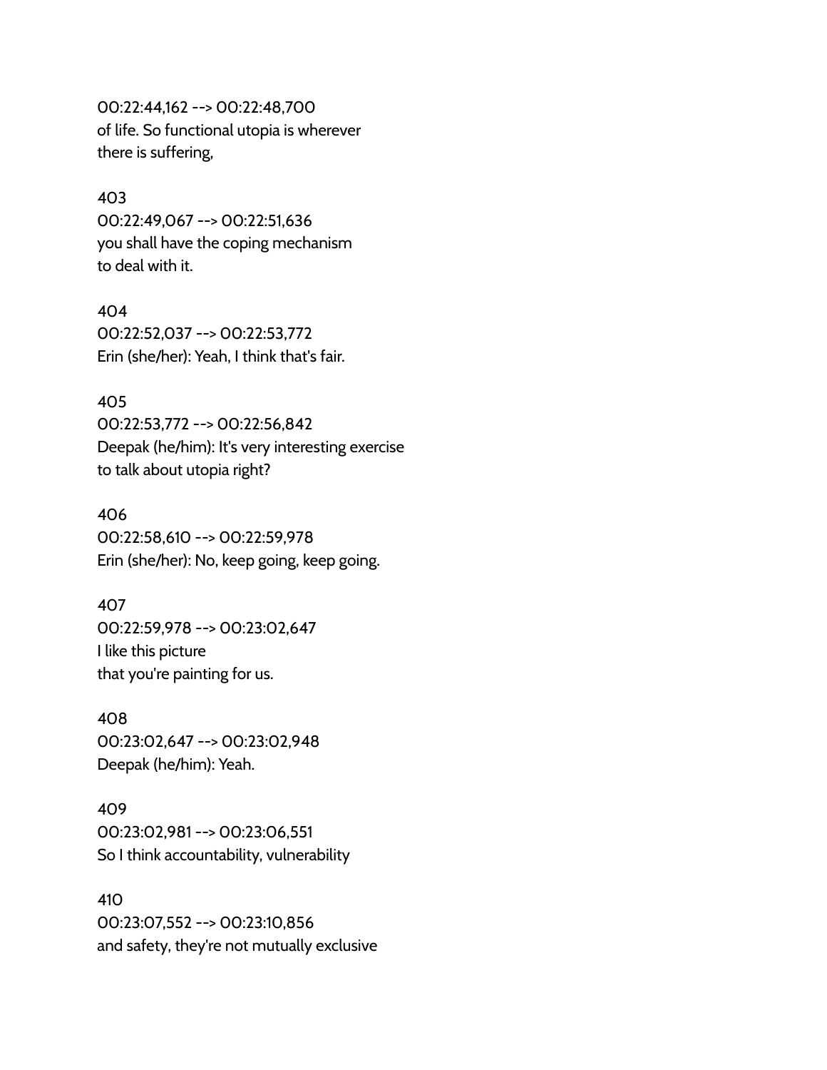00:22:44,162 --> 00:22:48,700
of life. So functional utopia is wherever
there is suffering,

403
00:22:49,067 --> 00:22:51,636
you shall have the coping mechanism
to deal with it.

404
00:22:52,037 --> 00:22:53,772
Erin (she/her): Yeah, I think that's fair.

405
00:22:53,772 --> 00:22:56,842
Deepak (he/him): It's very interesting exercise
to talk about utopia right?

406
00:22:58,610 --> 00:22:59,978
Erin (she/her): No, keep going, keep going.

407
00:22:59,978 --> 00:23:02,647
I like this picture
that you're painting for us.

408
00:23:02,647 --> 00:23:02,948
Deepak (he/him): Yeah.

409
00:23:02,981 --> 00:23:06,551
So I think accountability, vulnerability

410
00:23:07,552 --> 00:23:10,856
and safety, they're not mutually exclusive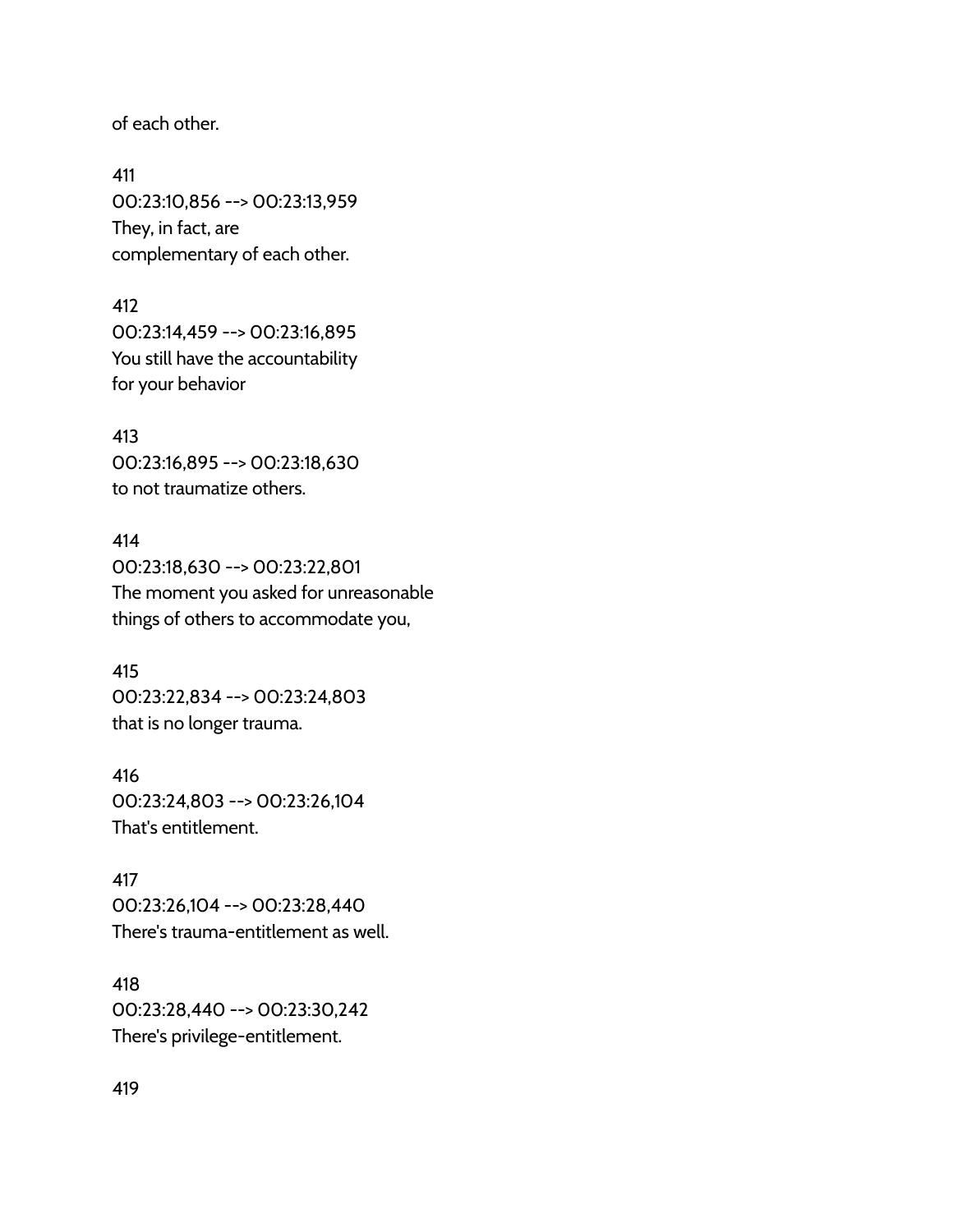of each other.

411
00:23:10,856 --> 00:23:13,959
They, in fact, are
complementary of each other.

412
00:23:14,459 --> 00:23:16,895
You still have the accountability
for your behavior

413
00:23:16,895 --> 00:23:18,630
to not traumatize others.

414
00:23:18,630 --> 00:23:22,801
The moment you asked for unreasonable
things of others to accommodate you,

415
00:23:22,834 --> 00:23:24,803
that is no longer trauma.

416
00:23:24,803 --> 00:23:26,104
That's entitlement.

417
00:23:26,104 --> 00:23:28,440
There's trauma-entitlement as well.

418
00:23:28,440 --> 00:23:30,242
There's privilege-entitlement.

419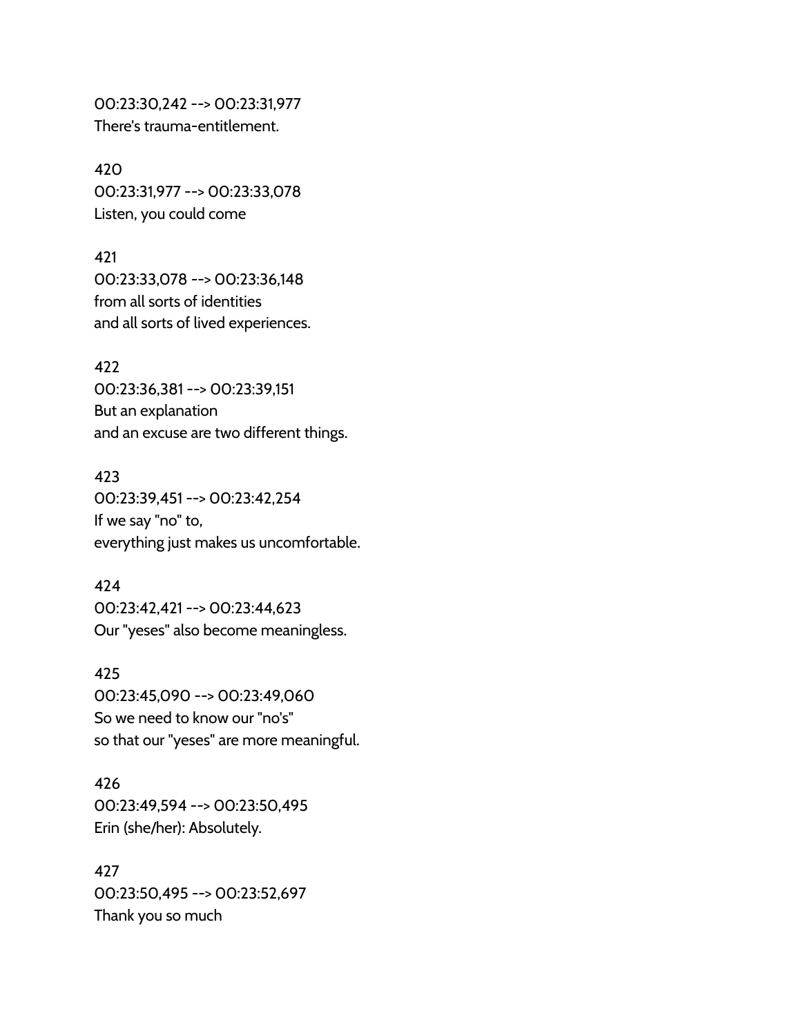00:23:30,242 --> 00:23:31,977
There's trauma-entitlement.

420
00:23:31,977 --> 00:23:33,078
Listen, you could come

421
00:23:33,078 --> 00:23:36,148
from all sorts of identities
and all sorts of lived experiences.

422
00:23:36,381 --> 00:23:39,151
But an explanation
and an excuse are two different things.

423
00:23:39,451 --> 00:23:42,254
If we say "no" to,
everything just makes us uncomfortable.

424
00:23:42,421 --> 00:23:44,623
Our "yeses" also become meaningless.

425
00:23:45,090 --> 00:23:49,060
So we need to know our "no's"
so that our "yeses" are more meaningful.

426
00:23:49,594 --> 00:23:50,495
Erin (she/her): Absolutely.

427
00:23:50,495 --> 00:23:52,697
Thank you so much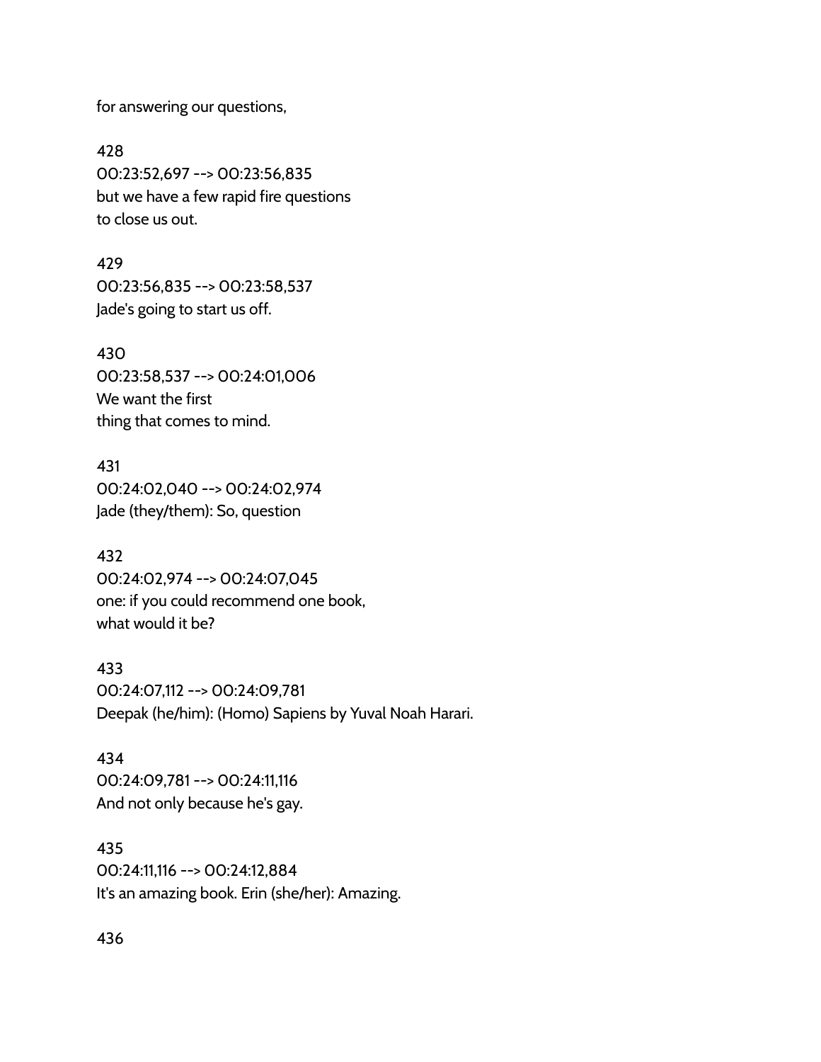for answering our questions,

428
00:23:52,697 --> 00:23:56,835
but we have a few rapid fire questions
to close us out.

429
00:23:56,835 --> 00:23:58,537
Jade's going to start us off.

430
00:23:58,537 --> 00:24:01,006
We want the first
thing that comes to mind.

431
00:24:02,040 --> 00:24:02,974
Jade (they/them): So, question

432
00:24:02,974 --> 00:24:07,045
one: if you could recommend one book,
what would it be?

433
00:24:07,112 --> 00:24:09,781
Deepak (he/him): (Homo) Sapiens by Yuval Noah Harari.

434
00:24:09,781 --> 00:24:11,116
And not only because he's gay.

435
00:24:11,116 --> 00:24:12,884
It's an amazing book. Erin (she/her): Amazing.

436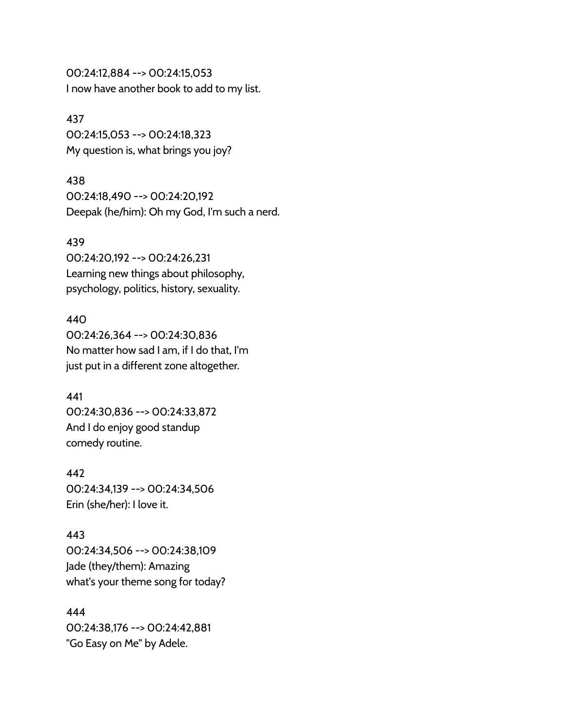00:24:12,884 --> 00:24:15,053
I now have another book to add to my list.

437
00:24:15,053 --> 00:24:18,323
My question is, what brings you joy?

438
00:24:18,490 --> 00:24:20,192
Deepak (he/him): Oh my God, I'm such a nerd.

439
00:24:20,192 --> 00:24:26,231
Learning new things about philosophy,
psychology, politics, history, sexuality.

440
00:24:26,364 --> 00:24:30,836
No matter how sad I am, if I do that, I'm
just put in a different zone altogether.

441
00:24:30,836 --> 00:24:33,872
And I do enjoy good standup
comedy routine.

442
00:24:34,139 --> 00:24:34,506
Erin (she/her): I love it.

443
00:24:34,506 --> 00:24:38,109
Jade (they/them): Amazing
what's your theme song for today?

444
00:24:38,176 --> 00:24:42,881
"Go Easy on Me" by Adele.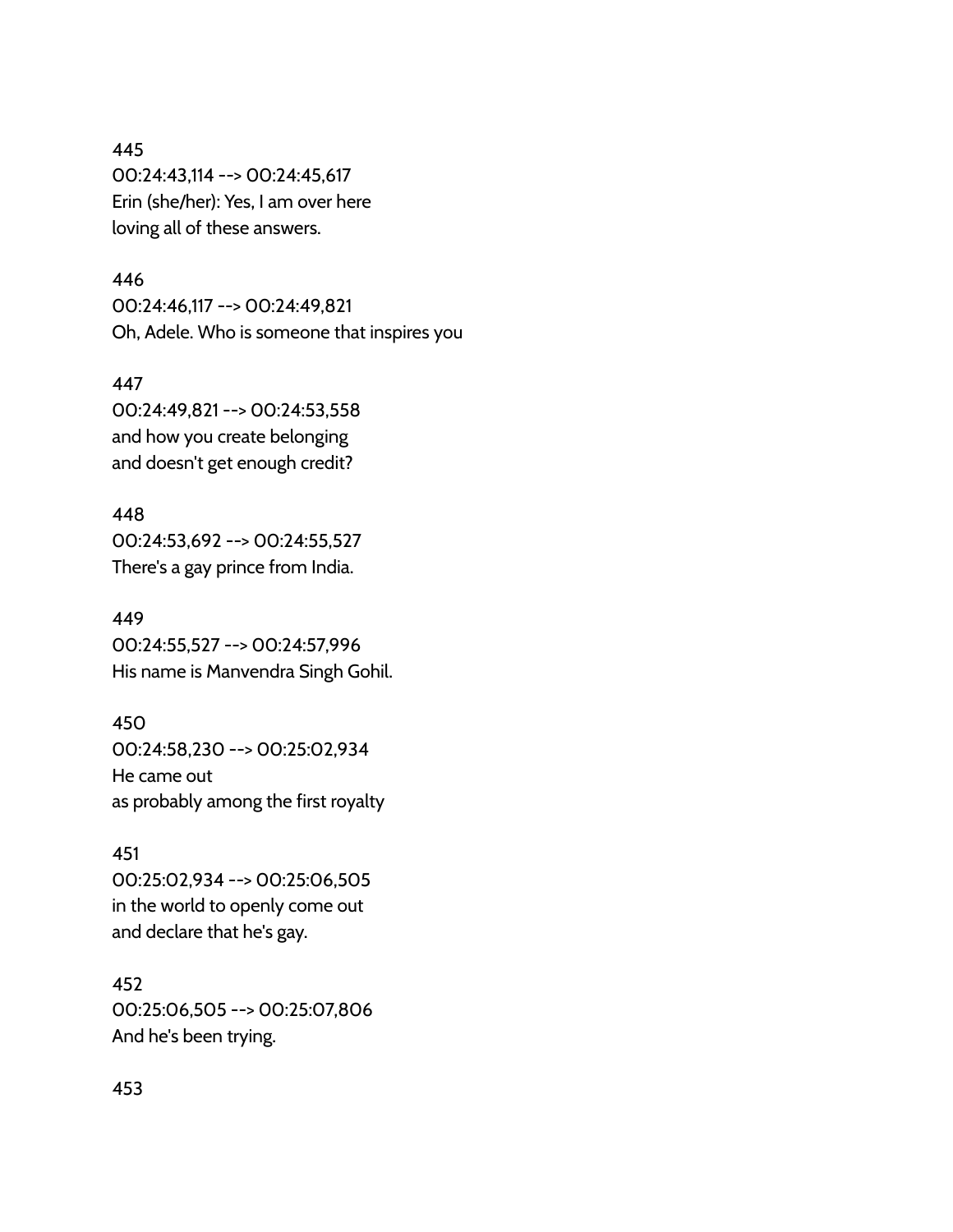445
00:24:43,114 --> 00:24:45,617
Erin (she/her): Yes, I am over here
loving all of these answers.

446
00:24:46,117 --> 00:24:49,821
Oh, Adele. Who is someone that inspires you

447
00:24:49,821 --> 00:24:53,558
and how you create belonging
and doesn't get enough credit?

448
00:24:53,692 --> 00:24:55,527
There's a gay prince from India.

449
00:24:55,527 --> 00:24:57,996
His name is Manvendra Singh Gohil.

450
00:24:58,230 --> 00:25:02,934
He came out
as probably among the first royalty

451
00:25:02,934 --> 00:25:06,505
in the world to openly come out
and declare that he's gay.

452
00:25:06,505 --> 00:25:07,806
And he's been trying.

453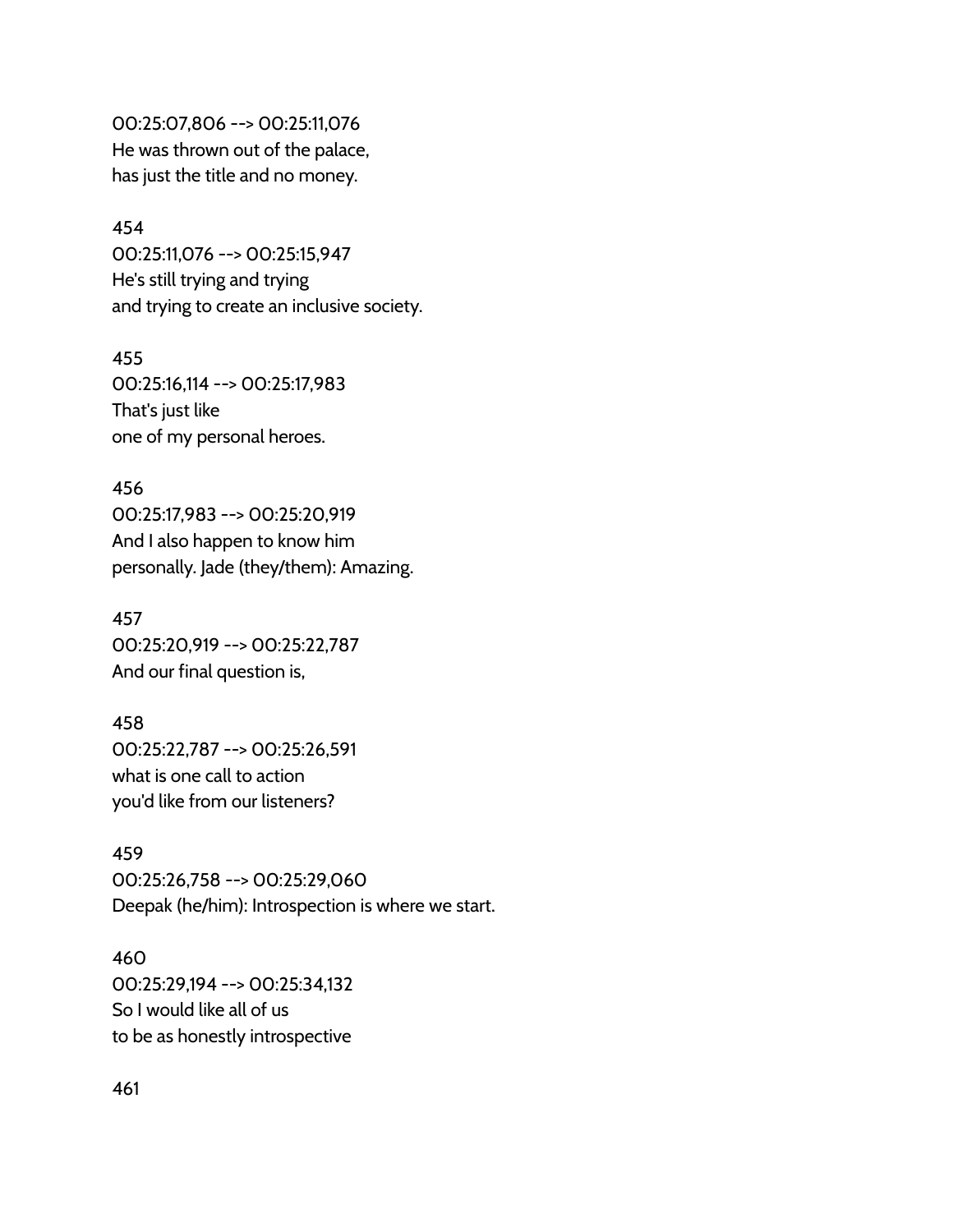00:25:07,806 --> 00:25:11,076
He was thrown out of the palace,
has just the title and no money.

454
00:25:11,076 --> 00:25:15,947
He's still trying and trying
and trying to create an inclusive society.

455
00:25:16,114 --> 00:25:17,983
That's just like
one of my personal heroes.

456
00:25:17,983 --> 00:25:20,919
And I also happen to know him
personally. Jade (they/them): Amazing.

457
00:25:20,919 --> 00:25:22,787
And our final question is,

458
00:25:22,787 --> 00:25:26,591
what is one call to action
you'd like from our listeners?

459
00:25:26,758 --> 00:25:29,060
Deepak (he/him): Introspection is where we start.

460
00:25:29,194 --> 00:25:34,132
So I would like all of us
to be as honestly introspective

461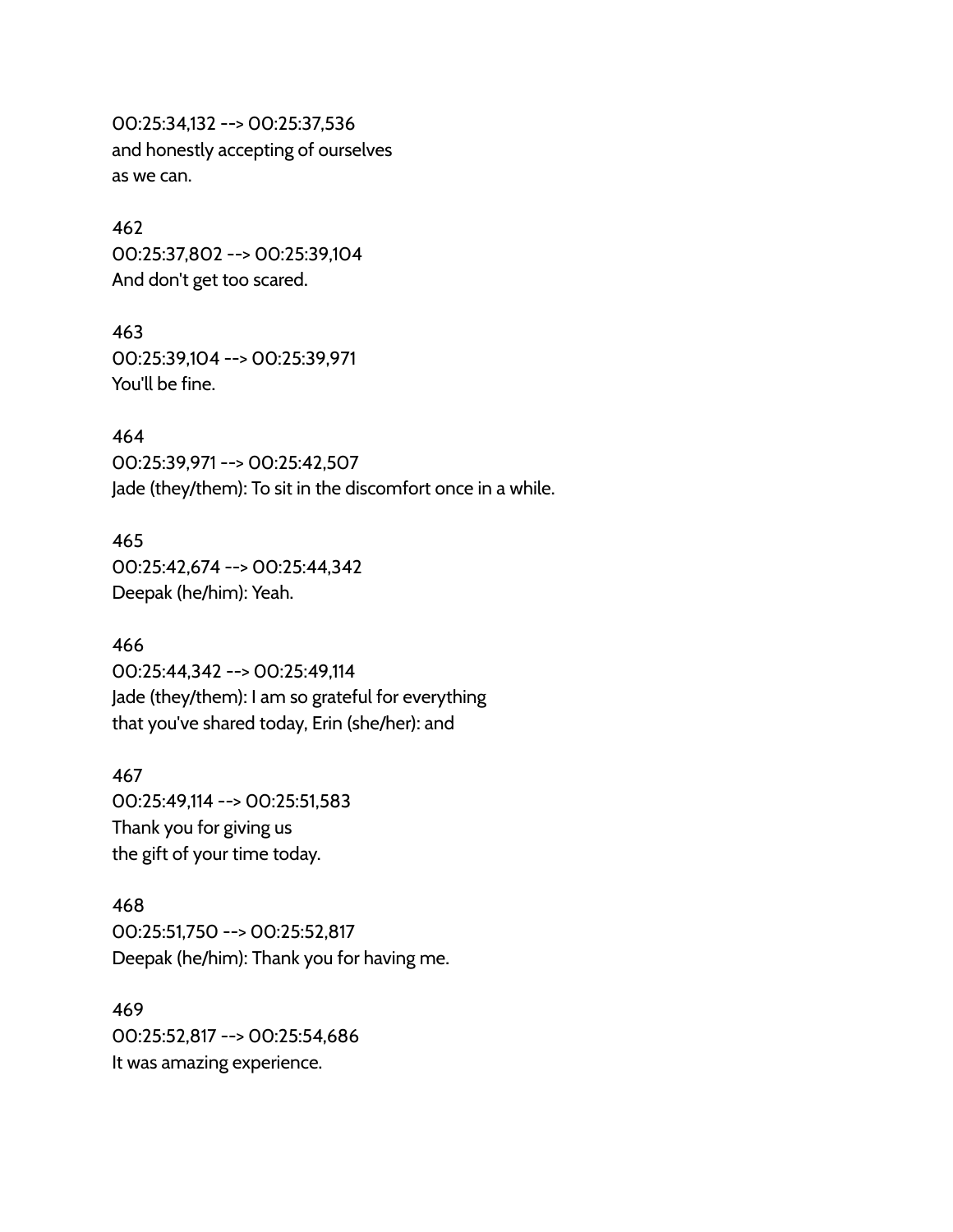00:25:34,132 --> 00:25:37,536
and honestly accepting of ourselves
as we can.

462
00:25:37,802 --> 00:25:39,104
And don't get too scared.

463
00:25:39,104 --> 00:25:39,971
You'll be fine.

464
00:25:39,971 --> 00:25:42,507
Jade (they/them): To sit in the discomfort once in a while.

465
00:25:42,674 --> 00:25:44,342
Deepak (he/him): Yeah.

466
00:25:44,342 --> 00:25:49,114
Jade (they/them): I am so grateful for everything
that you've shared today, Erin (she/her): and

467
00:25:49,114 --> 00:25:51,583
Thank you for giving us
the gift of your time today.

468
00:25:51,750 --> 00:25:52,817
Deepak (he/him): Thank you for having me.

469
00:25:52,817 --> 00:25:54,686
It was amazing experience.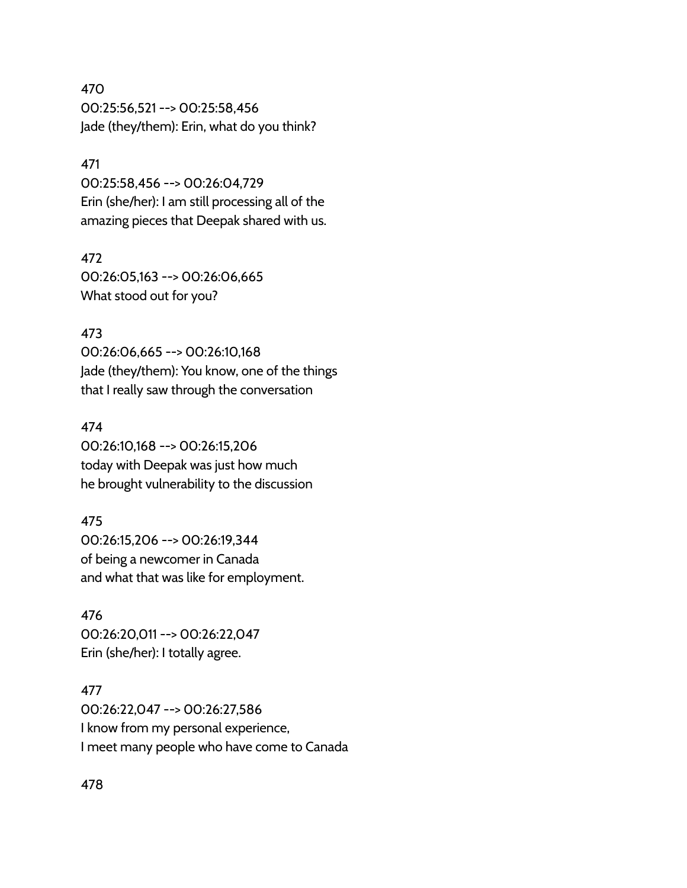470
00:25:56,521 --> 00:25:58,456
Jade (they/them): Erin, what do you think?

471
00:25:58,456 --> 00:26:04,729
Erin (she/her): I am still processing all of the
amazing pieces that Deepak shared with us.

472
00:26:05,163 --> 00:26:06,665
What stood out for you?

473
00:26:06,665 --> 00:26:10,168
Jade (they/them): You know, one of the things
that I really saw through the conversation

474
00:26:10,168 --> 00:26:15,206
today with Deepak was just how much
he brought vulnerability to the discussion

475
00:26:15,206 --> 00:26:19,344
of being a newcomer in Canada
and what that was like for employment.

476
00:26:20,011 --> 00:26:22,047
Erin (she/her): I totally agree.

477
00:26:22,047 --> 00:26:27,586
I know from my personal experience,
I meet many people who have come to Canada

478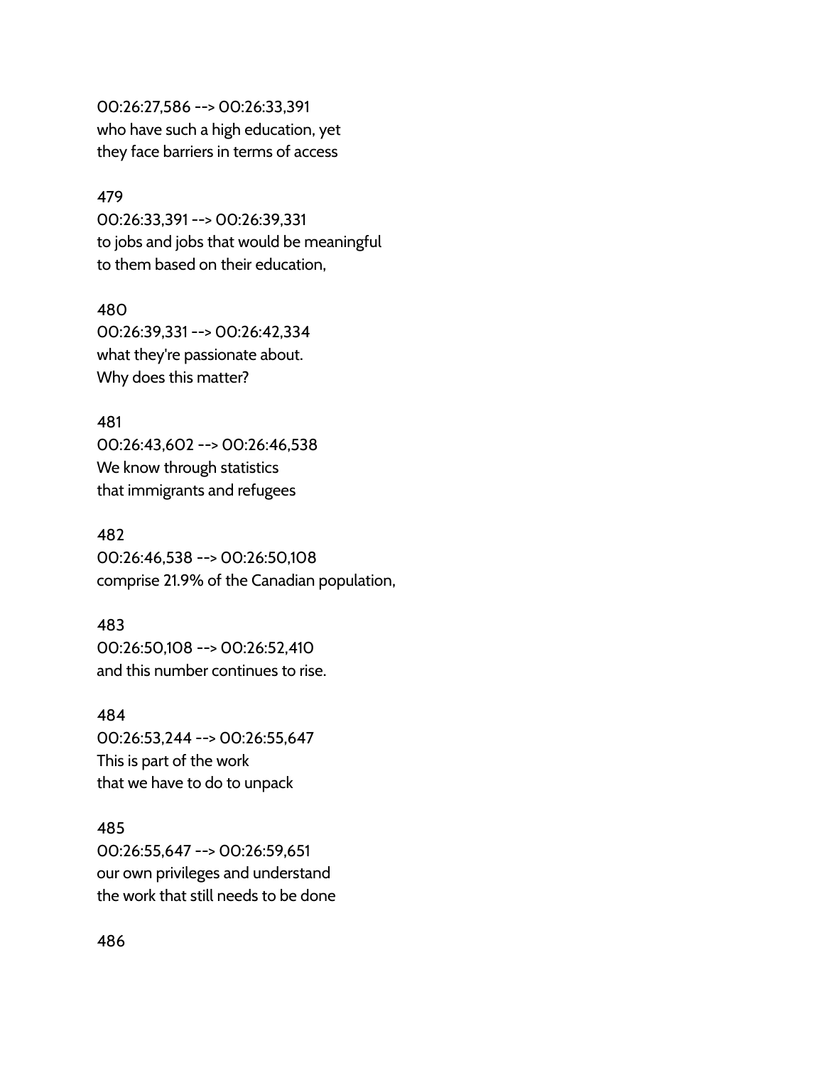00:26:27,586 --> 00:26:33,391
who have such a high education, yet
they face barriers in terms of access

479
00:26:33,391 --> 00:26:39,331
to jobs and jobs that would be meaningful
to them based on their education,

480
00:26:39,331 --> 00:26:42,334
what they're passionate about.
Why does this matter?

481
00:26:43,602 --> 00:26:46,538
We know through statistics
that immigrants and refugees

482
00:26:46,538 --> 00:26:50,108
comprise 21.9% of the Canadian population,

483
00:26:50,108 --> 00:26:52,410
and this number continues to rise.

484
00:26:53,244 --> 00:26:55,647
This is part of the work
that we have to do to unpack

485
00:26:55,647 --> 00:26:59,651
our own privileges and understand
the work that still needs to be done

486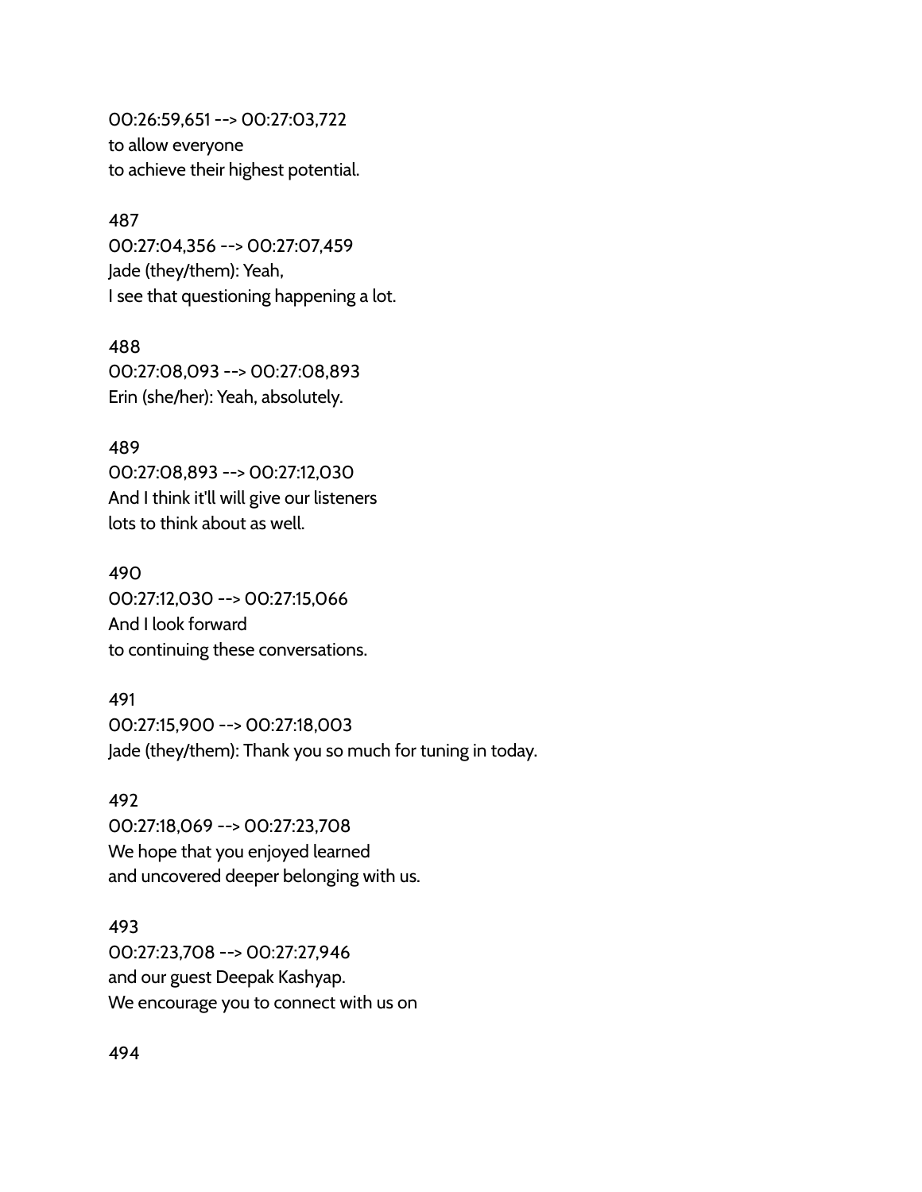00:26:59,651 --> 00:27:03,722
to allow everyone
to achieve their highest potential.

487
00:27:04,356 --> 00:27:07,459
Jade (they/them): Yeah,
I see that questioning happening a lot.

488
00:27:08,093 --> 00:27:08,893
Erin (she/her): Yeah, absolutely.

489
00:27:08,893 --> 00:27:12,030
And I think it'll will give our listeners
lots to think about as well.

490
00:27:12,030 --> 00:27:15,066
And I look forward
to continuing these conversations.

491
00:27:15,900 --> 00:27:18,003
Jade (they/them): Thank you so much for tuning in today.

492
00:27:18,069 --> 00:27:23,708
We hope that you enjoyed learned
and uncovered deeper belonging with us.

493
00:27:23,708 --> 00:27:27,946
and our guest Deepak Kashyap.
We encourage you to connect with us on

494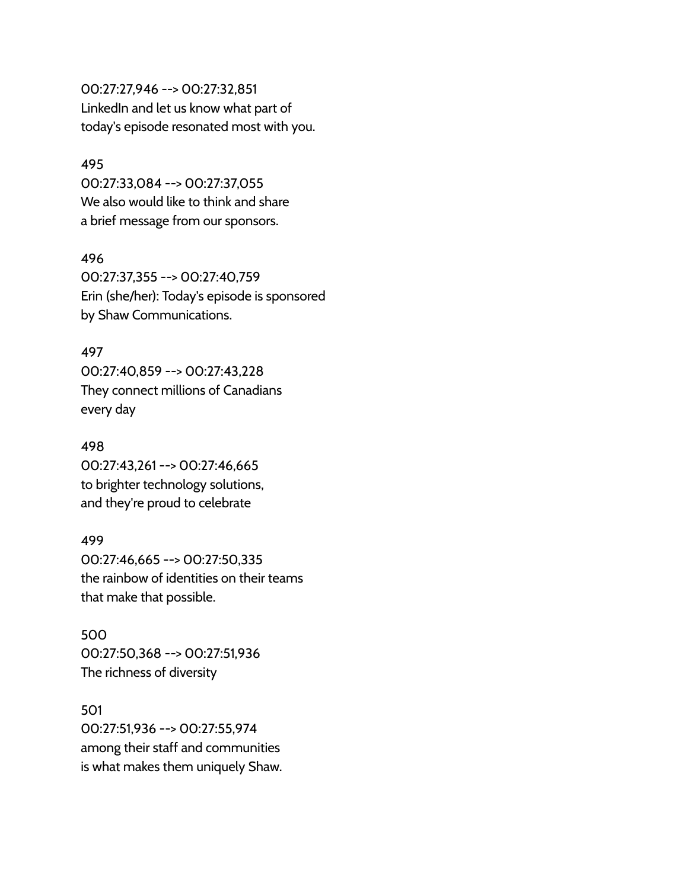00:27:27,946 --> 00:27:32,851
LinkedIn and let us know what part of
today's episode resonated most with you.

495
00:27:33,084 --> 00:27:37,055
We also would like to think and share
a brief message from our sponsors.

496
00:27:37,355 --> 00:27:40,759
Erin (she/her): Today's episode is sponsored
by Shaw Communications.

497
00:27:40,859 --> 00:27:43,228
They connect millions of Canadians
every day

498
00:27:43,261 --> 00:27:46,665
to brighter technology solutions,
and they're proud to celebrate

499
00:27:46,665 --> 00:27:50,335
the rainbow of identities on their teams
that make that possible.

500
00:27:50,368 --> 00:27:51,936
The richness of diversity

501
00:27:51,936 --> 00:27:55,974
among their staff and communities
is what makes them uniquely Shaw.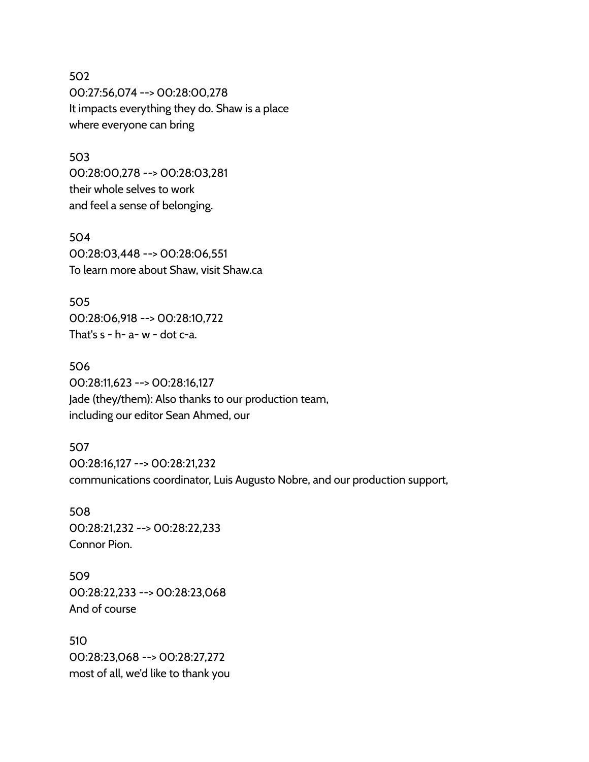502
00:27:56,074 --> 00:28:00,278
It impacts everything they do. Shaw is a place
where everyone can bring

503
00:28:00,278 --> 00:28:03,281
their whole selves to work
and feel a sense of belonging.

504
00:28:03,448 --> 00:28:06,551
To learn more about Shaw, visit Shaw.ca

505
00:28:06,918 --> 00:28:10,722
That's s - h- a- w - dot c-a.

506
00:28:11,623 --> 00:28:16,127
Jade (they/them): Also thanks to our production team,
including our editor Sean Ahmed, our

507
00:28:16,127 --> 00:28:21,232
communications coordinator, Luis Augusto Nobre, and our production support,

508
00:28:21,232 --> 00:28:22,233
Connor Pion.

509
00:28:22,233 --> 00:28:23,068
And of course

510
00:28:23,068 --> 00:28:27,272
most of all, we'd like to thank you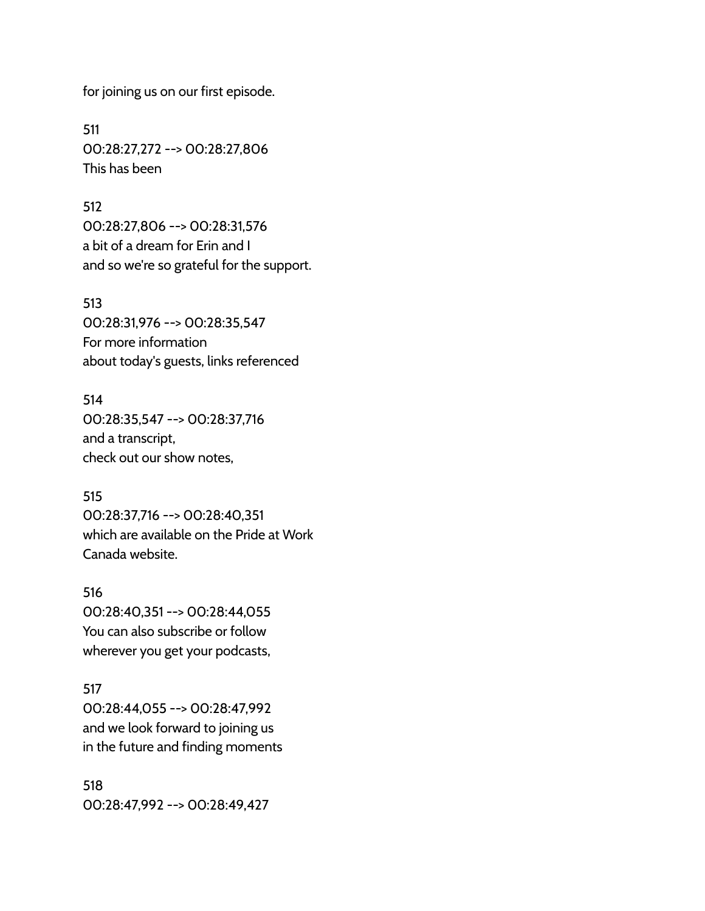for joining us on our first episode.

511
00:28:27,272 --> 00:28:27,806
This has been

512
00:28:27,806 --> 00:28:31,576
a bit of a dream for Erin and I
and so we're so grateful for the support.

513
00:28:31,976 --> 00:28:35,547
For more information
about today's guests, links referenced

514
00:28:35,547 --> 00:28:37,716
and a transcript,
check out our show notes,

515
00:28:37,716 --> 00:28:40,351
which are available on the Pride at Work
Canada website.

516
00:28:40,351 --> 00:28:44,055
You can also subscribe or follow
wherever you get your podcasts,

517
00:28:44,055 --> 00:28:47,992
and we look forward to joining us
in the future and finding moments

518
00:28:47,992 --> 00:28:49,427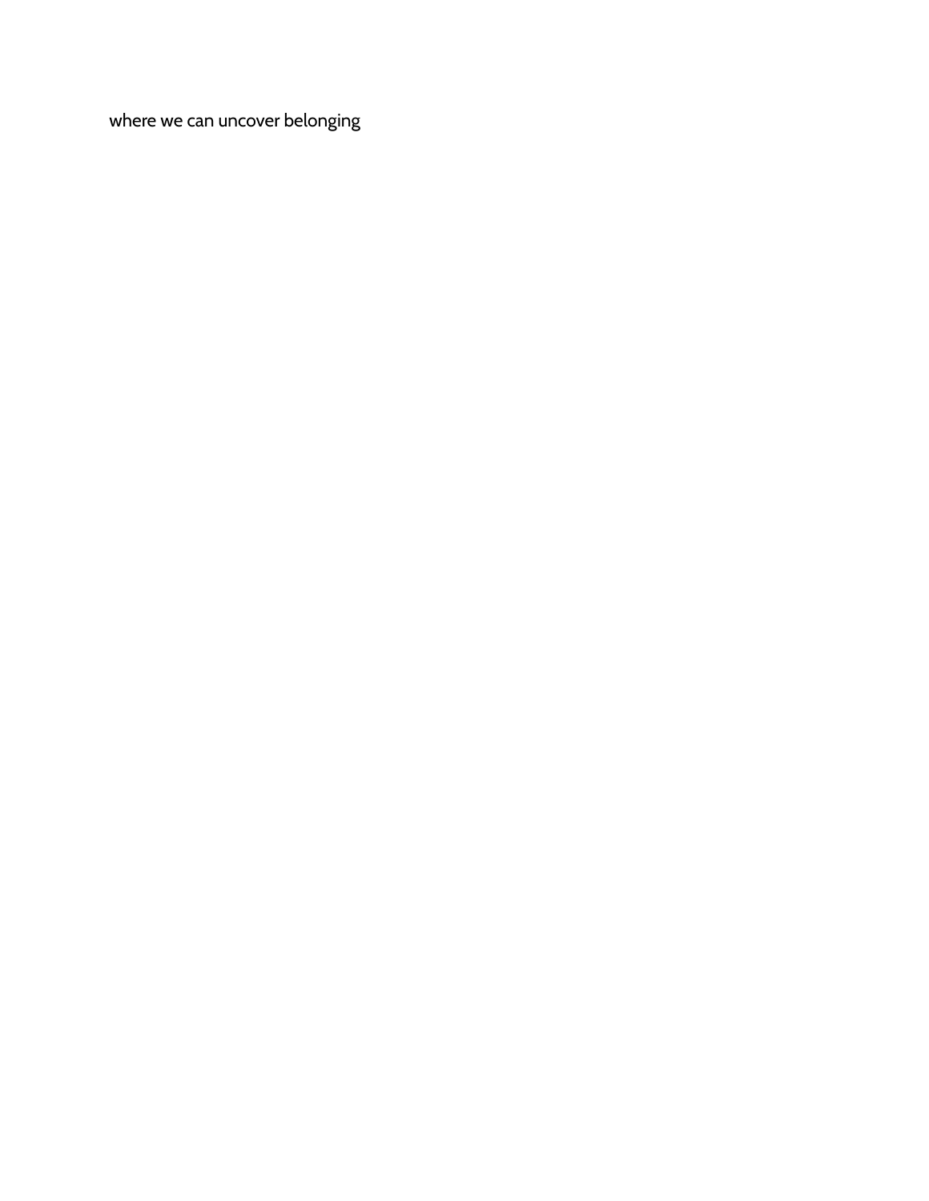where we can uncover belonging